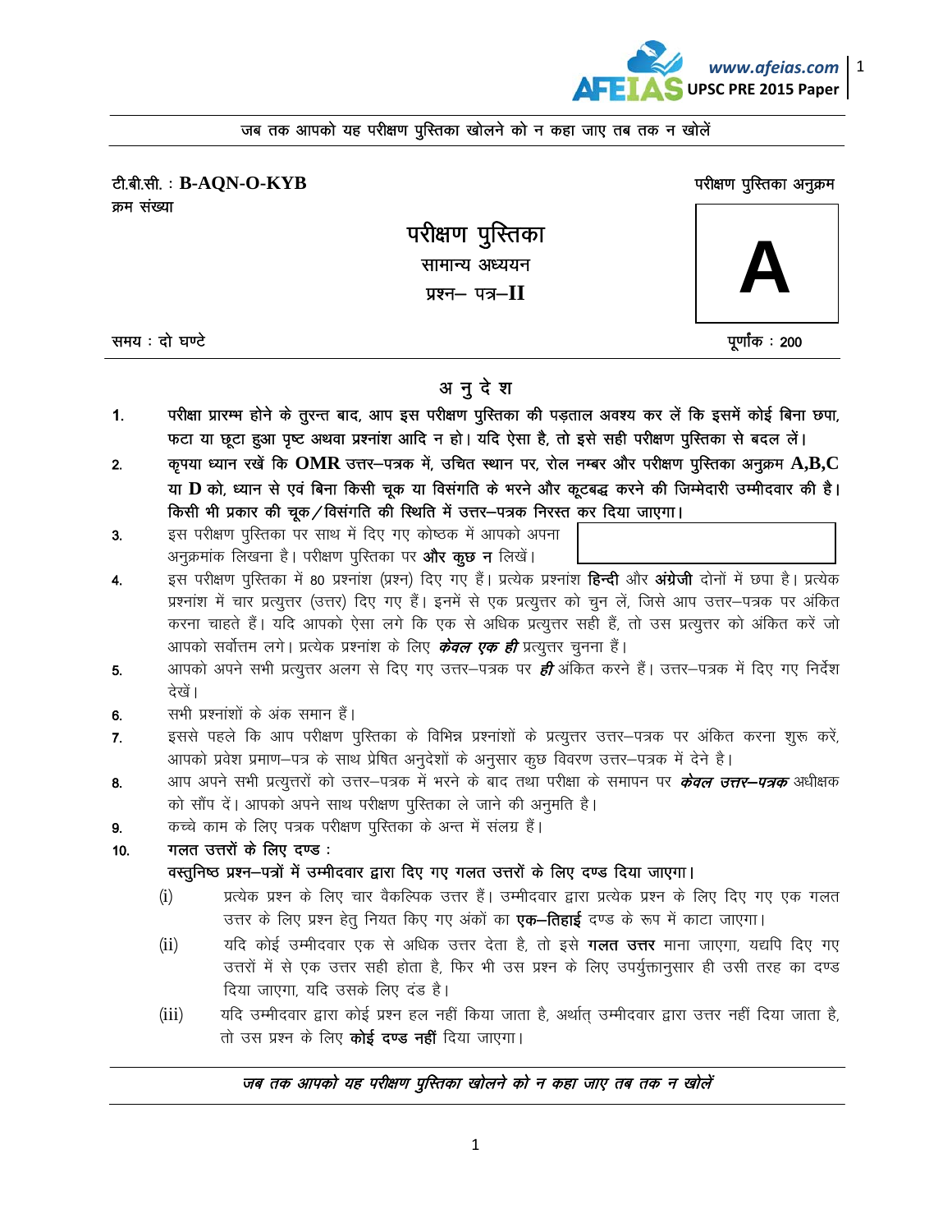जब तक आपको यह परीक्षण पुस्तिका खोलने को न कहा जाए तब तक न खोलें

टी.बी.सी. : **B-AQN-O-KYB**
क्रम संख्या

परीक्षण पुस्तिका अनुक्रम

# परीक्षण पुस्तिका

## सामान्य अध्ययन

## प्रश्न– पत्र–II

**A**

समय : दो घण्टे

पूर्णांक : 200

## अ नु दे श

1. **परीक्षा प्रारम्भ होने के तुरन्त बाद, आप इस परीक्षण पुस्तिका की पड़ताल अवश्य कर लें कि इसमें कोई बिना छपा, फटा या छूटा हुआ पृष्ट अथवा प्रश्नांश आदि न हो। यदि ऐसा है, तो इसे सही परीक्षण पुस्तिका से बदल लें।**
2. **कृपया ध्यान रखें कि OMR उत्तर–पत्रक में, उचित स्थान पर, रोल नम्बर और परीक्षण पुस्तिका अनुक्रम A,B,C या D को, ध्यान से एवं बिना किसी चूक या विसंगति के भरने और कूटबद्ध करने की जिम्मेदारी उम्मीदवार की है। किसी भी प्रकार की चूक/विसंगति की स्थिति में उत्तर–पत्रक निरस्त कर दिया जाएगा।**
3. इस परीक्षण पुस्तिका पर साथ में दिए गए कोष्ठक में आपको अपना अनुक्रमांक लिखना है। परीक्षण पुस्तिका पर **और कुछ न** लिखें।
4. इस परीक्षण पुस्तिका में 80 प्रश्नांश (प्रश्न) दिए गए हैं। प्रत्येक प्रश्नांश **हिन्दी** और **अंग्रेजी** दोनों में छपा है। प्रत्येक प्रश्नांश में चार प्रत्युत्तर (उत्तर) दिए गए हैं। इनमें से एक प्रत्युत्तर को चुन लें, जिसे आप उत्तर–पत्रक पर अंकित करना चाहते हैं। यदि आपको ऐसा लगे कि एक से अधिक प्रत्युत्तर सही हैं, तो उस प्रत्युत्तर को अंकित करें जो आपको सर्वोत्तम लगे। प्रत्येक प्रश्नांश के लिए ***केवल एक ही*** प्रत्युत्तर चुनना हैं।
5. आपको अपने सभी प्रत्युत्तर अलग से दिए गए उत्तर–पत्रक पर ***ही*** अंकित करने हैं। उत्तर–पत्रक में दिए गए निर्देश देखें।
6. सभी प्रश्नांशों के अंक समान हैं।
7. इससे पहले कि आप परीक्षण पुस्तिका के विभिन्न प्रश्नांशों के प्रत्युत्तर उत्तर–पत्रक पर अंकित करना शुरू करें, आपको प्रवेश प्रमाण–पत्र के साथ प्रेषित अनुदेशों के अनुसार कुछ विवरण उत्तर–पत्रक में देने है।
8. आप अपने सभी प्रत्युत्तरों को उत्तर–पत्रक में भरने के बाद तथा परीक्षा के समापन पर ***केवल उत्तर–पत्रक*** अधीक्षक को सौंप दें। आपको अपने साथ परीक्षण पुस्तिका ले जाने की अनुमति है।
9. कच्चे काम के लिए पत्रक परीक्षण पुस्तिका के अन्त में संलग्न हैं।
10. **गलत उत्तरों के लिए दण्ड :**

    **वस्तुनिष्ठ प्रश्न–पत्रों में उम्मीदवार द्वारा दिए गए गलत उत्तरों के लिए दण्ड दिया जाएगा।**

    (i) प्रत्येक प्रश्न के लिए चार वैकल्पिक उत्तर हैं। उम्मीदवार द्वारा प्रत्येक प्रश्न के लिए दिए गए एक गलत उत्तर के लिए प्रश्न हेतु नियत किए गए अंकों का **एक–तिहाई** दण्ड के रूप में काटा जाएगा।

    (ii) यदि कोई उम्मीदवार एक से अधिक उत्तर देता है, तो इसे **गलत उत्तर** माना जाएगा, यद्यपि दिए गए उत्तरों में से एक उत्तर सही होता है, फिर भी उस प्रश्न के लिए उपर्युक्तानुसार ही उसी तरह का दण्ड दिया जाएगा, यदि उसके लिए दंड है।

    (iii) यदि उम्मीदवार द्वारा कोई प्रश्न हल नहीं किया जाता है, अर्थात् उम्मीदवार द्वारा उत्तर नहीं दिया जाता है, तो उस प्रश्न के लिए **कोई दण्ड नहीं** दिया जाएगा।

***जब तक आपको यह परीक्षण पुस्तिका खोलने को न कहा जाए तब तक न खोलें***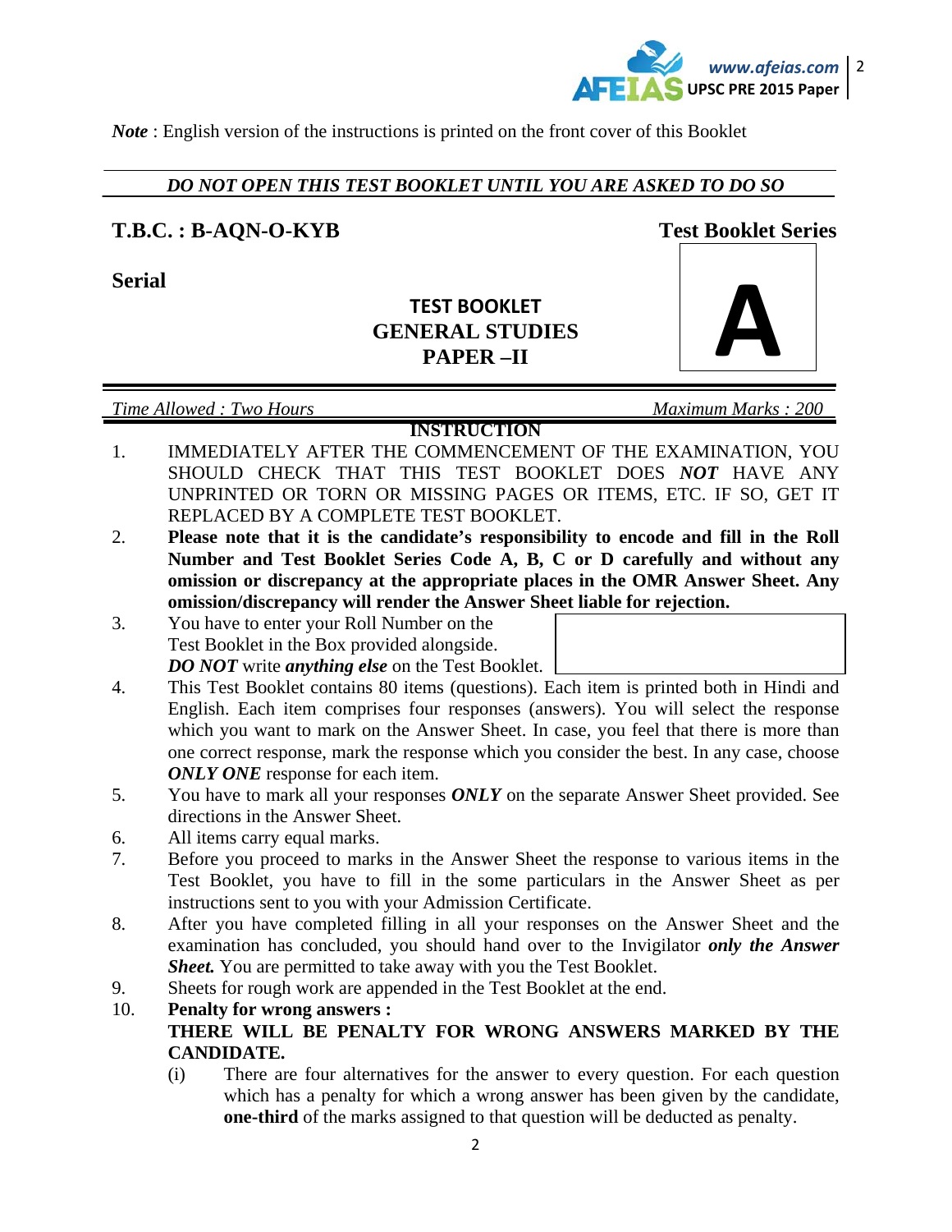*Note* : English version of the instructions is printed on the front cover of this Booklet

*DO NOT OPEN THIS TEST BOOKLET UNTIL YOU ARE ASKED TO DO SO*

**T.B.C. : B-AQN-O-KYB** **Test Booklet Series**

**Serial**

**A**

**TEST BOOKLET**
**GENERAL STUDIES**
**PAPER –II**

*Time Allowed : Two Hours* *Maximum Marks : 200*

**INSTRUCTION**

1. IMMEDIATELY AFTER THE COMMENCEMENT OF THE EXAMINATION, YOU SHOULD CHECK THAT THIS TEST BOOKLET DOES ***NOT*** HAVE ANY UNPRINTED OR TORN OR MISSING PAGES OR ITEMS, ETC. IF SO, GET IT REPLACED BY A COMPLETE TEST BOOKLET.
2. **Please note that it is the candidate's responsibility to encode and fill in the Roll Number and Test Booklet Series Code A, B, C or D carefully and without any omission or discrepancy at the appropriate places in the OMR Answer Sheet. Any omission/discrepancy will render the Answer Sheet liable for rejection.**
3. You have to enter your Roll Number on the Test Booklet in the Box provided alongside. ***DO NOT*** write ***anything else*** on the Test Booklet.
4. This Test Booklet contains 80 items (questions). Each item is printed both in Hindi and English. Each item comprises four responses (answers). You will select the response which you want to mark on the Answer Sheet. In case, you feel that there is more than one correct response, mark the response which you consider the best. In any case, choose ***ONLY ONE*** response for each item.
5. You have to mark all your responses ***ONLY*** on the separate Answer Sheet provided. See directions in the Answer Sheet.
6. All items carry equal marks.
7. Before you proceed to marks in the Answer Sheet the response to various items in the Test Booklet, you have to fill in the some particulars in the Answer Sheet as per instructions sent to you with your Admission Certificate.
8. After you have completed filling in all your responses on the Answer Sheet and the examination has concluded, you should hand over to the Invigilator ***only the Answer Sheet.*** You are permitted to take away with you the Test Booklet.
9. Sheets for rough work are appended in the Test Booklet at the end.
10. **Penalty for wrong answers :**
    **THERE WILL BE PENALTY FOR WRONG ANSWERS MARKED BY THE CANDIDATE.**
    (i) There are four alternatives for the answer to every question. For each question which has a penalty for which a wrong answer has been given by the candidate, **one-third** of the marks assigned to that question will be deducted as penalty.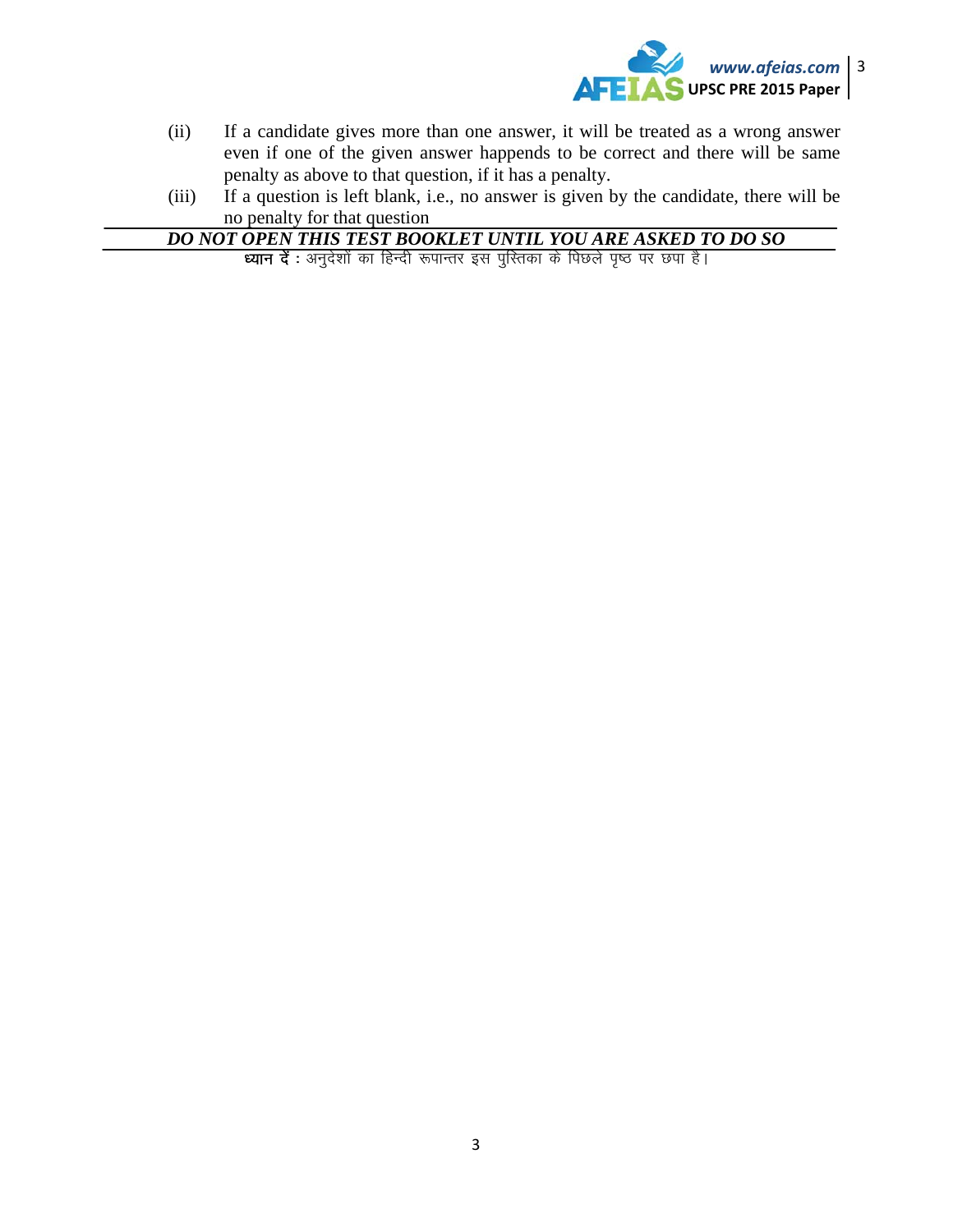(ii) If a candidate gives more than one answer, it will be treated as a wrong answer even if one of the given answer happends to be correct and there will be same penalty as above to that question, if it has a penalty.

(iii) If a question is left blank, i.e., no answer is given by the candidate, there will be no penalty for that question

***DO NOT OPEN THIS TEST BOOKLET UNTIL YOU ARE ASKED TO DO SO***

**ध्यान दें :** अनुदेशों का हिन्दी रूपान्तर इस पुस्तिका के पिछले पृष्ठ पर छपा है।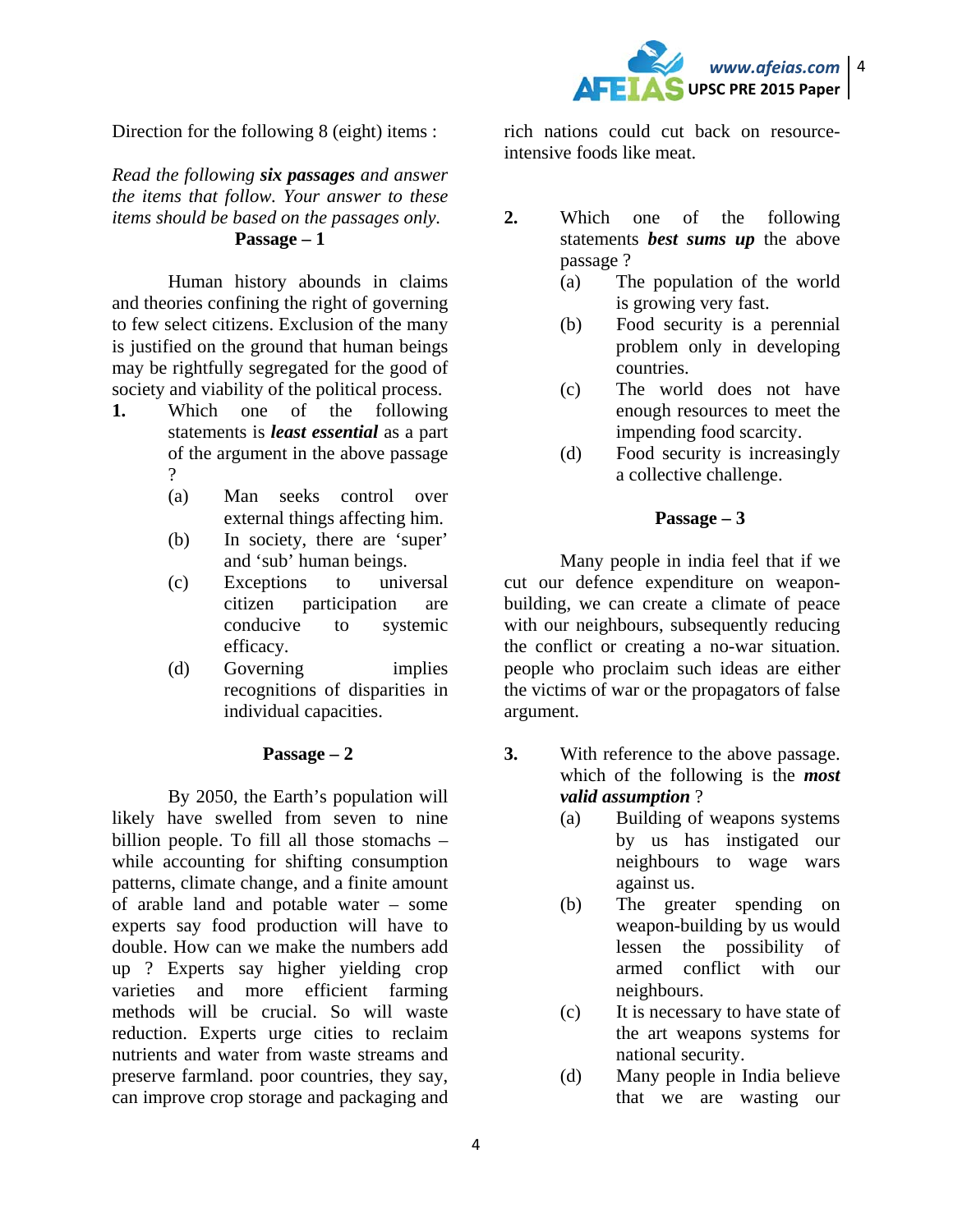Direction for the following 8 (eight) items :

*Read the following **six passages** and answer the items that follow. Your answer to these items should be based on the passages only.*

**Passage – 1**

Human history abounds in claims and theories confining the right of governing to few select citizens. Exclusion of the many is justified on the ground that human beings may be rightfully segregated for the good of society and viability of the political process.

**1.** Which one of the following statements is ***least essential*** as a part of the argument in the above passage ?

(a) Man seeks control over external things affecting him.

(b) In society, there are 'super' and 'sub' human beings.

(c) Exceptions to universal citizen participation are conducive to systemic efficacy.

(d) Governing implies recognitions of disparities in individual capacities.

**Passage – 2**

By 2050, the Earth's population will likely have swelled from seven to nine billion people. To fill all those stomachs – while accounting for shifting consumption patterns, climate change, and a finite amount of arable land and potable water – some experts say food production will have to double. How can we make the numbers add up ? Experts say higher yielding crop varieties and more efficient farming methods will be crucial. So will waste reduction. Experts urge cities to reclaim nutrients and water from waste streams and preserve farmland. poor countries, they say, can improve crop storage and packaging and rich nations could cut back on resource-intensive foods like meat.

**2.** Which one of the following statements ***best sums up*** the above passage ?

(a) The population of the world is growing very fast.

(b) Food security is a perennial problem only in developing countries.

(c) The world does not have enough resources to meet the impending food scarcity.

(d) Food security is increasingly a collective challenge.

**Passage – 3**

Many people in india feel that if we cut our defence expenditure on weapon-building, we can create a climate of peace with our neighbours, subsequently reducing the conflict or creating a no-war situation. people who proclaim such ideas are either the victims of war or the propagators of false argument.

**3.** With reference to the above passage. which of the following is the ***most valid assumption*** ?

(a) Building of weapons systems by us has instigated our neighbours to wage wars against us.

(b) The greater spending on weapon-building by us would lessen the possibility of armed conflict with our neighbours.

(c) It is necessary to have state of the art weapons systems for national security.

(d) Many people in India believe that we are wasting our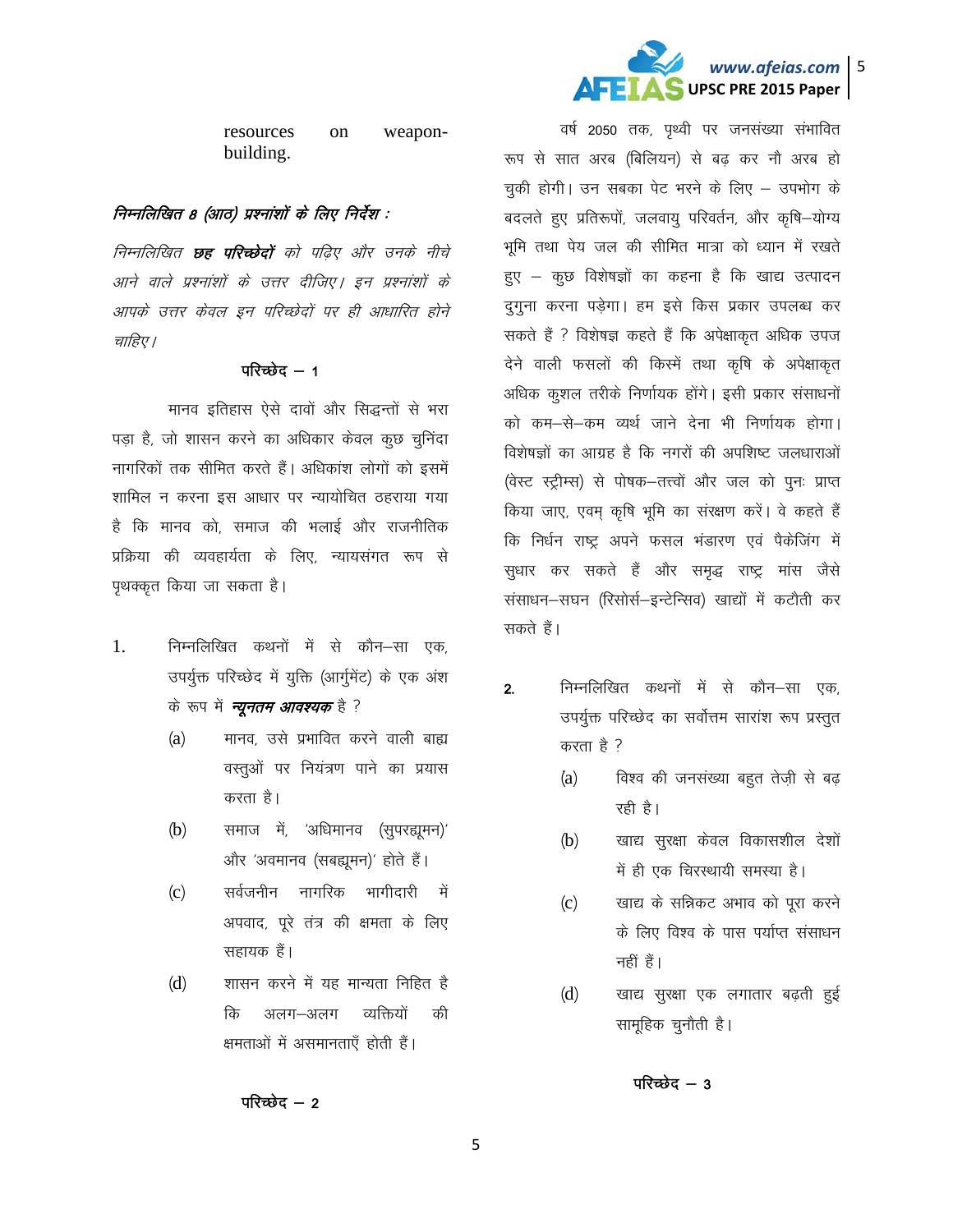resources on weapon-building.

*निम्नलिखित 8 (आठ) प्रश्नांशों के लिए निर्देश :*

*निम्नलिखित* ***छह परिच्छेदों*** *को पढ़िए और उनके नीचे आने वाले प्रश्नांशों के उत्तर दीजिए। इन प्रश्नांशों के आपके उत्तर केवल इन परिच्छेदों पर ही आधारित होने चाहिए।*

**परिच्छेद – 1**

मानव इतिहास ऐसे दावों और सिद्धन्तों से भरा पड़ा है, जो शासन करने का अधिकार केवल कुछ चुनिंदा नागरिकों तक सीमित करते हैं। अधिकांश लोगों को इसमें शामिल न करना इस आधार पर न्यायोचित ठहराया गया है कि मानव को, समाज की भलाई और राजनीतिक प्रक्रिया की व्यवहार्यता के लिए, न्यायसंगत रूप से पृथक्कृत किया जा सकता है।

1. निम्नलिखित कथनों में से कौन–सा एक, उपर्युक्त परिच्छेद में युक्ति (आर्गुमेंट) के एक अंश के रूप में ***न्यूनतम आवश्यक*** है ?

   (a) मानव, उसे प्रभावित करने वाली बाह्य वस्तुओं पर नियंत्रण पाने का प्रयास करता है।

   (b) समाज में, 'अधिमानव (सुपरह्यूमन)' और 'अवमानव (सबह्यूमन)' होते हैं।

   (c) सर्वजनीन नागरिक भागीदारी में अपवाद, पूरे तंत्र की क्षमता के लिए सहायक हैं।

   (d) शासन करने में यह मान्यता निहित है कि अलग–अलग व्यक्तियों की क्षमताओं में असमानताएँ होती हैं।

**परिच्छेद – 2**

वर्ष 2050 तक, पृथ्वी पर जनसंख्या संभावित रूप से सात अरब (बिलियन) से बढ़ कर नौ अरब हो चुकी होगी। उन सबका पेट भरने के लिए – उपभोग के बदलते हुए प्रतिरूपों, जलवायु परिवर्तन, और कृषि–योग्य भूमि तथा पेय जल की सीमित मात्रा को ध्यान में रखते हुए – कुछ विशेषज्ञों का कहना है कि खाद्य उत्पादन दुगुना करना पड़ेगा। हम इसे किस प्रकार उपलब्ध कर सकते हैं ? विशेषज्ञ कहते हैं कि अपेक्षाकृत अधिक उपज देने वाली फसलों की किस्में तथा कृषि के अपेक्षाकृत अधिक कुशल तरीके निर्णायक होंगे। इसी प्रकार संसाधनों को कम–से–कम व्यर्थ जाने देना भी निर्णायक होगा। विशेषज्ञों का आग्रह है कि नगरों की अपशिष्ट जलधाराओं (वेस्ट स्ट्रीम्स) से पोषक–तत्त्वों और जल को पुनः प्राप्त किया जाए, एवम् कृषि भूमि का संरक्षण करें। वे कहते हैं कि निर्धन राष्ट्र अपने फसल भंडारण एवं पैकेजिंग में सुधार कर सकते हैं और समृद्ध राष्ट्र मांस जैसे संसाधन–सघन (रिसोर्स–इन्टेन्सिव) खाद्यों में कटौती कर सकते हैं।

2. निम्नलिखित कथनों में से कौन–सा एक, उपर्युक्त परिच्छेद का सर्वोत्तम सारांश रूप प्रस्तुत करता है ?

   (a) विश्व की जनसंख्या बहुत तेज़ी से बढ़ रही है।

   (b) खाद्य सुरक्षा केवल विकासशील देशों में ही एक चिरस्थायी समस्या है।

   (c) खाद्य के सन्निकट अभाव को पूरा करने के लिए विश्व के पास पर्याप्त संसाधन नहीं हैं।

   (d) खाद्य सुरक्षा एक लगातार बढ़ती हुई सामूहिक चुनौती है।

**परिच्छेद – 3**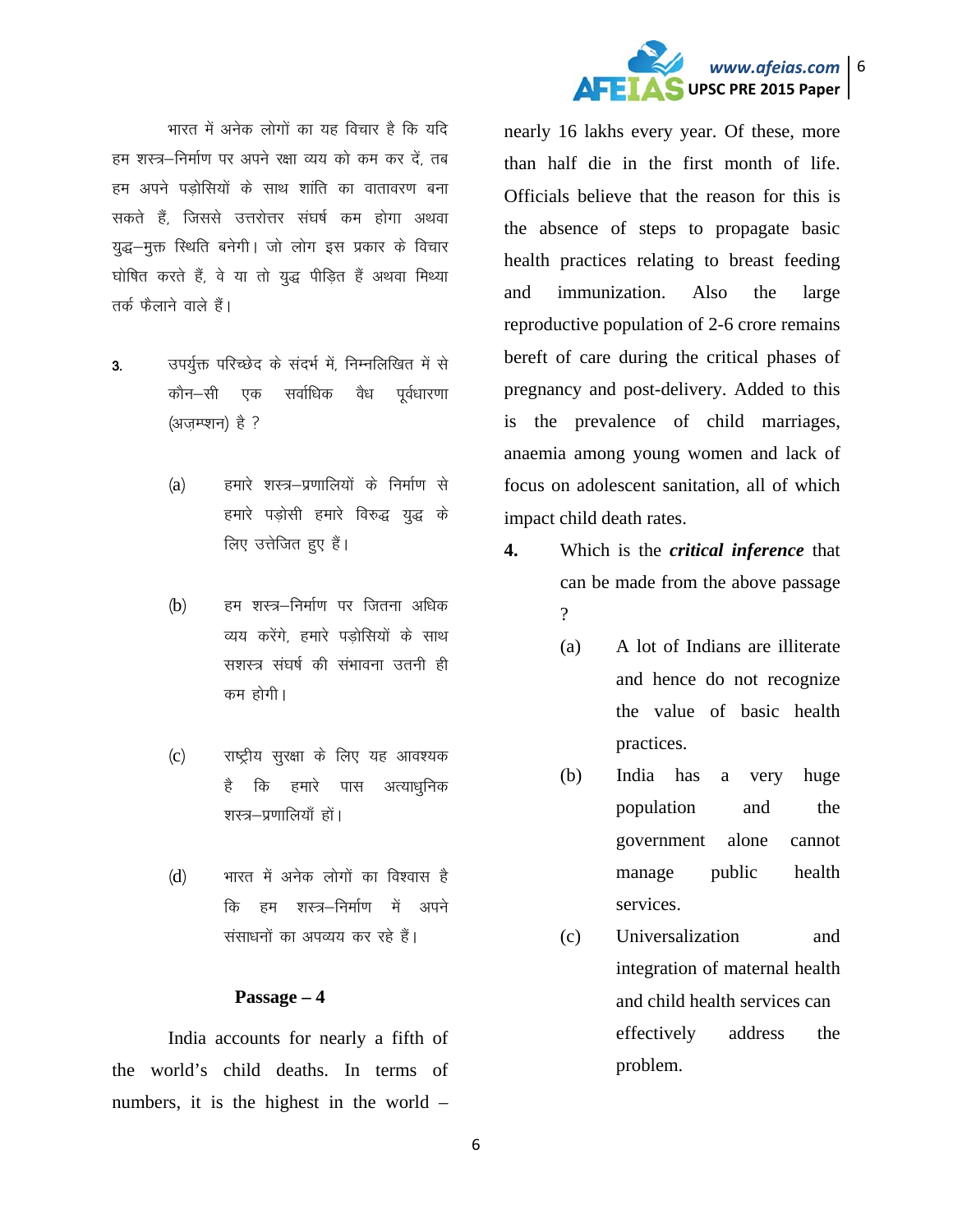भारत में अनेक लोगों का यह विचार है कि यदि हम शस्त्र–निर्माण पर अपने रक्षा व्यय को कम कर दें, तब हम अपने पड़ोसियों के साथ शांति का वातावरण बना सकते हैं, जिससे उत्तरोत्तर संघर्ष कम होगा अथवा युद्ध–मुक्त स्थिति बनेगी। जो लोग इस प्रकार के विचार घोषित करते हैं, वे या तो युद्ध पीड़ित हैं अथवा मिथ्या तर्क फैलाने वाले हैं।

**3.** उपर्युक्त परिच्छेद के संदर्भ में, निम्नलिखित में से कौन–सी एक सर्वाधिक वैध पूर्वधारणा (अज़म्प्शन) है ?

(a) हमारे शस्त्र–प्रणालियों के निर्माण से हमारे पड़ोसी हमारे विरुद्ध युद्ध के लिए उत्तेजित हुए हैं।

(b) हम शस्त्र–निर्माण पर जितना अधिक व्यय करेंगे, हमारे पड़ोसियों के साथ सशस्त्र संघर्ष की संभावना उतनी ही कम होगी।

(c) राष्ट्रीय सुरक्षा के लिए यह आवश्यक है कि हमारे पास अत्याधुनिक शस्त्र–प्रणालियाँ हों।

(d) भारत में अनेक लोगों का विश्वास है कि हम शस्त्र–निर्माण में अपने संसाधनों का अपव्यय कर रहे हैं।

### Passage – 4

India accounts for nearly a fifth of the world's child deaths. In terms of numbers, it is the highest in the world – nearly 16 lakhs every year. Of these, more than half die in the first month of life. Officials believe that the reason for this is the absence of steps to propagate basic health practices relating to breast feeding and immunization. Also the large reproductive population of 2-6 crore remains bereft of care during the critical phases of pregnancy and post-delivery. Added to this is the prevalence of child marriages, anaemia among young women and lack of focus on adolescent sanitation, all of which impact child death rates.

**4.** Which is the ***critical inference*** that can be made from the above passage ?

(a) A lot of Indians are illiterate and hence do not recognize the value of basic health practices.

(b) India has a very huge population and the government alone cannot manage public health services.

(c) Universalization and integration of maternal health and child health services can effectively address the problem.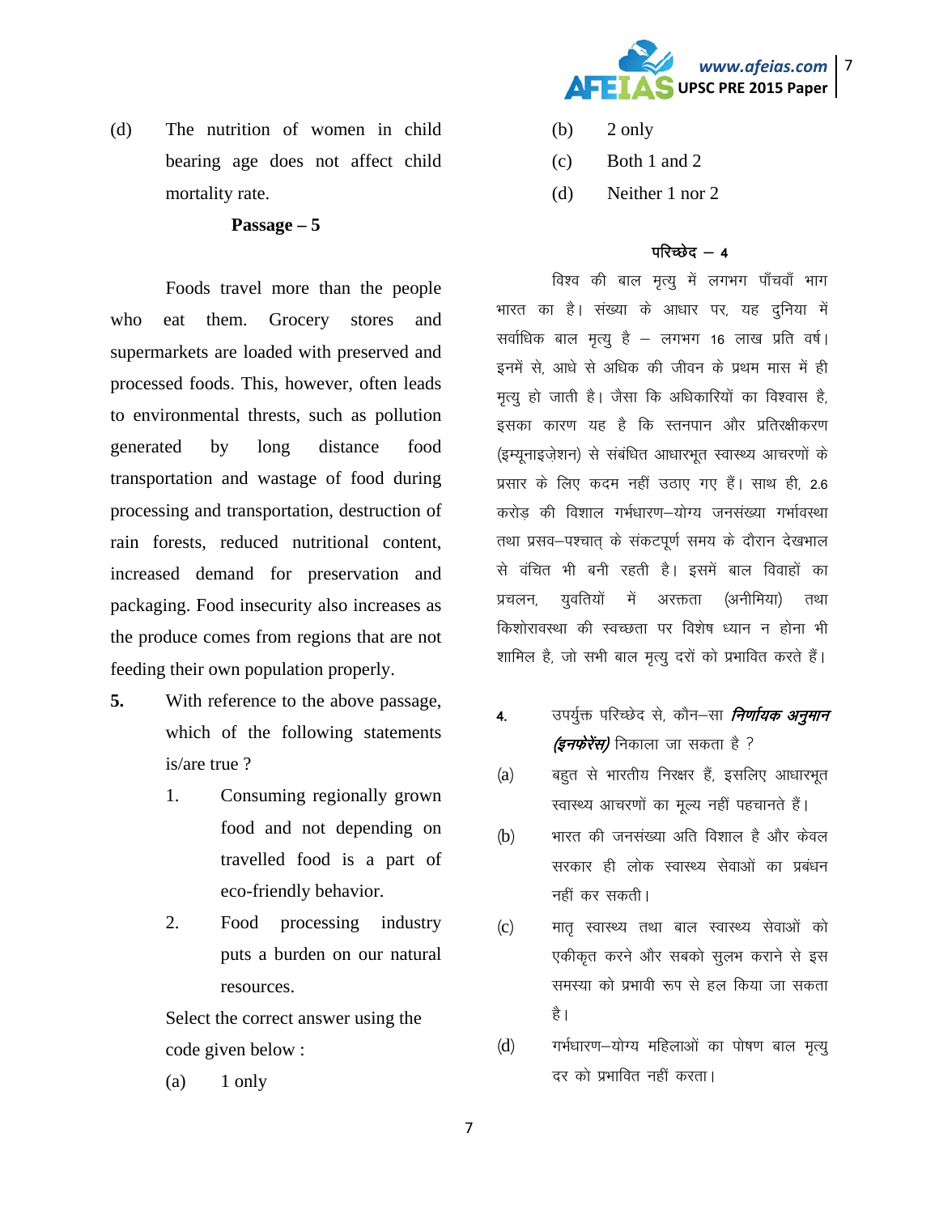(d) The nutrition of women in child bearing age does not affect child mortality rate.

**Passage – 5**

Foods travel more than the people who eat them. Grocery stores and supermarkets are loaded with preserved and processed foods. This, however, often leads to environmental thrests, such as pollution generated by long distance food transportation and wastage of food during processing and transportation, destruction of rain forests, reduced nutritional content, increased demand for preservation and packaging. Food insecurity also increases as the produce comes from regions that are not feeding their own population properly.

**5.** With reference to the above passage, which of the following statements is/are true ?

1. Consuming regionally grown food and not depending on travelled food is a part of eco-friendly behavior.
2. Food processing industry puts a burden on our natural resources.

Select the correct answer using the code given below :

(a) 1 only

(b) 2 only

(c) Both 1 and 2

(d) Neither 1 nor 2

**परिच्छेद – 4**

विश्व की बाल मृत्यु में लगभग पाँचवाँ भाग भारत का है। संख्या के आधार पर, यह दुनिया में सर्वाधिक बाल मृत्यु है – लगभग 16 लाख प्रति वर्ष। इनमें से, आधे से अधिक की जीवन के प्रथम मास में ही मृत्यु हो जाती है। जैसा कि अधिकारियों का विश्वास है, इसका कारण यह है कि स्तनपान और प्रतिरक्षीकरण (इम्यूनाइज़ेशन) से संबंधित आधारभूत स्वास्थ्य आचरणों के प्रसार के लिए कदम नहीं उठाए गए हैं। साथ ही, 2.6 करोड़ की विशाल गर्भधारण–योग्य जनसंख्या गर्भावस्था तथा प्रसव–पश्चात् के संकटपूर्ण समय के दौरान देखभाल से वंचित भी बनी रहती है। इसमें बाल विवाहों का प्रचलन, युवतियों में अरक्तता (अनीमिया) तथा किशोरावस्था की स्वच्छता पर विशेष ध्यान न होना भी शामिल है, जो सभी बाल मृत्यु दरों को प्रभावित करते हैं।

**4.** उपर्युक्त परिच्छेद से, कौन–सा ***निर्णायक अनुमान (इनफेरेंस)*** निकाला जा सकता है ?

(a) बहुत से भारतीय निरक्षर हैं, इसलिए आधारभूत स्वास्थ्य आचरणों का मूल्य नहीं पहचानते हैं।

(b) भारत की जनसंख्या अति विशाल है और केवल सरकार ही लोक स्वास्थ्य सेवाओं का प्रबंधन नहीं कर सकती।

(c) मातृ स्वास्थ्य तथा बाल स्वास्थ्य सेवाओं को एकीकृत करने और सबको सुलभ कराने से इस समस्या को प्रभावी रूप से हल किया जा सकता है।

(d) गर्भधारण–योग्य महिलाओं का पोषण बाल मृत्यु दर को प्रभावित नहीं करता।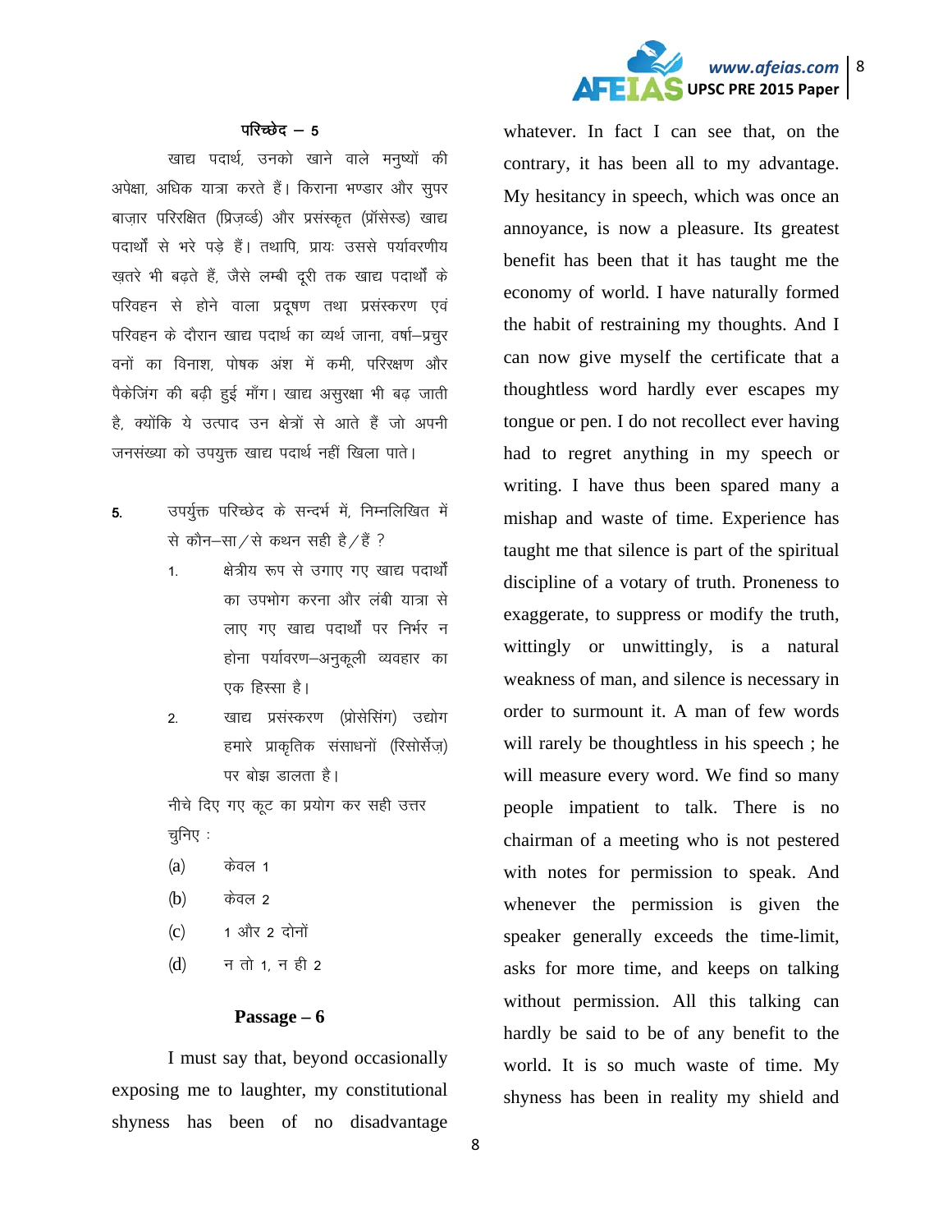### परिच्छेद – 5

खाद्य पदार्थ, उनको खाने वाले मनुष्यों की अपेक्षा, अधिक यात्रा करते हैं। किराना भण्डार और सुपर बाज़ार परिरक्षित (प्रिज़र्व्ड) और प्रसंस्कृत (प्रॉसेस्ड) खाद्य पदार्थों से भरे पड़े हैं। तथापि, प्रायः उससे पर्यावरणीय ख़तरे भी बढ़ते हैं, जैसे लम्बी दूरी तक खाद्य पदार्थों के परिवहन से होने वाला प्रदूषण तथा प्रसंस्करण एवं परिवहन के दौरान खाद्य पदार्थ का व्यर्थ जाना, वर्षा–प्रचुर वनों का विनाश, पोषक अंश में कमी, परिरक्षण और पैकेजिंग की बढ़ी हुई माँग। खाद्य असुरक्षा भी बढ़ जाती है, क्योंकि ये उत्पाद उन क्षेत्रों से आते हैं जो अपनी जनसंख्या को उपयुक्त खाद्य पदार्थ नहीं खिला पाते।

5. उपर्युक्त परिच्छेद के सन्दर्भ में, निम्नलिखित में से कौन–सा/से कथन सही है/हैं ?

1. क्षेत्रीय रूप से उगाए गए खाद्य पदार्थों का उपभोग करना और लंबी यात्रा से लाए गए खाद्य पदार्थों पर निर्भर न होना पर्यावरण–अनुकूली व्यवहार का एक हिस्सा है।
2. खाद्य प्रसंस्करण (प्रोसेसिंग) उद्योग हमारे प्राकृतिक संसाधनों (रिसोर्सेज़) पर बोझ डालता है।

नीचे दिए गए कूट का प्रयोग कर सही उत्तर चुनिए :

(a) केवल 1

(b) केवल 2

(c) 1 और 2 दोनों

(d) न तो 1, न ही 2

### Passage – 6

I must say that, beyond occasionally exposing me to laughter, my constitutional shyness has been of no disadvantage whatever. In fact I can see that, on the contrary, it has been all to my advantage. My hesitancy in speech, which was once an annoyance, is now a pleasure. Its greatest benefit has been that it has taught me the economy of world. I have naturally formed the habit of restraining my thoughts. And I can now give myself the certificate that a thoughtless word hardly ever escapes my tongue or pen. I do not recollect ever having had to regret anything in my speech or writing. I have thus been spared many a mishap and waste of time. Experience has taught me that silence is part of the spiritual discipline of a votary of truth. Proneness to exaggerate, to suppress or modify the truth, wittingly or unwittingly, is a natural weakness of man, and silence is necessary in order to surmount it. A man of few words will rarely be thoughtless in his speech ; he will measure every word. We find so many people impatient to talk. There is no chairman of a meeting who is not pestered with notes for permission to speak. And whenever the permission is given the speaker generally exceeds the time-limit, asks for more time, and keeps on talking without permission. All this talking can hardly be said to be of any benefit to the world. It is so much waste of time. My shyness has been in reality my shield and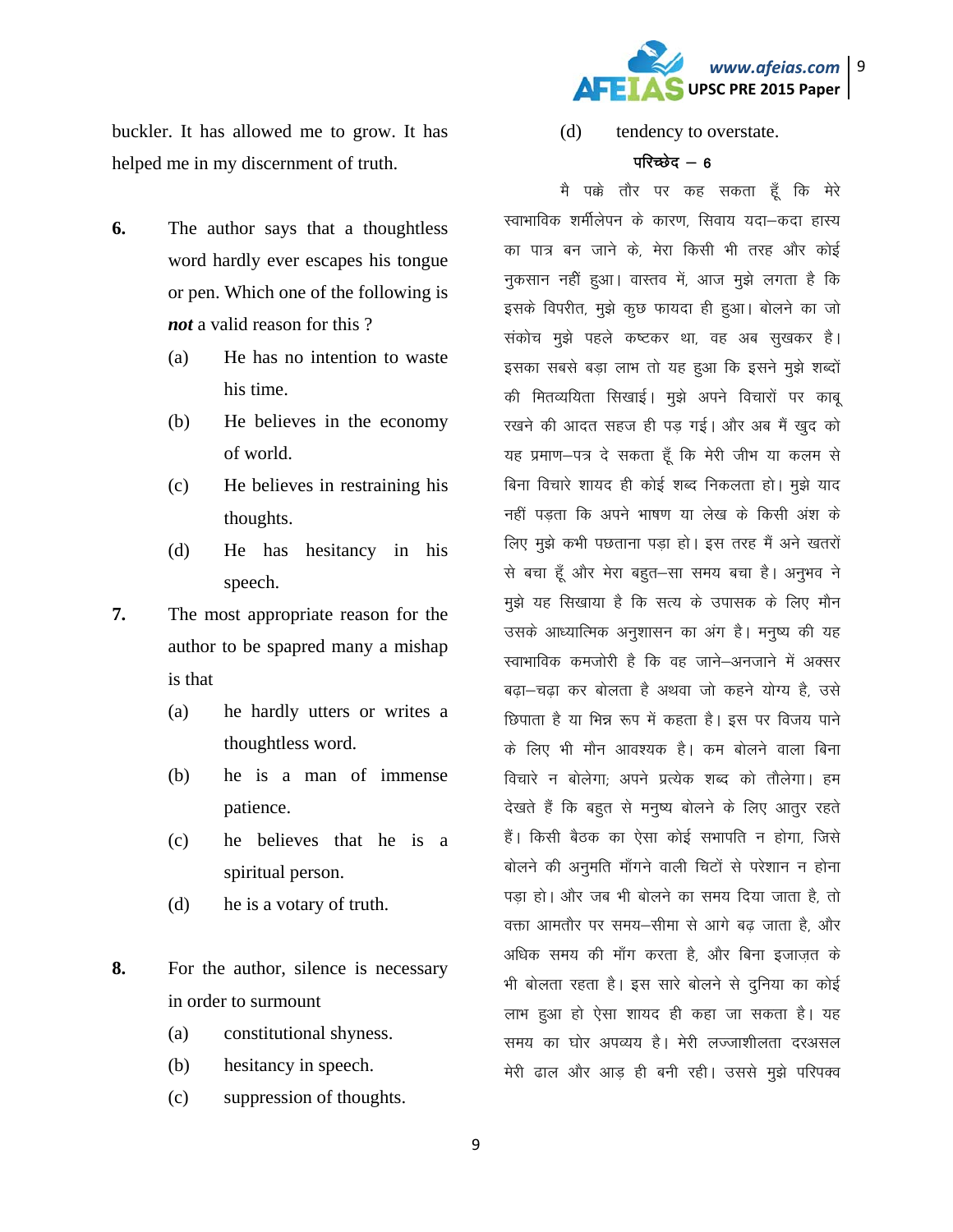buckler. It has allowed me to grow. It has helped me in my discernment of truth.

**6.** The author says that a thoughtless word hardly ever escapes his tongue or pen. Which one of the following is ***not*** a valid reason for this ?

(a) He has no intention to waste his time.

(b) He believes in the economy of world.

(c) He believes in restraining his thoughts.

(d) He has hesitancy in his speech.

**7.** The most appropriate reason for the author to be spapred many a mishap is that

(a) he hardly utters or writes a thoughtless word.

(b) he is a man of immense patience.

(c) he believes that he is a spiritual person.

(d) he is a votary of truth.

**8.** For the author, silence is necessary in order to surmount

(a) constitutional shyness.

(b) hesitancy in speech.

(c) suppression of thoughts.

(d) tendency to overstate.

**परिच्छेद – 6**

मै पक्के तौर पर कह सकता हूँ कि मेरे स्वाभाविक शर्मीलेपन के कारण, सिवाय यदा–कदा हास्य का पात्र बन जाने के, मेरा किसी भी तरह और कोई नुकसान नहीं हुआ। वास्तव में, आज मुझे लगता है कि इसके विपरीत, मुझे कुछ फायदा ही हुआ। बोलने का जो संकोच मुझे पहले कष्टकर था, वह अब सुखकर है। इसका सबसे बड़ा लाभ तो यह हुआ कि इसने मुझे शब्दों की मितव्ययिता सिखाई। मुझे अपने विचारों पर काबू रखने की आदत सहज ही पड़ गई। और अब मैं खुद को यह प्रमाण–पत्र दे सकता हूँ कि मेरी जीभ या कलम से बिना विचारे शायद ही कोई शब्द निकलता हो। मुझे याद नहीं पड़ता कि अपने भाषण या लेख के किसी अंश के लिए मुझे कभी पछताना पड़ा हो। इस तरह मैं अने खतरों से बचा हूँ और मेरा बहुत–सा समय बचा है। अनुभव ने मुझे यह सिखाया है कि सत्य के उपासक के लिए मौन उसके आध्यात्मिक अनुशासन का अंग है। मनुष्य की यह स्वाभाविक कमजोरी है कि वह जाने–अनजाने में अक्सर बढ़ा–चढ़ा कर बोलता है अथवा जो कहने योग्य है, उसे छिपाता है या भिन्न रूप में कहता है। इस पर विजय पाने के लिए भी मौन आवश्यक है। कम बोलने वाला बिना विचारे न बोलेगा; अपने प्रत्येक शब्द को तौलेगा। हम देखते हैं कि बहुत से मनुष्य बोलने के लिए आतुर रहते हैं। किसी बैठक का ऐसा कोई सभापति न होगा, जिसे बोलने की अनुमति माँगने वाली चिटों से परेशान न होना पड़ा हो। और जब भी बोलने का समय दिया जाता है, तो वक्ता आमतौर पर समय–सीमा से आगे बढ़ जाता है, और अधिक समय की माँग करता है, और बिना इजाज़त के भी बोलता रहता है। इस सारे बोलने से दुनिया का कोई लाभ हुआ हो ऐसा शायद ही कहा जा सकता है। यह समय का घोर अपव्यय है। मेरी लज्जाशीलता दरअसल मेरी ढाल और आड़ ही बनी रही। उससे मुझे परिपक्व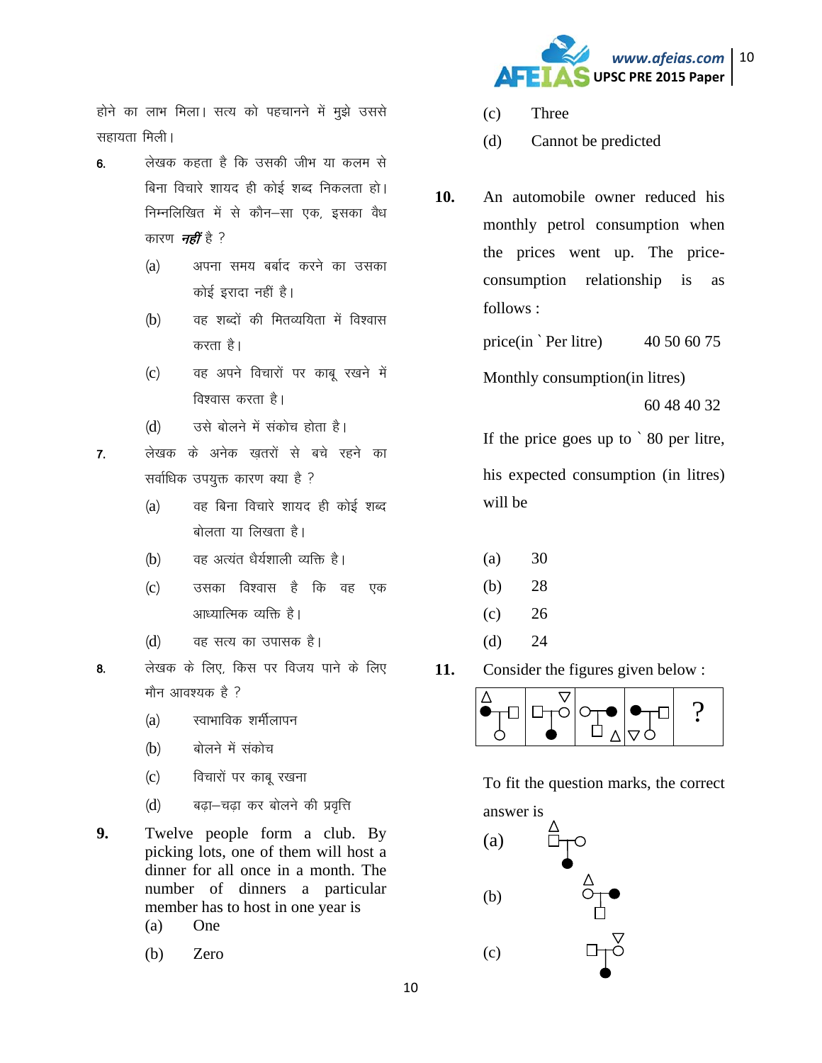होने का लाभ मिला। सत्य को पहचानने में मुझे उससे सहायता मिली।

**6.** लेखक कहता है कि उसकी जीभ या कलम से बिना विचारे शायद ही कोई शब्द निकलता हो। निम्नलिखित में से कौन–सा एक, इसका वैध कारण ***नहीं*** है ?

(a) अपना समय बर्बाद करने का उसका कोई इरादा नहीं है।

(b) वह शब्दों की मितव्ययिता में विश्वास करता है।

(c) वह अपने विचारों पर काबू रखने में विश्वास करता है।

(d) उसे बोलने में संकोच होता है।

**7.** लेखक के अनेक ख़तरों से बचे रहने का सर्वाधिक उपयुक्त कारण क्या है ?

(a) वह बिना विचारे शायद ही कोई शब्द बोलता या लिखता है।

(b) वह अत्यंत धैर्यशाली व्यक्ति है।

(c) उसका विश्वास है कि वह एक आध्यात्मिक व्यक्ति है।

(d) वह सत्य का उपासक है।

**8.** लेखक के लिए, किस पर विजय पाने के लिए मौन आवश्यक है ?

(a) स्वाभाविक शर्मीलापन

(b) बोलने में संकोच

(c) विचारों पर काबू रखना

(d) बढ़ा–चढ़ा कर बोलने की प्रवृत्ति

**9.** Twelve people form a club. By picking lots, one of them will host a dinner for all once in a month. The number of dinners a particular member has to host in one year is

(a) One

(b) Zero

(c) Three

(d) Cannot be predicted

**10.** An automobile owner reduced his monthly petrol consumption when the prices went up. The price-consumption relationship is as follows :

price(in ` Per litre) 40 50 60 75

Monthly consumption(in litres) 60 48 40 32

If the price goes up to ` 80 per litre, his expected consumption (in litres) will be

(a) 30

(b) 28

(c) 26

(d) 24

**11.** Consider the figures given below :

To fit the question marks, the correct answer is

(a)

(b)

(c)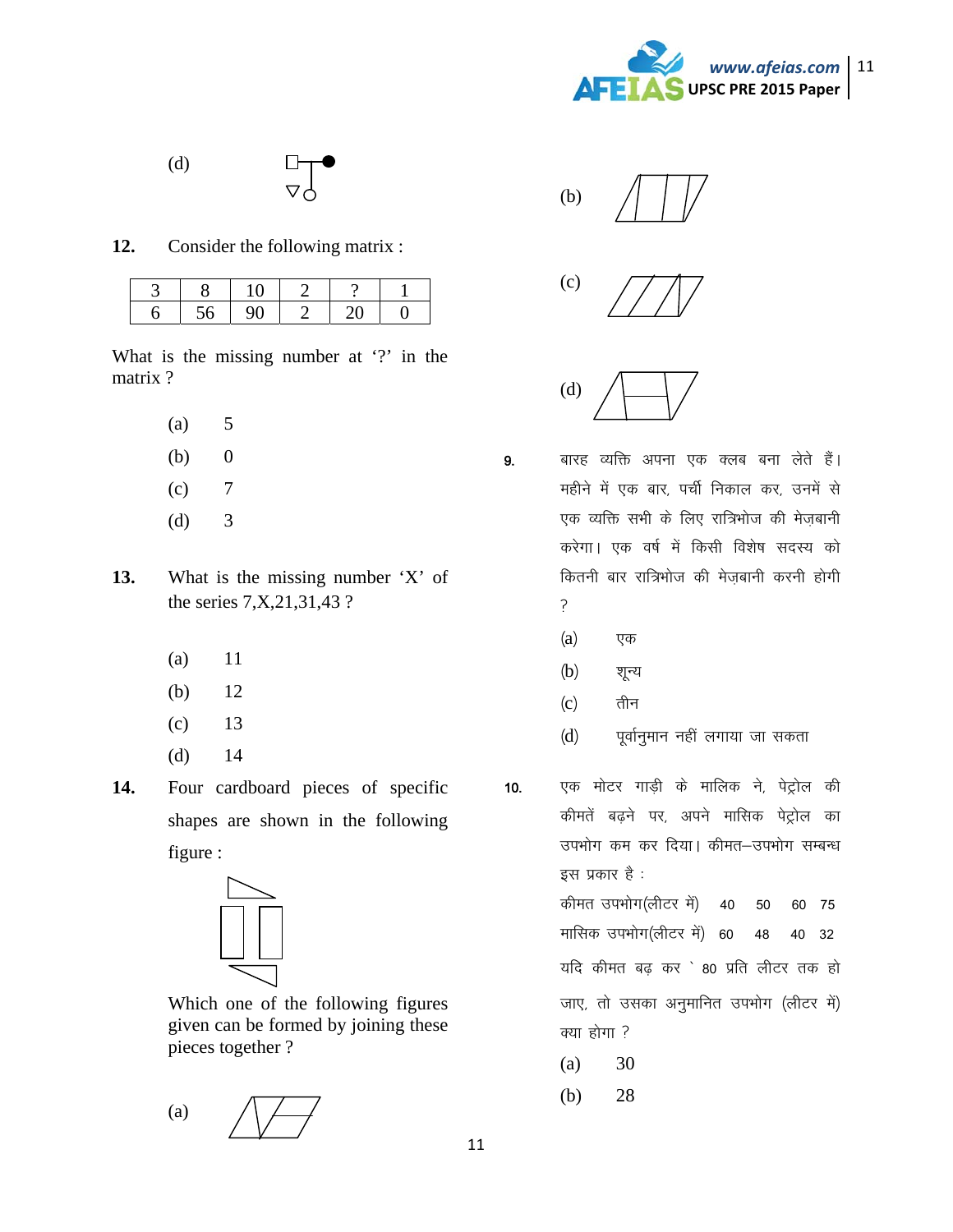(d)

**12.** Consider the following matrix :

| 3 | 8 | 10 | 2 | ? | 1 |
|---|---|---|---|---|---|
| 6 | 56 | 90 | 2 | 20 | 0 |

What is the missing number at '?' in the matrix ?

(a) 5

(b) 0

(c) 7

(d) 3

**13.** What is the missing number 'X' of the series 7,X,21,31,43 ?

(a) 11

(b) 12

(c) 13

(d) 14

**14.** Four cardboard pieces of specific shapes are shown in the following figure :

Which one of the following figures given can be formed by joining these pieces together ?

(a)

(b)

(c)

(d)

**9.** बारह व्यक्ति अपना एक क्लब बना लेते हैं। महीने में एक बार, पर्ची निकाल कर, उनमें से एक व्यक्ति सभी के लिए रात्रिभोज की मेज़बानी करेगा। एक वर्ष में किसी विशेष सदस्य को कितनी बार रात्रिभोज की मेज़बानी करनी होगी ?

(a) एक

(b) शून्य

(c) तीन

(d) पूर्वानुमान नहीं लगाया जा सकता

**10.** एक मोटर गाड़ी के मालिक ने, पेट्रोल की कीमतें बढ़ने पर, अपने मासिक पेट्रोल का उपभोग कम कर दिया। कीमत–उपभोग सम्बन्ध इस प्रकार है :

| कीमत उपभोग(लीटर में) | 40 | 50 | 60 | 75 |
|---|---|---|---|---|
| मासिक उपभोग(लीटर में) | 60 | 48 | 40 | 32 |

यदि कीमत बढ़ कर ` 80 प्रति लीटर तक हो जाए, तो उसका अनुमानित उपभोग (लीटर में) क्या होगा ?

(a) 30

(b) 28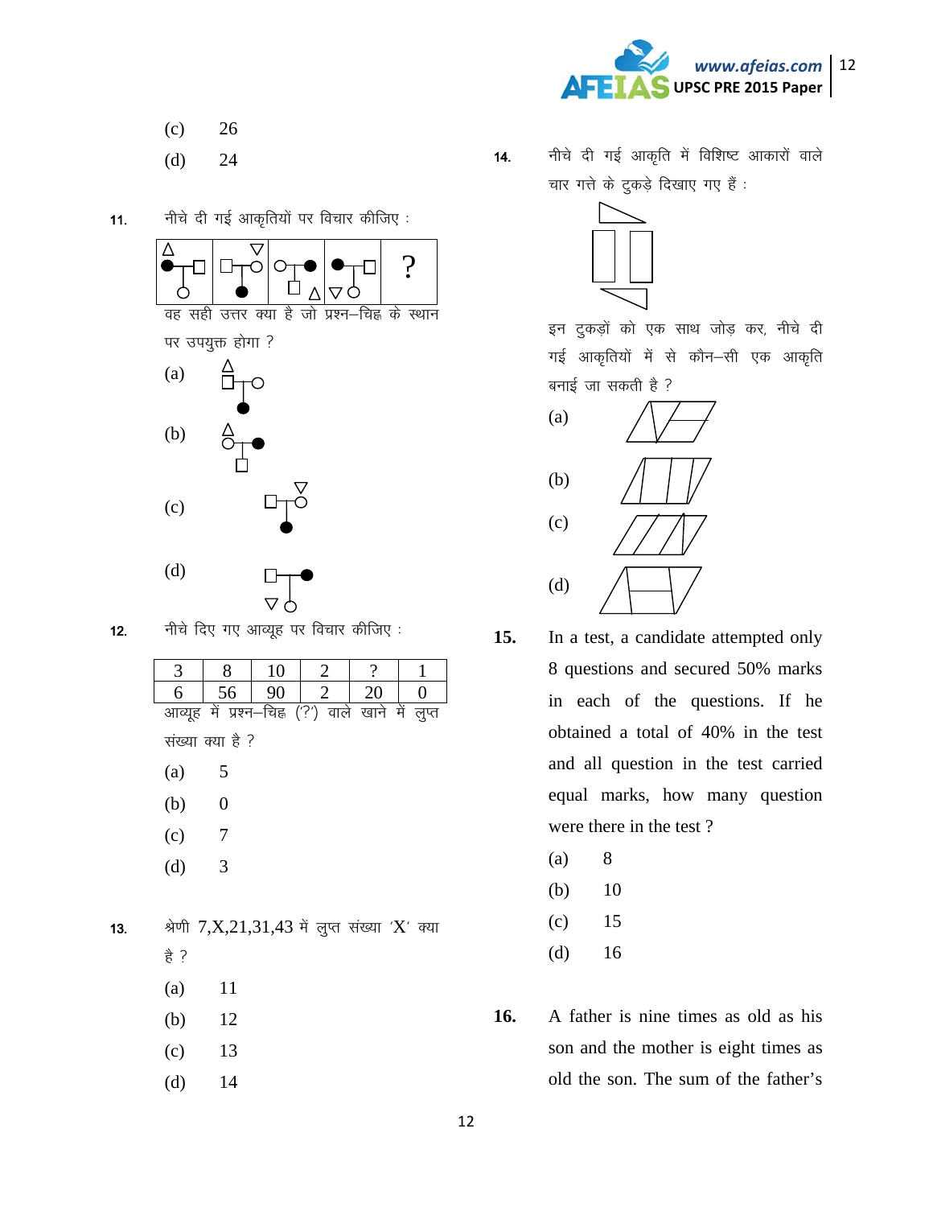(c) 26

(d) 24

**11.** नीचे दी गई आकृतियों पर विचार कीजिए :

वह सही उत्तर क्या है जो प्रश्न–चिह्न के स्थान पर उपयुक्त होगा ?

(a)

(b)

(c)

(d)

**12.** नीचे दिए गए आव्यूह पर विचार कीजिए :

| 3 | 8 | 10 | 2 | ? | 1 |
|---|---|---|---|---|---|
| 6 | 56 | 90 | 2 | 20 | 0 |

आव्यूह में प्रश्न–चिह्न ('?') वाले खाने में लुप्त संख्या क्या है ?

(a) 5

(b) 0

(c) 7

(d) 3

**13.** श्रेणी 7,X,21,31,43 में लुप्त संख्या 'X' क्या है ?

(a) 11

(b) 12

(c) 13

(d) 14

**14.** नीचे दी गई आकृति में विशिष्ट आकारों वाले चार गत्ते के टुकड़े दिखाए गए हैं :

इन टुकड़ों को एक साथ जोड़ कर, नीचे दी गई आकृतियों में से कौन–सी एक आकृति बनाई जा सकती है ?

(a)

(b)

(c)

(d)

**15.** In a test, a candidate attempted only 8 questions and secured 50% marks in each of the questions. If he obtained a total of 40% in the test and all question in the test carried equal marks, how many question were there in the test ?

(a) 8

(b) 10

(c) 15

(d) 16

**16.** A father is nine times as old as his son and the mother is eight times as old the son. The sum of the father's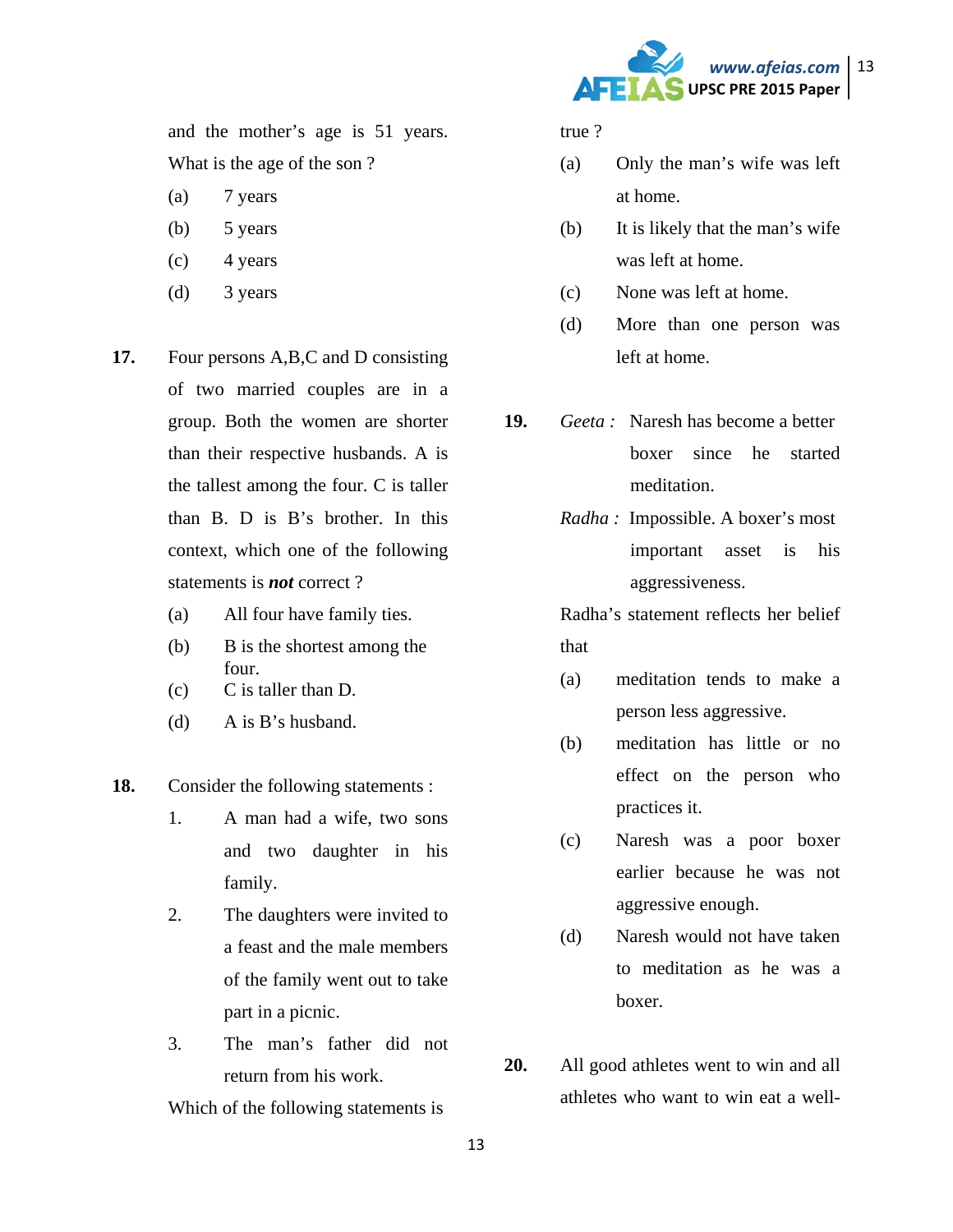and the mother's age is 51 years. What is the age of the son ?

(a) 7 years

(b) 5 years

(c) 4 years

(d) 3 years

**17.** Four persons A,B,C and D consisting of two married couples are in a group. Both the women are shorter than their respective husbands. A is the tallest among the four. C is taller than B. D is B's brother. In this context, which one of the following statements is ***not*** correct ?

(a) All four have family ties.

(b) B is the shortest among the four.

(c) C is taller than D.

(d) A is B's husband.

**18.** Consider the following statements :

1. A man had a wife, two sons and two daughter in his family.
2. The daughters were invited to a feast and the male members of the family went out to take part in a picnic.
3. The man's father did not return from his work.

Which of the following statements is true ?

(a) Only the man's wife was left at home.

(b) It is likely that the man's wife was left at home.

(c) None was left at home.

(d) More than one person was left at home.

**19.** *Geeta :* Naresh has become a better boxer since he started meditation.

*Radha :* Impossible. A boxer's most important asset is his aggressiveness.

Radha's statement reflects her belief that

(a) meditation tends to make a person less aggressive.

(b) meditation has little or no effect on the person who practices it.

(c) Naresh was a poor boxer earlier because he was not aggressive enough.

(d) Naresh would not have taken to meditation as he was a boxer.

**20.** All good athletes went to win and all athletes who want to win eat a well-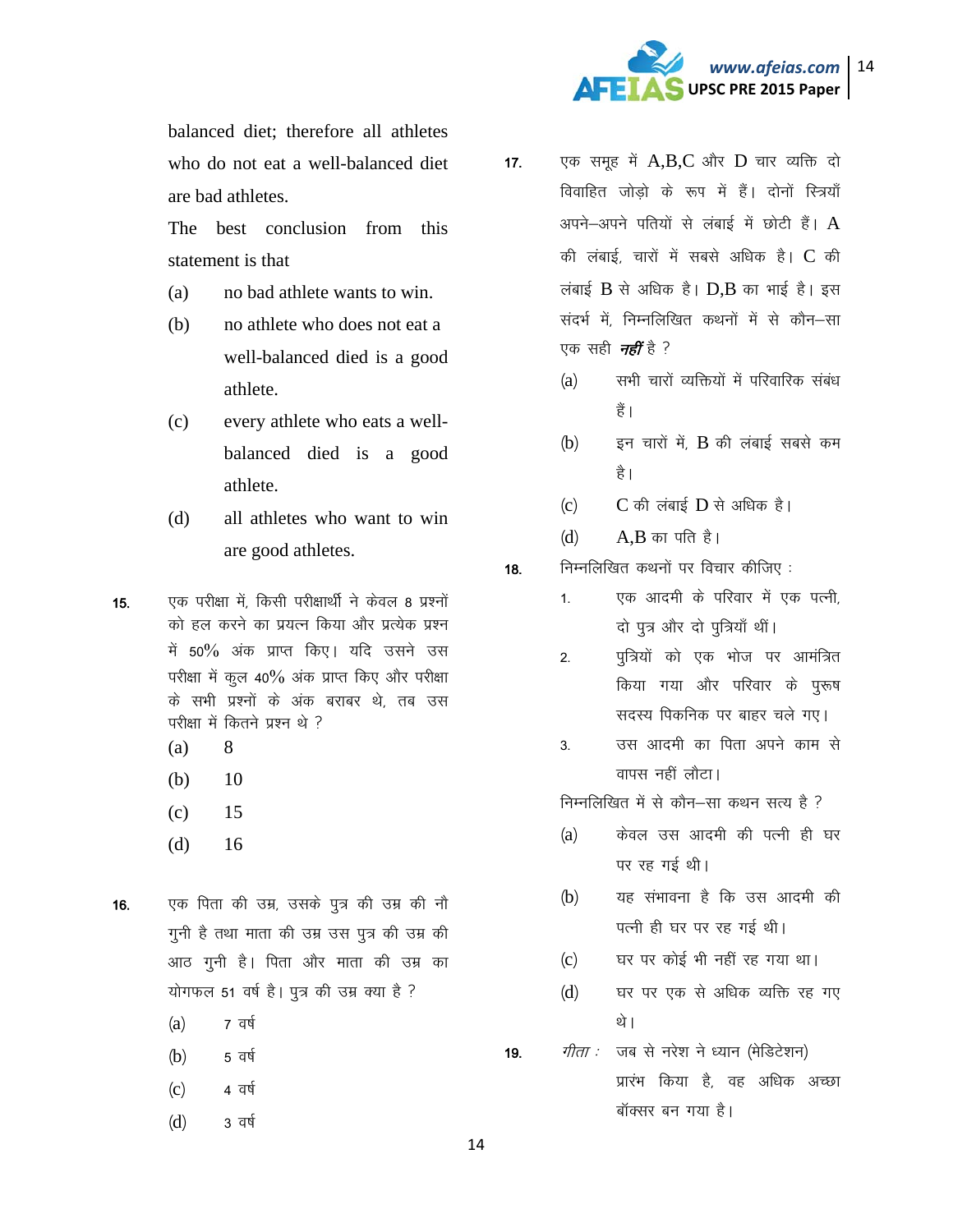balanced diet; therefore all athletes who do not eat a well-balanced diet are bad athletes.

The best conclusion from this statement is that

(a) no bad athlete wants to win.

(b) no athlete who does not eat a well-balanced died is a good athlete.

(c) every athlete who eats a well-balanced died is a good athlete.

(d) all athletes who want to win are good athletes.

**15.** एक परीक्षा में, किसी परीक्षार्थी ने केवल 8 प्रश्नों को हल करने का प्रयत्न किया और प्रत्येक प्रश्न में 50% अंक प्राप्त किए। यदि उसने उस परीक्षा में कुल 40% अंक प्राप्त किए और परीक्षा के सभी प्रश्नों के अंक बराबर थे, तब उस परीक्षा में कितने प्रश्न थे ?

(a) 8

(b) 10

(c) 15

(d) 16

**16.** एक पिता की उम्र, उसके पुत्र की उम्र की नौ गुनी है तथा माता की उम्र उस पुत्र की उम्र की आठ गुनी है। पिता और माता की उम्र का योगफल 51 वर्ष है। पुत्र की उम्र क्या है ?

(a) 7 वर्ष

(b) 5 वर्ष

(c) 4 वर्ष

(d) 3 वर्ष

**17.** एक समूह में A,B,C और D चार व्यक्ति दो विवाहित जोड़ो के रूप में हैं। दोनों स्त्रियाँ अपने–अपने पतियों से लंबाई में छोटी हैं। A की लंबाई, चारों में सबसे अधिक है। C की लंबाई B से अधिक है। D,B का भाई है। इस संदर्भ में, निम्नलिखित कथनों में से कौन–सा एक सही ***नहीं*** है ?

(a) सभी चारों व्यक्तियों में परिवारिक संबंध हैं।

(b) इन चारों में, B की लंबाई सबसे कम है।

(c) C की लंबाई D से अधिक है।

(d) A,B का पति है।

**18.** निम्नलिखित कथनों पर विचार कीजिए :

1. एक आदमी के परिवार में एक पत्नी, दो पुत्र और दो पुत्रियाँ थीं।
2. पुत्रियों को एक भोज पर आमंत्रित किया गया और परिवार के पुरूष सदस्य पिकनिक पर बाहर चले गए।
3. उस आदमी का पिता अपने काम से वापस नहीं लौटा।

निम्नलिखित में से कौन–सा कथन सत्य है ?

(a) केवल उस आदमी की पत्नी ही घर पर रह गई थी।

(b) यह संभावना है कि उस आदमी की पत्नी ही घर पर रह गई थी।

(c) घर पर कोई भी नहीं रह गया था।

(d) घर पर एक से अधिक व्यक्ति रह गए थे।

**19.** *गीता :* जब से नरेश ने ध्यान (मेडिटेशन) प्रारंभ किया है, वह अधिक अच्छा बॉक्सर बन गया है।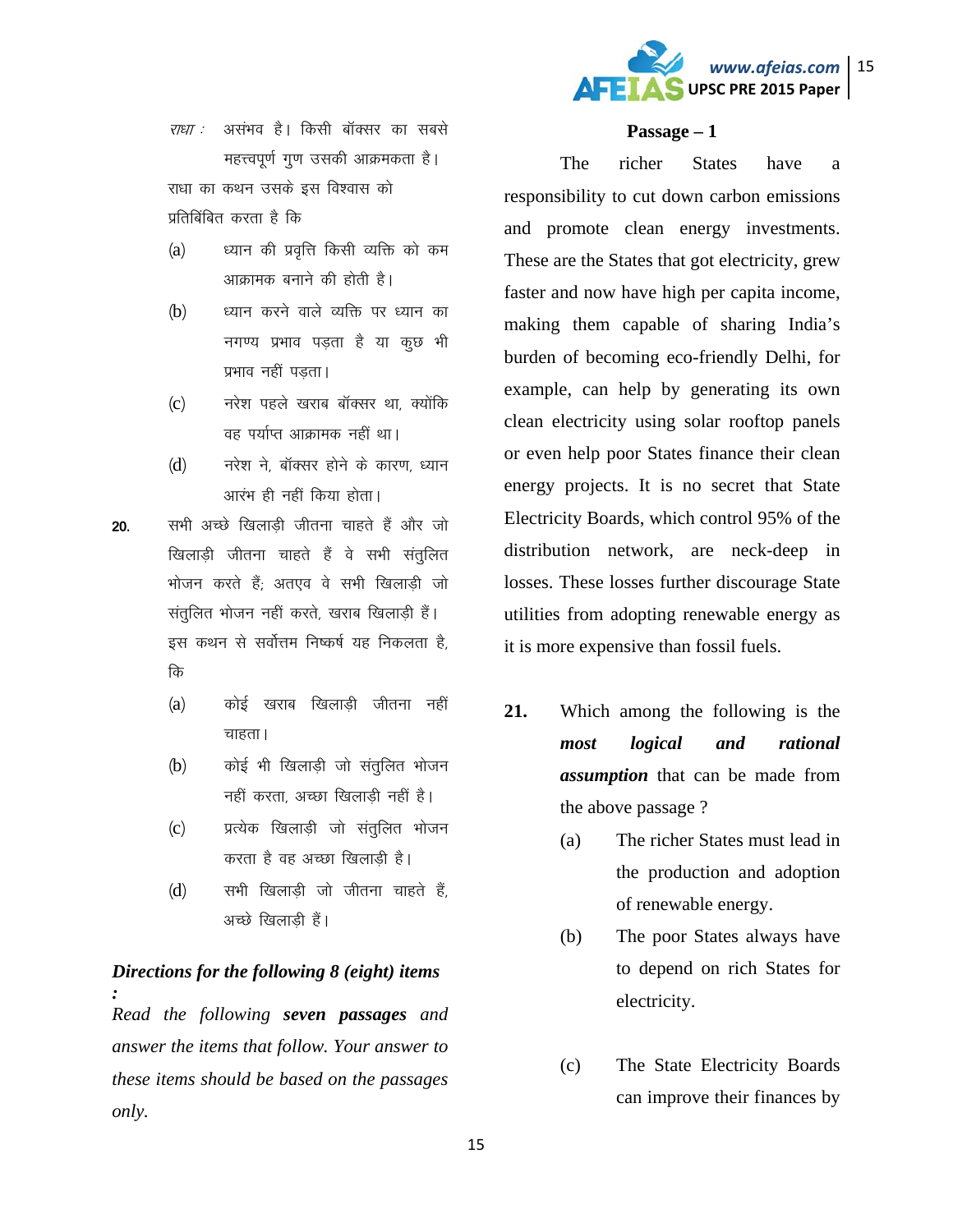*राधा :* असंभव है। किसी बॉक्सर का सबसे महत्त्वपूर्ण गुण उसकी आक्रमकता है।

राधा का कथन उसके इस विश्वास को प्रतिबिंबित करता है कि

(a) ध्यान की प्रवृत्ति किसी व्यक्ति को कम आक्रामक बनाने की होती है।

(b) ध्यान करने वाले व्यक्ति पर ध्यान का नगण्य प्रभाव पड़ता है या कुछ भी प्रभाव नहीं पड़ता।

(c) नरेश पहले खराब बॉक्सर था, क्योंकि वह पर्याप्त आक्रमक नहीं था।

(d) नरेश ने, बॉक्सर होने के कारण, ध्यान आरंभ ही नहीं किया होता।

**20.** सभी अच्छे खिलाड़ी जीतना चाहते हैं और जो खिलाड़ी जीतना चाहते हैं वे सभी संतुलित भोजन करते हैं; अतएव वे सभी खिलाड़ी जो संतुलित भोजन नहीं करते, खराब खिलाड़ी हैं। इस कथन से सर्वोत्तम निष्कर्ष यह निकलता है, कि

(a) कोई खराब खिलाड़ी जीतना नहीं चाहता।

(b) कोई भी खिलाड़ी जो संतुलित भोजन नहीं करता, अच्छा खिलाड़ी नहीं है।

(c) प्रत्येक खिलाड़ी जो संतुलित भोजन करता है वह अच्छा खिलाड़ी है।

(d) सभी खिलाड़ी जो जीतना चाहते हैं, अच्छे खिलाड़ी हैं।

***Directions for the following 8 (eight) items :***

*Read the following **seven passages** and answer the items that follow. Your answer to these items should be based on the passages only.*

### Passage – 1

The richer States have a responsibility to cut down carbon emissions and promote clean energy investments. These are the States that got electricity, grew faster and now have high per capita income, making them capable of sharing India's burden of becoming eco-friendly Delhi, for example, can help by generating its own clean electricity using solar rooftop panels or even help poor States finance their clean energy projects. It is no secret that State Electricity Boards, which control 95% of the distribution network, are neck-deep in losses. These losses further discourage State utilities from adopting renewable energy as it is more expensive than fossil fuels.

**21.** Which among the following is the ***most logical and rational assumption*** that can be made from the above passage ?

(a) The richer States must lead in the production and adoption of renewable energy.

(b) The poor States always have to depend on rich States for electricity.

(c) The State Electricity Boards can improve their finances by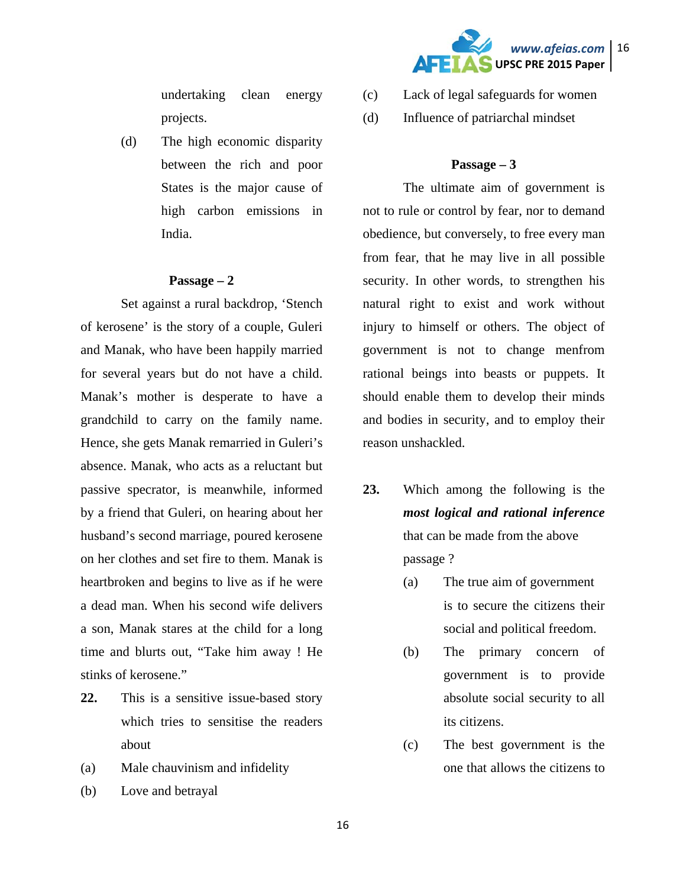undertaking clean energy projects.

(d) The high economic disparity between the rich and poor States is the major cause of high carbon emissions in India.

**Passage – 2**

Set against a rural backdrop, 'Stench of kerosene' is the story of a couple, Guleri and Manak, who have been happily married for several years but do not have a child. Manak's mother is desperate to have a grandchild to carry on the family name. Hence, she gets Manak remarried in Guleri's absence. Manak, who acts as a reluctant but passive specrator, is meanwhile, informed by a friend that Guleri, on hearing about her husband's second marriage, poured kerosene on her clothes and set fire to them. Manak is heartbroken and begins to live as if he were a dead man. When his second wife delivers a son, Manak stares at the child for a long time and blurts out, "Take him away ! He stinks of kerosene."

**22.** This is a sensitive issue-based story which tries to sensitise the readers about

(a) Male chauvinism and infidelity

(b) Love and betrayal

(c) Lack of legal safeguards for women

(d) Influence of patriarchal mindset

**Passage – 3**

The ultimate aim of government is not to rule or control by fear, nor to demand obedience, but conversely, to free every man from fear, that he may live in all possible security. In other words, to strengthen his natural right to exist and work without injury to himself or others. The object of government is not to change menfrom rational beings into beasts or puppets. It should enable them to develop their minds and bodies in security, and to employ their reason unshackled.

**23.** Which among the following is the ***most logical and rational inference*** that can be made from the above passage ?

(a) The true aim of government is to secure the citizens their social and political freedom.

(b) The primary concern of government is to provide absolute social security to all its citizens.

(c) The best government is the one that allows the citizens to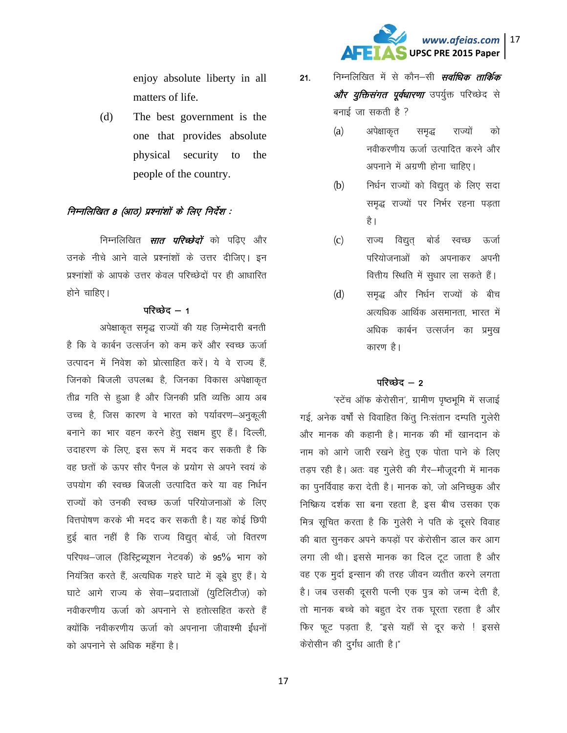enjoy absolute liberty in all matters of life.

(d) The best government is the one that provides absolute physical security to the people of the country.

*निम्नलिखित 8 (आठ) प्रश्नांशों के लिए निर्देश :*

निम्नलिखित ***सात परिच्छेदों*** को पढ़िए और उनके नीचे आने वाले प्रश्नांशों के उत्तर दीजिए। इन प्रश्नांशों के आपके उत्तर केवल परिच्छेदों पर ही आधारित होने चाहिए।

**परिच्छेद – 1**

अपेक्षाकृत समृद्ध राज्यों की यह ज़िम्मेदारी बनती है कि वे कार्बन उत्सर्जन को कम करें और स्वच्छ ऊर्जा उत्पादन में निवेश को प्रोत्साहित करें। ये वे राज्य हैं, जिनको बिजली उपलब्ध है, जिनका विकास अपेक्षाकृत तीव्र गति से हुआ है और जिनकी प्रति व्यक्ति आय अब उच्च है, जिस कारण वे भारत को पर्यावरण–अनुकूली बनाने का भार वहन करने हेतु सक्षम हुए हैं। दिल्ली, उदाहरण के लिए, इस रूप में मदद कर सकती है कि वह छतों के ऊपर सौर पैनल के प्रयोग से अपने स्वयं के उपयोग की स्वच्छ बिजली उत्पादित करे या वह निर्धन राज्यों को उनकी स्वच्छ ऊर्जा परियोजनाओं के लिए वित्तपोषण करके भी मदद कर सकती है। यह कोई छिपी हुई बात नहीं है कि राज्य विद्युत् बोर्ड, जो वितरण परिपथ–जाल (डिस्ट्रिब्यूशन नेटवर्क) के 95% भाग को नियंत्रित करते हैं, अत्यधिक गहरे घाटे में डूबे हुए हैं। ये घाटे आगे राज्य के सेवा–प्रदाताओं (युटिलिटीज़) को नवीकरणीय ऊर्जा को अपनाने से हतोत्सहित करते हैं क्योंकि नवीकरणीय ऊर्जा को अपनाना जीवाश्मी ईंधनों को अपनाने से अधिक महँगा है।

21. निम्नलिखित में से कौन–सी ***सर्वाधिक तार्किक और युक्तिसंगत पूर्वधारणा*** उपर्युक्त परिच्छेद से बनाई जा सकती है ?

(a) अपेक्षाकृत समृद्ध राज्यों को नवीकरणीय ऊर्जा उत्पादित करने और अपनाने में अग्रणी होना चाहिए।

(b) निर्धन राज्यों को विद्युत् के लिए सदा समृद्ध राज्यों पर निर्भर रहना पड़ता है।

(c) राज्य विद्युत् बोर्ड स्वच्छ ऊर्जा परियोजनाओं को अपनाकर अपनी वित्तीय स्थिति में सुधार ला सकते हैं।

(d) समृद्ध और निर्धन राज्यों के बीच अत्यधिक आर्थिक असमानता, भारत में अधिक कार्बन उत्सर्जन का प्रमुख कारण है।

**परिच्छेद – 2**

'स्टेंच ऑफ केरोसीन', ग्रामीण पृष्ठभूमि में सजाई गई, अनेक वर्षों से विवाहित किंतु निःसंतान दम्पति गुलेरी और मानक की कहानी है। मानक की माँ खानदान के नाम को आगे जारी रखने हेतु एक पोता पाने के लिए तड़प रही है। अतः वह गुलेरी की गैर–मौजूदगी में मानक का पुनर्विवाह करा देती है। मानक को, जो अनिच्छुक और निष्क्रिय दर्शक सा बना रहता है, इस बीच उसका एक मित्र सूचित करता है कि गुलेरी ने पति के दूसरे विवाह की बात सुनकर अपने कपड़ों पर केरोसीन डाल कर आग लगा ली थी। इससे मानक का दिल टूट जाता है और वह एक मुर्दा इन्सान की तरह जीवन व्यतीत करने लगता है। जब उसकी दूसरी पत्नी एक पुत्र को जन्म देती है, तो मानक बच्चे को बहुत देर तक घूरता रहता है और फिर फूट पड़ता है, "इसे यहाँ से दूर करो ! इससे केरोसीन की दुर्गंध आती है।"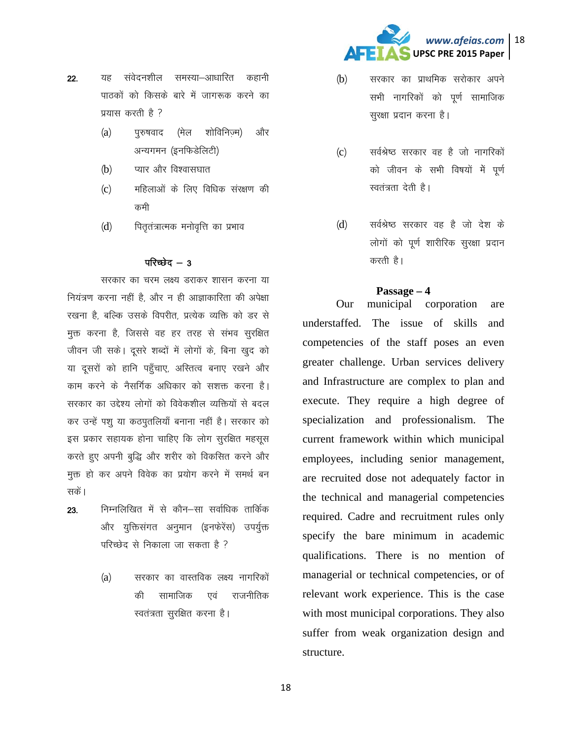22. यह संवेदनशील समस्या–आधारित कहानी पाठकों को किसके बारे में जागरूक करने का प्रयास करती है ?

 (a) पुरुषवाद (मेल शोविनिज़्म) और अन्यगमन (इनफिडेलिटी)

 (b) प्यार और विश्वासघात

 (c) महिलाओं के लिए विधिक संरक्षण की कमी

 (d) पितृतंत्रात्मक मनोवृत्ति का प्रभाव

### परिच्छेद – 3

सरकार का चरम लक्ष्य डराकर शासन करना या नियंत्रण करना नहीं है, और न ही आज्ञाकारिता की अपेक्षा रखना है, बल्कि उसके विपरीत, प्रत्येक व्यक्ति को डर से मुक्त करना है, जिससे वह हर तरह से संभव सुरक्षित जीवन जी सके। दूसरे शब्दों में लोगों के, बिना खुद को या दूसरों को हानि पहुँचाए, अस्तित्व बनाए रखने और काम करने के नैसर्गिक अधिकार को सशक्त करना है। सरकार का उद्देश्य लोगों को विवेकशील व्यक्तियों से बदल कर उन्हें पशु या कठपुतलियाँ बनाना नहीं है। सरकार को इस प्रकार सहायक होना चाहिए कि लोग सुरक्षित महसूस करते हुए अपनी बुद्धि और शरीर को विकसित करने और मुक्त हो कर अपने विवेक का प्रयोग करने में समर्थ बन सकें।

23. निम्नलिखित में से कौन–सा सर्वाधिक तार्किक और युक्तिसंगत अनुमान (इनफरेंस) उपर्युक्त परिच्छेद से निकाला जा सकता है ?

 (a) सरकार का वास्तविक लक्ष्य नागरिकों की सामाजिक एवं राजनीतिक स्वतंत्रता सुरक्षित करना है।

 (b) सरकार का प्राथमिक सरोकार अपने सभी नागरिकों को पूर्ण सामाजिक सुरक्षा प्रदान करना है।

 (c) सर्वश्रेष्ठ सरकार वह है जो नागरिकों को जीवन के सभी विषयों में पूर्ण स्वतंत्रता देती है।

 (d) सर्वश्रेष्ठ सरकार वह है जो देश के लोगों को पूर्ण शारीरिक सुरक्षा प्रदान करती है।

### Passage – 4

Our municipal corporation are understaffed. The issue of skills and competencies of the staff poses an even greater challenge. Urban services delivery and Infrastructure are complex to plan and execute. They require a high degree of specialization and professionalism. The current framework within which municipal employees, including senior management, are recruited dose not adequately factor in the technical and managerial competencies required. Cadre and recruitment rules only specify the bare minimum in academic qualifications. There is no mention of managerial or technical competencies, or of relevant work experience. This is the case with most municipal corporations. They also suffer from weak organization design and structure.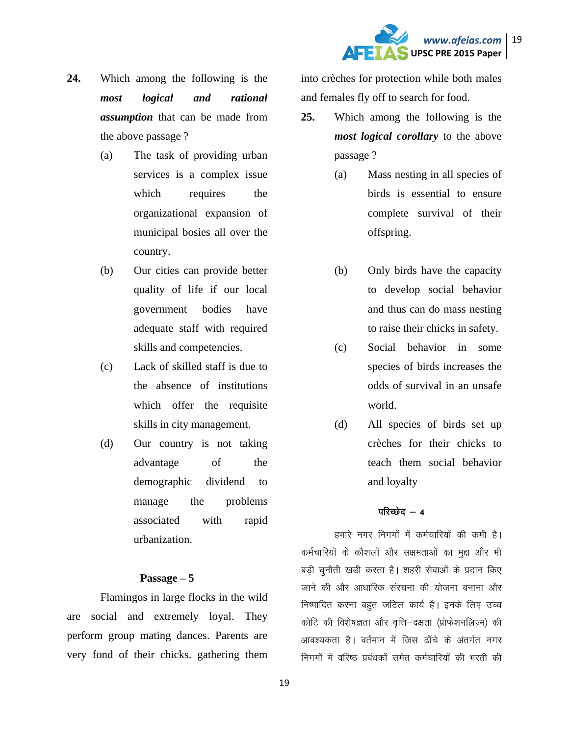**24.** Which among the following is the ***most logical and rational assumption*** that can be made from the above passage ?

(a) The task of providing urban services is a complex issue which requires the organizational expansion of municipal bosies all over the country.

(b) Our cities can provide better quality of life if our local government bodies have adequate staff with required skills and competencies.

(c) Lack of skilled staff is due to the absence of institutions which offer the requisite skills in city management.

(d) Our country is not taking advantage of the demographic dividend to manage the problems associated with rapid urbanization.

**Passage – 5**

Flamingos in large flocks in the wild are social and extremely loyal. They perform group mating dances. Parents are very fond of their chicks. gathering them into crèches for protection while both males and females fly off to search for food.

**25.** Which among the following is the ***most logical corollary*** to the above passage ?

(a) Mass nesting in all species of birds is essential to ensure complete survival of their offspring.

(b) Only birds have the capacity to develop social behavior and thus can do mass nesting to raise their chicks in safety.

(c) Social behavior in some species of birds increases the odds of survival in an unsafe world.

(d) All species of birds set up crèches for their chicks to teach them social behavior and loyalty

**परिच्छेद – 4**

हमारे नगर निगमों में कर्मचारियों की कमी है। कर्मचारियों के कौशलों और सक्षमताओं का मुद्दा और भी बड़ी चुनौती खड़ी करता है। शहरी सेवाओं के प्रदान किए जाने की और आधारिक संरचना की योजना बनाना और निष्पादित करना बहुत जटिल कार्य है। इनके लिए उच्च कोटि की विशेषज्ञता और वृत्ति–दक्षता (प्रोफेशनलिज़्म) की आवश्यकता है। वर्तमान में जिस ढाँचे के अंतर्गत नगर निगमों में वरिष्ठ प्रबंधकों समेत कर्मचारियों की भरती की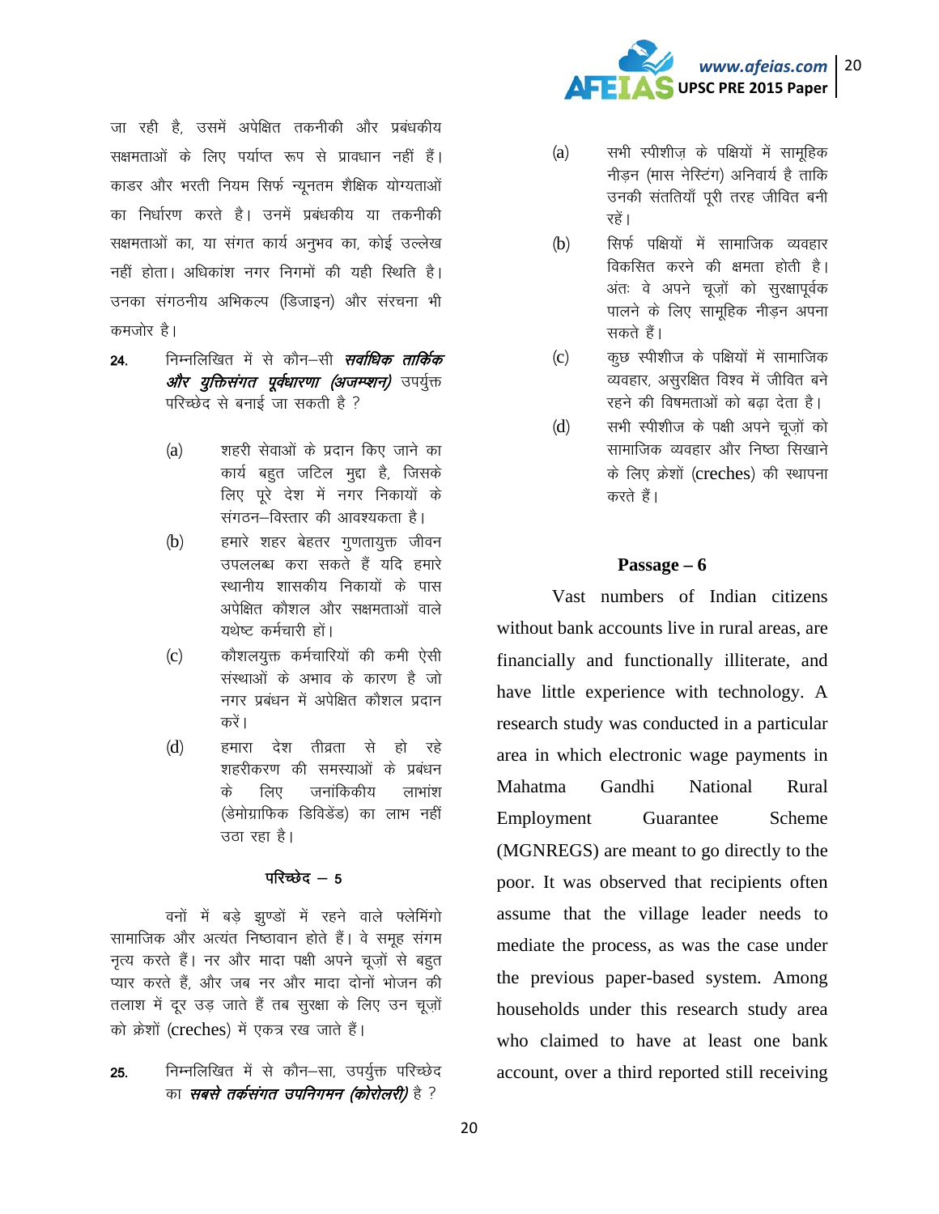जा रही है, उसमें अपेक्षित तकनीकी और प्रबंधकीय सक्षमताओं के लिए पर्याप्त रूप से प्रावधान नहीं हैं। काडर और भरती नियम सिर्फ न्यूनतम शैक्षिक योग्यताओं का निर्धारण करते है। उनमें प्रबंधकीय या तकनीकी सक्षमताओं का, या संगत कार्य अनुभव का, कोई उल्लेख नहीं होता। अधिकांश नगर निगमों की यही स्थिति है। उनका संगठनीय अभिकल्प (डिजाइन) और संरचना भी कमजोर है।

24. निम्नलिखित में से कौन–सी ***सर्वाधिक तार्किक और युक्तिसंगत पूर्वधारणा (अजम्प्शन)*** उपर्युक्त परिच्छेद से बनाई जा सकती है ?

    (a) शहरी सेवाओं के प्रदान किए जाने का कार्य बहुत जटिल मुद्दा है, जिसके लिए पूरे देश में नगर निकायों के संगठन–विस्तार की आवश्यकता है।

    (b) हमारे शहर बेहतर गुणतायुक्त जीवन उपललब्ध करा सकते हैं यदि हमारे स्थानीय शासकीय निकायों के पास अपेक्षित कौशल और सक्षमताओं वाले यथेष्ट कर्मचारी हों।

    (c) कौशलयुक्त कर्मचारियों की कमी ऐसी संस्थाओं के अभाव के कारण है जो नगर प्रबंधन में अपेक्षित कौशल प्रदान करें।

    (d) हमारा देश तीव्रता से हो रहे शहरीकरण की समस्याओं के प्रबंधन के लिए जनांकिकीय लाभांश (डेमोग्राफिक डिविडेंड) का लाभ नहीं उठा रहा है।

## परिच्छेद – 5

वनों में बड़े झुण्डों में रहने वाले फ्लेमिंगो सामाजिक और अत्यंत निष्ठावान होते हैं। वे समूह संगम नृत्य करते हैं। नर और मादा पक्षी अपने चूज़ों से बहुत प्यार करते हैं, और जब नर और मादा दोनों भोजन की तलाश में दूर उड़ जाते हैं तब सुरक्षा के लिए उन चूज़ों को क्रेशों (creches) में एकत्र रख जाते हैं।

25. निम्नलिखित में से कौन–सा, उपर्युक्त परिच्छेद का ***सबसे तर्कसंगत उपनिगमन (कोरोलरी)*** है ?

    (a) सभी स्पीशीज़ के पक्षियों में सामूहिक नीड़न (मास नेस्टिंग) अनिवार्य है ताकि उनकी संततियाँ पूरी तरह जीवित बनी रहें।

    (b) सिर्फ पक्षियों में सामाजिक व्यवहार विकसित करने की क्षमता होती है। अंतः वे अपने चूज़ों को सुरक्षापूर्वक पालने के लिए सामूहिक नीड़न अपना सकते हैं।

    (c) कुछ स्पीशीज के पक्षियों में सामाजिक व्यवहार, असुरक्षित विश्व में जीवित बने रहने की विषमताओं को बढ़ा देता है।

    (d) सभी स्पीशीज के पक्षी अपने चूज़ों को सामाजिक व्यवहार और निष्ठा सिखाने के लिए क्रेशों (creches) की स्थापना करते हैं।

## Passage – 6

Vast numbers of Indian citizens without bank accounts live in rural areas, are financially and functionally illiterate, and have little experience with technology. A research study was conducted in a particular area in which electronic wage payments in Mahatma Gandhi National Rural Employment Guarantee Scheme (MGNREGS) are meant to go directly to the poor. It was observed that recipients often assume that the village leader needs to mediate the process, as was the case under the previous paper-based system. Among households under this research study area who claimed to have at least one bank account, over a third reported still receiving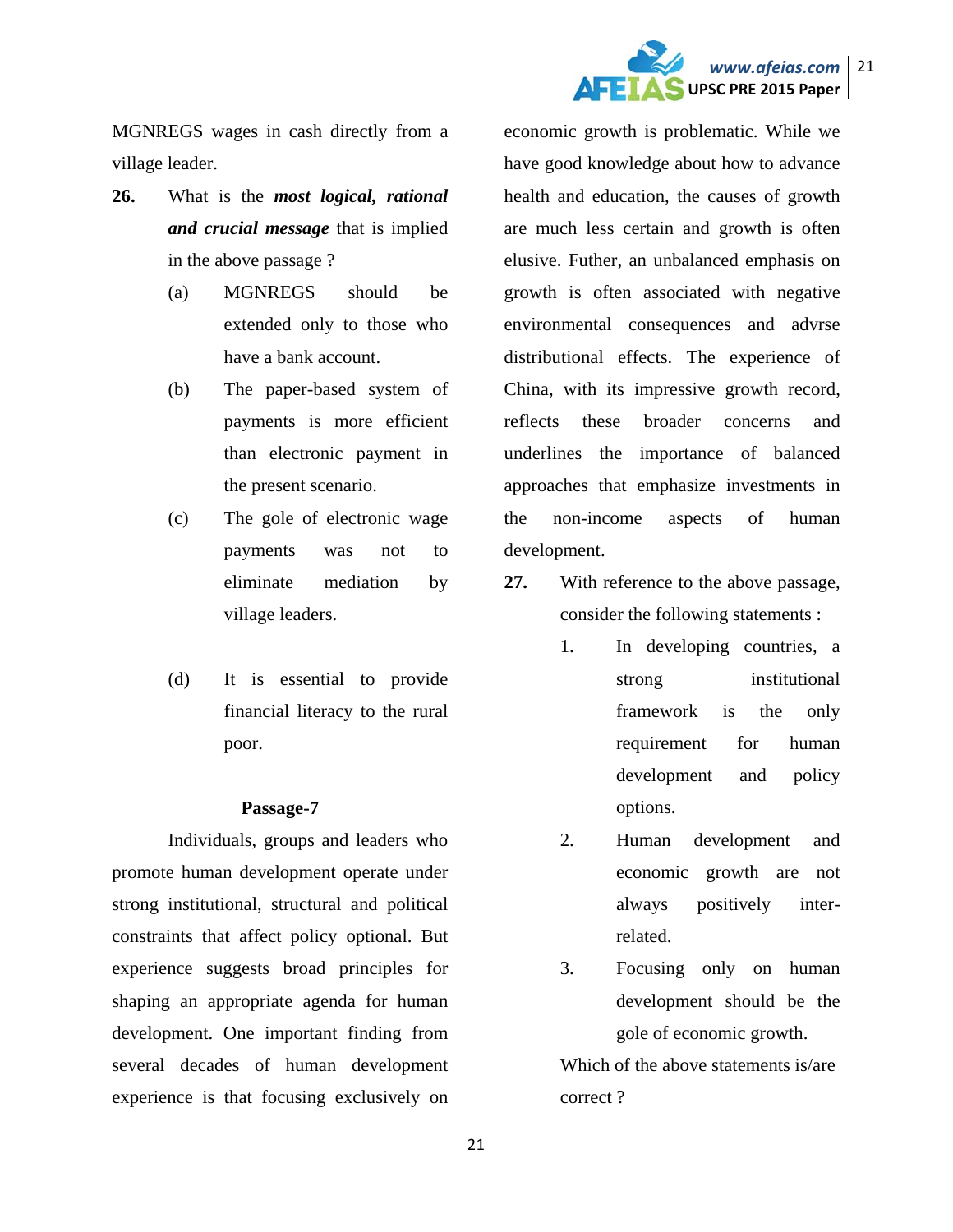MGNREGS wages in cash directly from a village leader.

**26.** What is the ***most logical, rational and crucial message*** that is implied in the above passage ?

(a) MGNREGS should be extended only to those who have a bank account.

(b) The paper-based system of payments is more efficient than electronic payment in the present scenario.

(c) The gole of electronic wage payments was not to eliminate mediation by village leaders.

(d) It is essential to provide financial literacy to the rural poor.

**Passage-7**

Individuals, groups and leaders who promote human development operate under strong institutional, structural and political constraints that affect policy optional. But experience suggests broad principles for shaping an appropriate agenda for human development. One important finding from several decades of human development experience is that focusing exclusively on economic growth is problematic. While we have good knowledge about how to advance health and education, the causes of growth are much less certain and growth is often elusive. Futher, an unbalanced emphasis on growth is often associated with negative environmental consequences and advrse distributional effects. The experience of China, with its impressive growth record, reflects these broader concerns and underlines the importance of balanced approaches that emphasize investments in the non-income aspects of human development.

**27.** With reference to the above passage, consider the following statements :

1. In developing countries, a strong institutional framework is the only requirement for human development and policy options.
2. Human development and economic growth are not always positively inter-related.
3. Focusing only on human development should be the gole of economic growth.

Which of the above statements is/are correct ?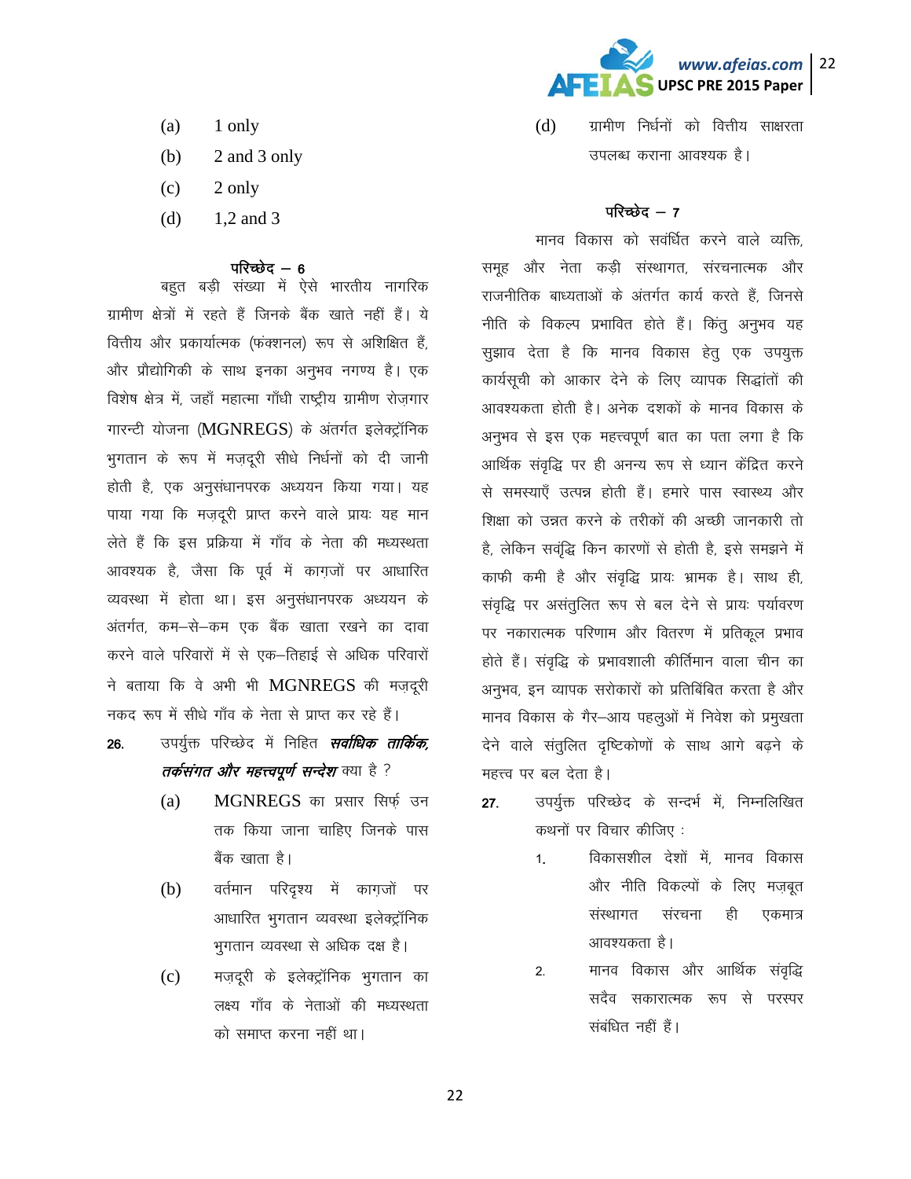(a) 1 only

(b) 2 and 3 only

(c) 2 only

(d) 1,2 and 3

**परिच्छेद – 6**

बहुत बड़ी संख्या में ऐसे भारतीय नागरिक ग्रामीण क्षेत्रों में रहते हैं जिनके बैंक खाते नहीं हैं। ये वित्तीय और प्रकार्यात्मक (फंक्शनल) रूप से अशिक्षित हैं, और प्रौद्योगिकी के साथ इनका अनुभव नगण्य है। एक विशेष क्षेत्र में, जहाँ महात्मा गाँधी राष्ट्रीय ग्रामीण रोज़गार गारन्टी योजना (MGNREGS) के अंतर्गत इलेक्ट्रॉनिक भुगतान के रूप में मज़दूरी सीधे निर्धनों को दी जानी होती है, एक अनुसंधानपरक अध्ययन किया गया। यह पाया गया कि मज़दूरी प्राप्त करने वाले प्रायः यह मान लेते हैं कि इस प्रक्रिया में गाँव के नेता की मध्यस्थता आवश्यक है, जैसा कि पूर्व में कागज़ों पर आधारित व्यवस्था में होता था। इस अनुसंधानपरक अध्ययन के अंतर्गत, कम–से–कम एक बैंक खाता रखने का दावा करने वाले परिवारों में से एक–तिहाई से अधिक परिवारों ने बताया कि वे अभी भी MGNREGS की मज़दूरी नकद रूप में सीधे गाँव के नेता से प्राप्त कर रहे हैं।

**26.** उपर्युक्त परिच्छेद में निहित ***सर्वाधिक तार्किक, तर्कसंगत और महत्त्वपूर्ण सन्देश*** क्या है ?

(a) MGNREGS का प्रसार सिर्फ़ उन तक किया जाना चाहिए जिनके पास बैंक खाता है।

(b) वर्तमान परिदृश्य में कागज़ों पर आधारित भुगतान व्यवस्था इलेक्ट्रॉनिक भुगतान व्यवस्था से अधिक दक्ष है।

(c) मज़दूरी के इलेक्ट्रॉनिक भुगतान का लक्ष्य गाँव के नेताओं की मध्यस्थता को समाप्त करना नहीं था।

(d) ग्रामीण निर्धनों को वित्तीय साक्षरता उपलब्ध कराना आवश्यक है।

**परिच्छेद – 7**

मानव विकास को संवर्धित करने वाले व्यक्ति, समूह और नेता कड़ी संस्थागत, संरचनात्मक और राजनीतिक बाध्यताओं के अंतर्गत कार्य करते हैं, जिनसे नीति के विकल्प प्रभावित होते हैं। किंतु अनुभव यह सुझाव देता है कि मानव विकास हेतु एक उपयुक्त कार्यसूची को आकार देने के लिए व्यापक सिद्धांतों की आवश्यकता होती है। अनेक दशकों के मानव विकास के अनुभव से इस एक महत्त्वपूर्ण बात का पता लगा है कि आर्थिक संवृद्धि पर ही अनन्य रूप से ध्यान केंद्रित करने से समस्याएँ उत्पन्न होती हैं। हमारे पास स्वास्थ्य और शिक्षा को उन्नत करने के तरीकों की अच्छी जानकारी तो है, लेकिन सवृंद्धि किन कारणों से होती है, इसे समझने में काफी कमी है और संवृद्धि प्रायः भ्रामक है। साथ ही, संवृद्धि पर असंतुलित रूप से बल देने से प्रायः पर्यावरण पर नकारात्मक परिणाम और वितरण में प्रतिकूल प्रभाव होते हैं। संवृद्धि के प्रभावशाली कीर्तिमान वाला चीन का अनुभव, इन व्यापक सरोकारों को प्रतिबिंबित करता है और मानव विकास के गैर–आय पहलुओं में निवेश को प्रमुखता देने वाले संतुलित दृष्टिकोणों के साथ आगे बढ़ने के महत्त्व पर बल देता है।

**27.** उपर्युक्त परिच्छेद के सन्दर्भ में, निम्नलिखित कथनों पर विचार कीजिए :

1. विकासशील देशों में, मानव विकास और नीति विकल्पों के लिए मज़बूत संस्थागत संरचना ही एकमात्र आवश्यकता है।
2. मानव विकास और आर्थिक संवृद्धि सदैव सकारात्मक रूप से परस्पर संबंधित नहीं हैं।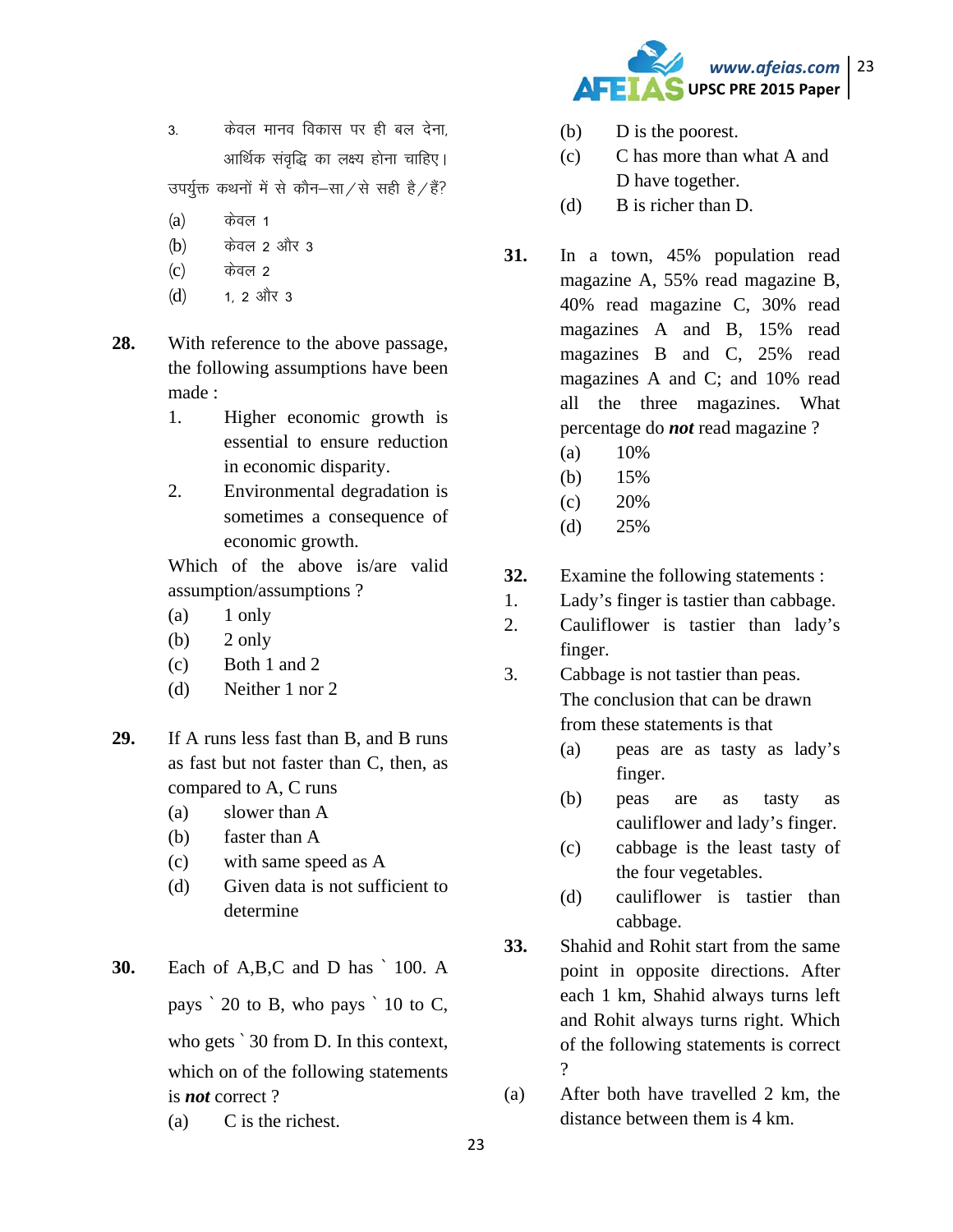3. केवल मानव विकास पर ही बल देना, आर्थिक संवृद्धि का लक्ष्य होना चाहिए।

उपर्युक्त कथनों में से कौन–सा/से सही है/हैं?

(a) केवल 1
(b) केवल 2 और 3
(c) केवल 2
(d) 1, 2 और 3

**28.** With reference to the above passage, the following assumptions have been made :

1. Higher economic growth is essential to ensure reduction in economic disparity.
2. Environmental degradation is sometimes a consequence of economic growth.

Which of the above is/are valid assumption/assumptions ?

(a) 1 only
(b) 2 only
(c) Both 1 and 2
(d) Neither 1 nor 2

**29.** If A runs less fast than B, and B runs as fast but not faster than C, then, as compared to A, C runs

(a) slower than A
(b) faster than A
(c) with same speed as A
(d) Given data is not sufficient to determine

**30.** Each of A,B,C and D has ` 100. A pays ` 20 to B, who pays ` 10 to C, who gets ` 30 from D. In this context, which on of the following statements is ***not*** correct ?

(a) C is the richest.
(b) D is the poorest.
(c) C has more than what A and D have together.
(d) B is richer than D.

**31.** In a town, 45% population read magazine A, 55% read magazine B, 40% read magazine C, 30% read magazines A and B, 15% read magazines B and C, 25% read magazines A and C; and 10% read all the three magazines. What percentage do ***not*** read magazine ?

(a) 10%
(b) 15%
(c) 20%
(d) 25%

**32.** Examine the following statements :

1. Lady's finger is tastier than cabbage.
2. Cauliflower is tastier than lady's finger.
3. Cabbage is not tastier than peas.

The conclusion that can be drawn from these statements is that

(a) peas are as tasty as lady's finger.
(b) peas are as tasty as cauliflower and lady's finger.
(c) cabbage is the least tasty of the four vegetables.
(d) cauliflower is tastier than cabbage.

**33.** Shahid and Rohit start from the same point in opposite directions. After each 1 km, Shahid always turns left and Rohit always turns right. Which of the following statements is correct ?

(a) After both have travelled 2 km, the distance between them is 4 km.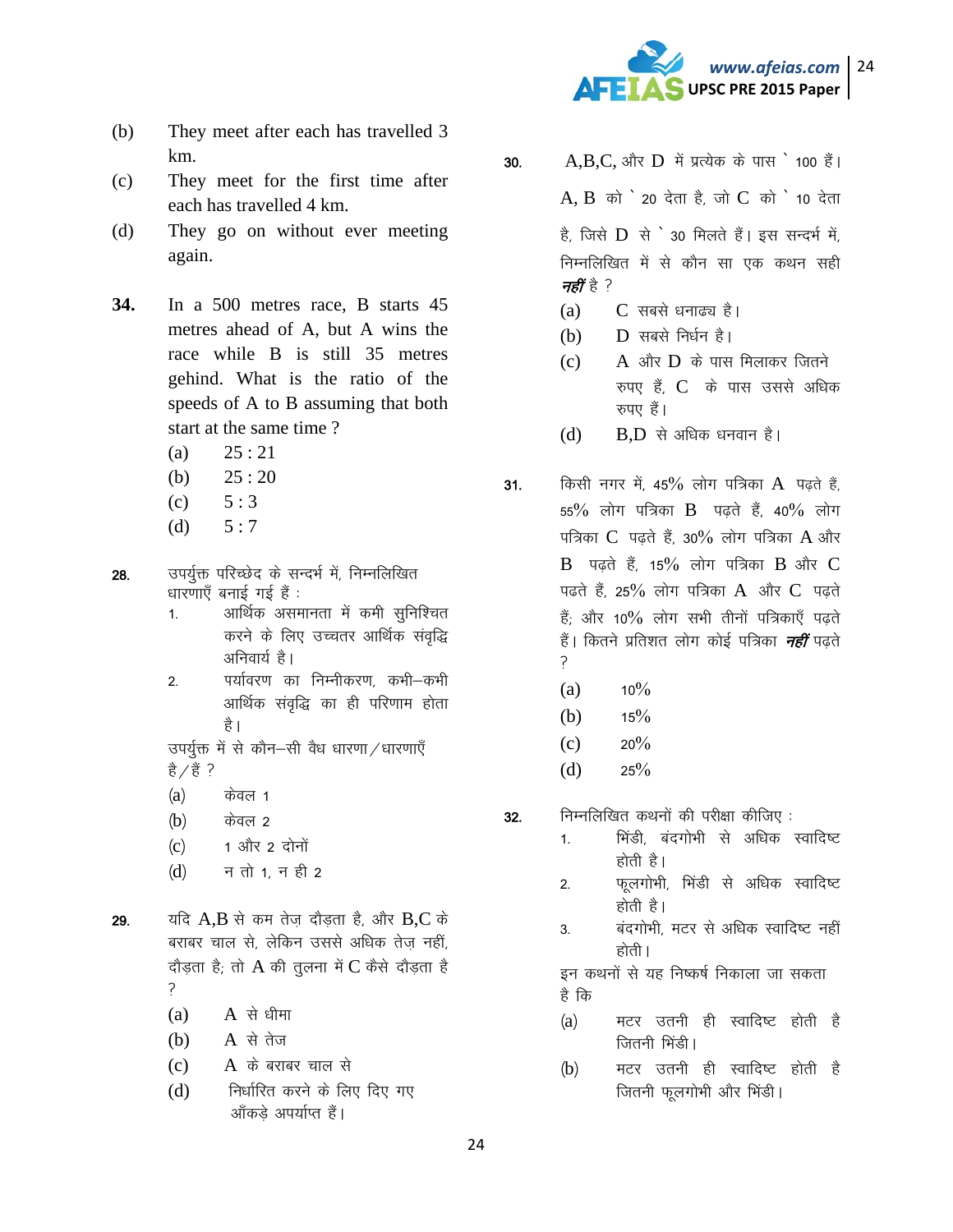(b) They meet after each has travelled 3 km.

(c) They meet for the first time after each has travelled 4 km.

(d) They go on without ever meeting again.

**34.** In a 500 metres race, B starts 45 metres ahead of A, but A wins the race while B is still 35 metres gehind. What is the ratio of the speeds of A to B assuming that both start at the same time ?

(a) 25 : 21

(b) 25 : 20

(c) 5 : 3

(d) 5 : 7

**28.** उपर्युक्त परिच्छेद के सन्दर्भ में, निम्नलिखित धारणाएँ बनाई गई हैं :

1. आर्थिक असमानता में कमी सुनिश्चित करने के लिए उच्चतर आर्थिक संवृद्धि अनिवार्य है।
2. पर्यावरण का निम्नीकरण, कभी–कभी आर्थिक संवृद्धि का ही परिणाम होता है।

उपर्युक्त में से कौन–सी वैध धारणा/धारणाएँ है/हैं ?

(a) केवल 1

(b) केवल 2

(c) 1 और 2 दोनों

(d) न तो 1, न ही 2

**29.** यदि A,B से कम तेज़ दौड़ता है, और B,C के बराबर चाल से, लेकिन उससे अधिक तेज़ नहीं, दौड़ता है; तो A की तुलना में C कैसे दौड़ता है ?

(a) A से धीमा

(b) A से तेज

(c) A के बराबर चाल से

(d) निर्धारित करने के लिए दिए गए आँकड़े अपर्याप्त हैं।

**30.** A,B,C, और D में प्रत्येक के पास ` 100 हैं। A, B को ` 20 देता है, जो C को ` 10 देता है, जिसे D से ` 30 मिलते हैं। इस सन्दर्भ में, निम्नलिखित में से कौन सा एक कथन सही ***नहीं*** है ?

(a) C सबसे धनाढ्य है।

(b) D सबसे निर्धन है।

(c) A और D के पास मिलाकर जितने रुपए हैं, C के पास उससे अधिक रुपए हैं।

(d) B,D से अधिक धनवान है।

**31.** किसी नगर में, 45% लोग पत्रिका A पढ़ते हैं, 55% लोग पत्रिका B पढ़ते हैं, 40% लोग पत्रिका C पढ़ते हैं, 30% लोग पत्रिका A और B पढ़ते हैं, 15% लोग पत्रिका B और C पढते हैं, 25% लोग पत्रिका A और C पढ़ते हैं; और 10% लोग सभी तीनों पत्रिकाएँ पढ़ते हैं। कितने प्रतिशत लोग कोई पत्रिका ***नहीं*** पढ़ते ?

(a) 10%

(b) 15%

(c) 20%

(d) 25%

**32.** निम्नलिखित कथनों की परीक्षा कीजिए :

1. भिंडी, बंदगोभी से अधिक स्वादिष्ट होती है।
2. फूलगोभी, भिंडी से अधिक स्वादिष्ट होती है।
3. बंदगोभी, मटर से अधिक स्वादिष्ट नहीं होती।

इन कथनों से यह निष्कर्ष निकाला जा सकता है कि

(a) मटर उतनी ही स्वादिष्ट होती है जितनी भिंडी।

(b) मटर उतनी ही स्वादिष्ट होती है जितनी फूलगोभी और भिंडी।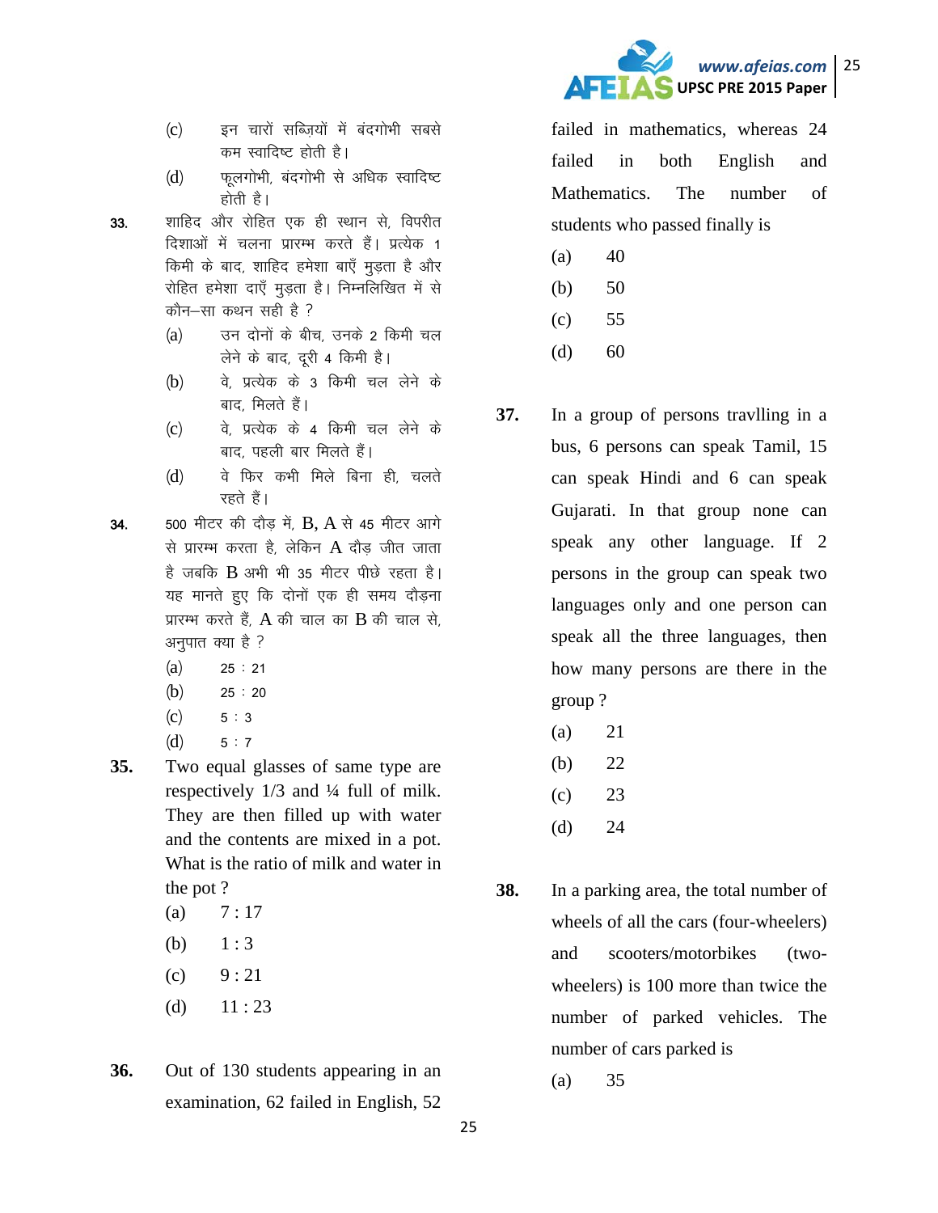(c) इन चारों सब्ज़ियों में बंदगोभी सबसे कम स्वादिष्ट होती है।

(d) फूलगोभी, बंदगोभी से अधिक स्वादिष्ट होती है।

**33.** शाहिद और रोहित एक ही स्थान से, विपरीत दिशाओं में चलना प्रारम्भ करते हैं। प्रत्येक 1 किमी के बाद, शाहिद हमेशा बाएँ मुड़ता है और रोहित हमेशा दाएँ मुड़ता है। निम्नलिखित में से कौन–सा कथन सही है ?

(a) उन दोनों के बीच, उनके 2 किमी चल लेने के बाद, दूरी 4 किमी है।

(b) वे, प्रत्येक के 3 किमी चल लेने के बाद, मिलते हैं।

(c) वे, प्रत्येक के 4 किमी चल लेने के बाद, पहली बार मिलते हैं।

(d) वे फिर कभी मिले बिना ही, चलते रहते हैं।

**34.** 500 मीटर की दौड़ में, B, A से 45 मीटर आगे से प्रारम्भ करता है, लेकिन A दौड़ जीत जाता है जबकि B अभी भी 35 मीटर पीछे रहता है। यह मानते हुए कि दोनों एक ही समय दौड़ना प्रारम्भ करते हैं, A की चाल का B की चाल से, अनुपात क्या है ?

(a) 25 : 21

(b) 25 : 20

(c) 5 : 3

(d) 5 : 7

**35.** Two equal glasses of same type are respectively 1/3 and ¼ full of milk. They are then filled up with water and the contents are mixed in a pot. What is the ratio of milk and water in the pot ?

(a) 7 : 17

(b) 1 : 3

(c) 9 : 21

(d) 11 : 23

**36.** Out of 130 students appearing in an examination, 62 failed in English, 52 failed in mathematics, whereas 24 failed in both English and Mathematics. The number of students who passed finally is

(a) 40

(b) 50

(c) 55

(d) 60

**37.** In a group of persons travlling in a bus, 6 persons can speak Tamil, 15 can speak Hindi and 6 can speak Gujarati. In that group none can speak any other language. If 2 persons in the group can speak two languages only and one person can speak all the three languages, then how many persons are there in the group ?

(a) 21

(b) 22

(c) 23

(d) 24

**38.** In a parking area, the total number of wheels of all the cars (four-wheelers) and scooters/motorbikes (two-wheelers) is 100 more than twice the number of parked vehicles. The number of cars parked is

(a) 35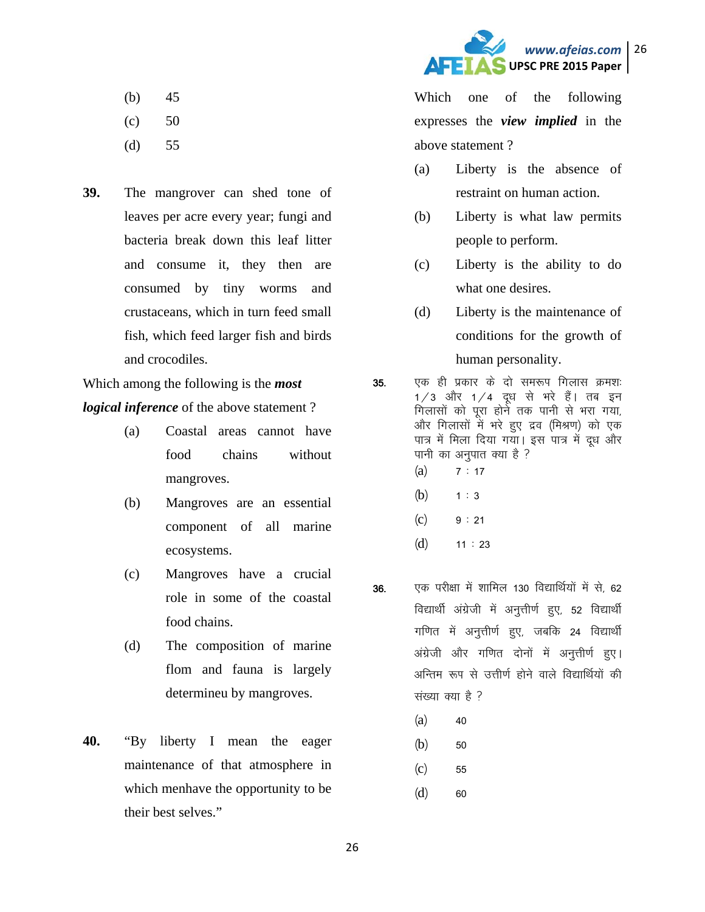(b) 45

(c) 50

(d) 55

**39.** The mangrover can shed tone of leaves per acre every year; fungi and bacteria break down this leaf litter and consume it, they then are consumed by tiny worms and crustaceans, which in turn feed small fish, which feed larger fish and birds and crocodiles.

Which among the following is the ***most logical inference*** of the above statement ?

(a) Coastal areas cannot have food chains without mangroves.

(b) Mangroves are an essential component of all marine ecosystems.

(c) Mangroves have a crucial role in some of the coastal food chains.

(d) The composition of marine flom and fauna is largely determineu by mangroves.

**40.** "By liberty I mean the eager maintenance of that atmosphere in which menhave the opportunity to be their best selves."

Which one of the following expresses the ***view implied*** in the above statement ?

(a) Liberty is the absence of restraint on human action.

(b) Liberty is what law permits people to perform.

(c) Liberty is the ability to do what one desires.

(d) Liberty is the maintenance of conditions for the growth of human personality.

**35.** एक ही प्रकार के दो समरूप गिलास क्रमशः 1/3 और 1/4 दूध से भरे हैं। तब इन गिलासों को पूरा होने तक पानी से भरा गया, और गिलासों में भरे हुए द्रव (मिश्रण) को एक पात्र में मिला दिया गया। इस पात्र में दूध और पानी का अनुपात क्या है ?

(a) 7 : 17

(b) 1 : 3

(c) 9 : 21

(d) 11 : 23

**36.** एक परीक्षा में शामिल 130 विद्यार्थियों में से, 62 विद्यार्थी अंग्रेजी में अनुत्तीर्ण हुए, 52 विद्यार्थी गणित में अनुत्तीर्ण हुए, जबकि 24 विद्यार्थी अंग्रेजी और गणित दोनों में अनुत्तीर्ण हुए। अन्तिम रूप से उत्तीर्ण होने वाले विद्यार्थियों की संख्या क्या है ?

(a) 40

(b) 50

(c) 55

(d) 60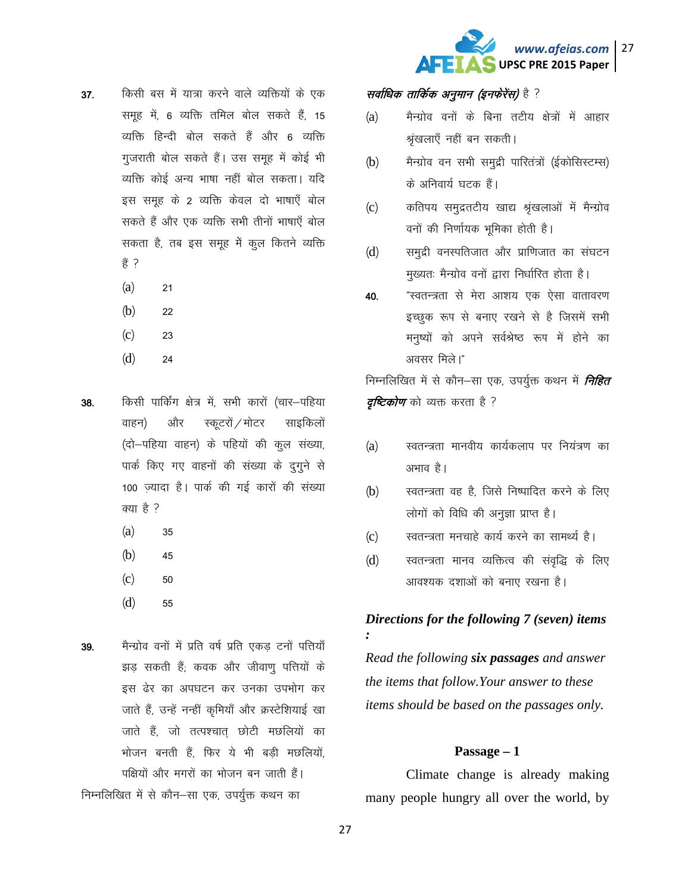37. किसी बस में यात्रा करने वाले व्यक्तियों के एक समूह में, 6 व्यक्ति तमिल बोल सकते हैं, 15 व्यक्ति हिन्दी बोल सकते हैं और 6 व्यक्ति गुजराती बोल सकते हैं। उस समूह में कोई भी व्यक्ति कोई अन्य भाषा नहीं बोल सकता। यदि इस समूह के 2 व्यक्ति केवल दो भाषाएँ बोल सकते हैं और एक व्यक्ति सभी तीनों भाषाएँ बोल सकता है, तब इस समूह में कुल कितने व्यक्ति हैं ?

(a) 21

(b) 22

(c) 23

(d) 24

38. किसी पार्किंग क्षेत्र में, सभी कारों (चार–पहिया वाहन) और स्कूटरों / मोटर साइकिलों (दो–पहिया वाहन) के पहियों की कुल संख्या, पार्क किए गए वाहनों की संख्या के दुगुने से 100 ज़्यादा है। पार्क की गई कारों की संख्या क्या है ?

(a) 35

(b) 45

(c) 50

(d) 55

39. मैन्ग्रोव वनों में प्रति वर्ष प्रति एकड़ टनों पत्तियाँ झड़ सकती हैं; कवक और जीवाणु पत्तियों के इस ढेर का अपघटन कर उनका उपभोग कर जाते हैं, उन्हें नन्हीं कृमियाँ और क्रस्टेशियाई खा जाते हैं, जो तत्पश्चात् छोटी मछलियों का भोजन बनती हैं, फिर ये भी बड़ी मछलियों, पक्षियों और मगरों का भोजन बन जाती हैं।

निम्नलिखित में से कौन–सा एक, उपर्युक्त कथन का ***सर्वाधिक तार्किक अनुमान (इनफेरेंस)*** है ?

(a) मैन्ग्रोव वनों के बिना तटीय क्षेत्रों में आहार श्रृंखलाएँ नहीं बन सकती।

(b) मैन्ग्रोव वन सभी समुद्री पारितंत्रों (ईकोसिस्टम्स) के अनिवार्य घटक हैं।

(c) कतिपय समुद्रतटीय खाद्य श्रृंखलाओं में मैन्ग्रोव वनों की निर्णायक भूमिका होती है।

(d) समुद्री वनस्पतिजात और प्राणिजात का संघटन मुख्यतः मैन्ग्रोव वनों द्वारा निर्धारित होता है।

40. "स्वतन्त्रता से मेरा आशय एक ऐसा वातावरण इच्छुक रूप से बनाए रखने से है जिसमें सभी मनुष्यों को अपने सर्वश्रेष्ठ रूप में होने का अवसर मिले।"

निम्नलिखित में से कौन–सा एक, उपर्युक्त कथन में ***निहित दृष्टिकोण*** को व्यक्त करता है ?

(a) स्वतन्त्रता मानवीय कार्यकलाप पर नियंत्रण का अभाव है।

(b) स्वतन्त्रता वह है, जिसे निष्पादित करने के लिए लोगों को विधि की अनुज्ञा प्राप्त है।

(c) स्वतन्त्रता मनचाहे कार्य करने का सामर्थ्य है।

(d) स्वतन्त्रता मानव व्यक्तित्व की संवृद्धि के लिए आवश्यक दशाओं को बनाए रखना है।

***Directions for the following 7 (seven) items :***

*Read the following* ***six passages*** *and answer the items that follow. Your answer to these items should be based on the passages only.*

**Passage – 1**

Climate change is already making many people hungry all over the world, by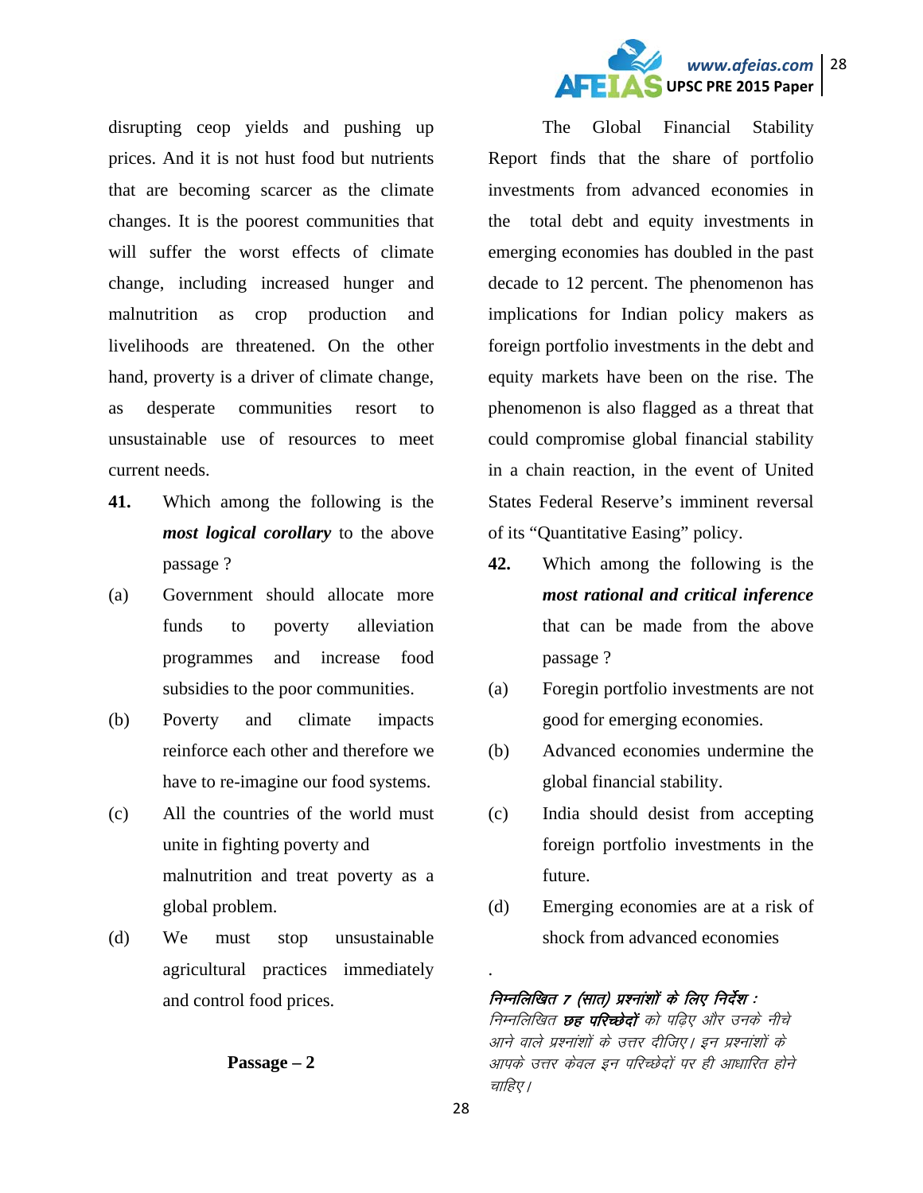disrupting ceop yields and pushing up prices. And it is not hust food but nutrients that are becoming scarcer as the climate changes. It is the poorest communities that will suffer the worst effects of climate change, including increased hunger and malnutrition as crop production and livelihoods are threatened. On the other hand, proverty is a driver of climate change, as desperate communities resort to unsustainable use of resources to meet current needs.

**41.** Which among the following is the ***most logical corollary*** to the above passage ?

(a) Government should allocate more funds to poverty alleviation programmes and increase food subsidies to the poor communities.

(b) Poverty and climate impacts reinforce each other and therefore we have to re-imagine our food systems.

(c) All the countries of the world must unite in fighting poverty and malnutrition and treat poverty as a global problem.

(d) We must stop unsustainable agricultural practices immediately and control food prices.

**Passage – 2**

The Global Financial Stability Report finds that the share of portfolio investments from advanced economies in the total debt and equity investments in emerging economies has doubled in the past decade to 12 percent. The phenomenon has implications for Indian policy makers as foreign portfolio investments in the debt and equity markets have been on the rise. The phenomenon is also flagged as a threat that could compromise global financial stability in a chain reaction, in the event of United States Federal Reserve's imminent reversal of its "Quantitative Easing" policy.

**42.** Which among the following is the ***most rational and critical inference*** that can be made from the above passage ?

(a) Foregin portfolio investments are not good for emerging economies.

(b) Advanced economies undermine the global financial stability.

(c) India should desist from accepting foreign portfolio investments in the future.

(d) Emerging economies are at a risk of shock from advanced economies

.

***निम्नलिखित 7 (सात) प्रश्नांशों के लिए निर्देश :***

*निम्नलिखित **छह परिच्छेदों** को पढ़िए और उनके नीचे आने वाले प्रश्नांशों के उत्तर दीजिए। इन प्रश्नांशों के आपके उत्तर केवल इन परिच्छेदों पर ही आधारित होने चाहिए।*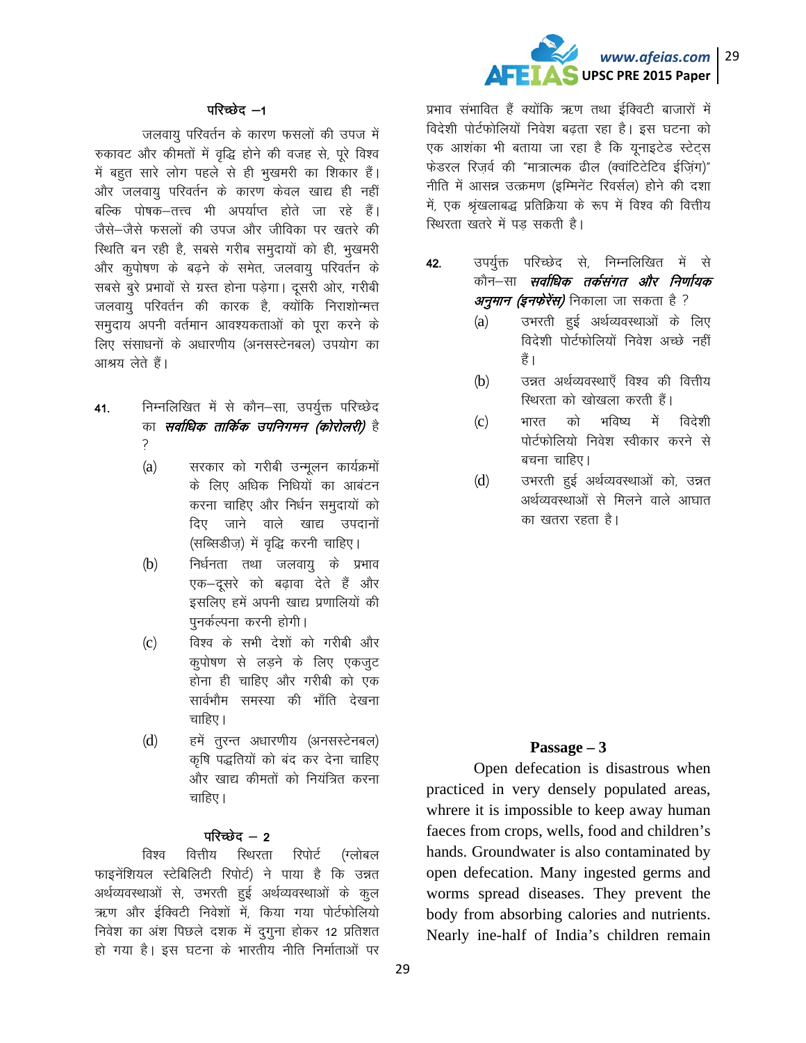### परिच्छेद –1

जलवायु परिवर्तन के कारण फसलों की उपज में रुकावट और कीमतों में वृद्धि होने की वजह से, पूरे विश्व में बहुत सारे लोग पहले से ही भुखमरी का शिकार हैं। और जलवायु परिवर्तन के कारण केवल खाद्य ही नहीं बल्कि पोषक–तत्त्व भी अपर्याप्त होते जा रहे हैं। जैसे–जैसे फसलों की उपज और जीविका पर खतरे की स्थिति बन रही है, सबसे गरीब समुदायों को ही, भुखमरी और कुपोषण के बढ़ने के समेत, जलवायु परिवर्तन के सबसे बुरे प्रभावों से ग्रस्त होना पड़ेगा। दूसरी ओर, गरीबी जलवायु परिवर्तन की कारक है, क्योंकि निराशोन्मत्त समुदाय अपनी वर्तमान आवश्यकताओं को पूरा करने के लिए संसाधनों के अधारणीय (अनसस्टेनबल) उपयोग का आश्रय लेते हैं।

41. निम्नलिखित में से कौन–सा, उपर्युक्त परिच्छेद का ***सर्वाधिक तार्किक उपनिगमन (कोरोलरी)*** है ?
    - (a) सरकार को गरीबी उन्मूलन कार्यक्रमों के लिए अधिक निधियों का आबंटन करना चाहिए और निर्धन समुदायों को दिए जाने वाले खाद्य उपदानों (सब्सिडीज़) में वृद्धि करनी चाहिए।
    - (b) निर्धनता तथा जलवायु के प्रभाव एक–दूसरे को बढ़ावा देते हैं और इसलिए हमें अपनी खाद्य प्रणालियों की पुनर्कल्पना करनी होगी।
    - (c) विश्व के सभी देशों को गरीबी और कुपोषण से लड़ने के लिए एकजुट होना ही चाहिए और गरीबी को एक सार्वभौम समस्या की भाँति देखना चाहिए।
    - (d) हमें तुरन्त अधारणीय (अनसस्टेनबल) कृषि पद्धतियों को बंद कर देना चाहिए और खाद्य कीमतों को नियंत्रित करना चाहिए।

### परिच्छेद – 2

विश्व वित्तीय स्थिरता रिपोर्ट (ग्लोबल फाइनेंशियल स्टेबिलिटी रिपोर्ट) ने पाया है कि उन्नत अर्थव्यवस्थाओं से, उभरती हुई अर्थव्यवस्थाओं के कुल ऋण और ईक्विटी निवेशों में, किया गया पोर्टफोलियो निवेश का अंश पिछले दशक में दुगुना होकर 12 प्रतिशत हो गया है। इस घटना के भारतीय नीति निर्माताओं पर प्रभाव संभावित हैं क्योंकि ऋण तथा ईक्विटी बाजारों में विदेशी पोर्टफोलियों निवेश बढ़ता रहा है। इस घटना को एक आशंका भी बताया जा रहा है कि यूनाइटेड स्टेट्स फेडरल रिज़र्व की "मात्रात्मक ढील (क्वांटिटेटिव ईज़िंग)" नीति में आसन्न उत्क्रमण (इम्मिनेंट रिवर्सल) होने की दशा में, एक श्रृंखलाबद्ध प्रतिक्रिया के रूप में विश्व की वित्तीय स्थिरता खतरे में पड़ सकती है।

42. उपर्युक्त परिच्छेद से, निम्नलिखित में से कौन–सा ***सर्वाधिक तर्कसंगत और निर्णायक अनुमान (इनफरेंस)*** निकाला जा सकता है ?
    - (a) उभरती हुई अर्थव्यवस्थाओं के लिए विदेशी पोर्टफोलियों निवेश अच्छे नहीं हैं।
    - (b) उन्नत अर्थव्यवस्थाएँ विश्व की वित्तीय स्थिरता को खोखला करती हैं।
    - (c) भारत को भविष्य में विदेशी पोर्टफोलियो निवेश स्वीकार करने से बचना चाहिए।
    - (d) उभरती हुई अर्थव्यवस्थाओं को, उन्नत अर्थव्यवस्थाओं से मिलने वाले आघात का खतरा रहता है।

### Passage – 3

Open defecation is disastrous when practiced in very densely populated areas, whrere it is impossible to keep away human faeces from crops, wells, food and children's hands. Groundwater is also contaminated by open defecation. Many ingested germs and worms spread diseases. They prevent the body from absorbing calories and nutrients. Nearly ine-half of India's children remain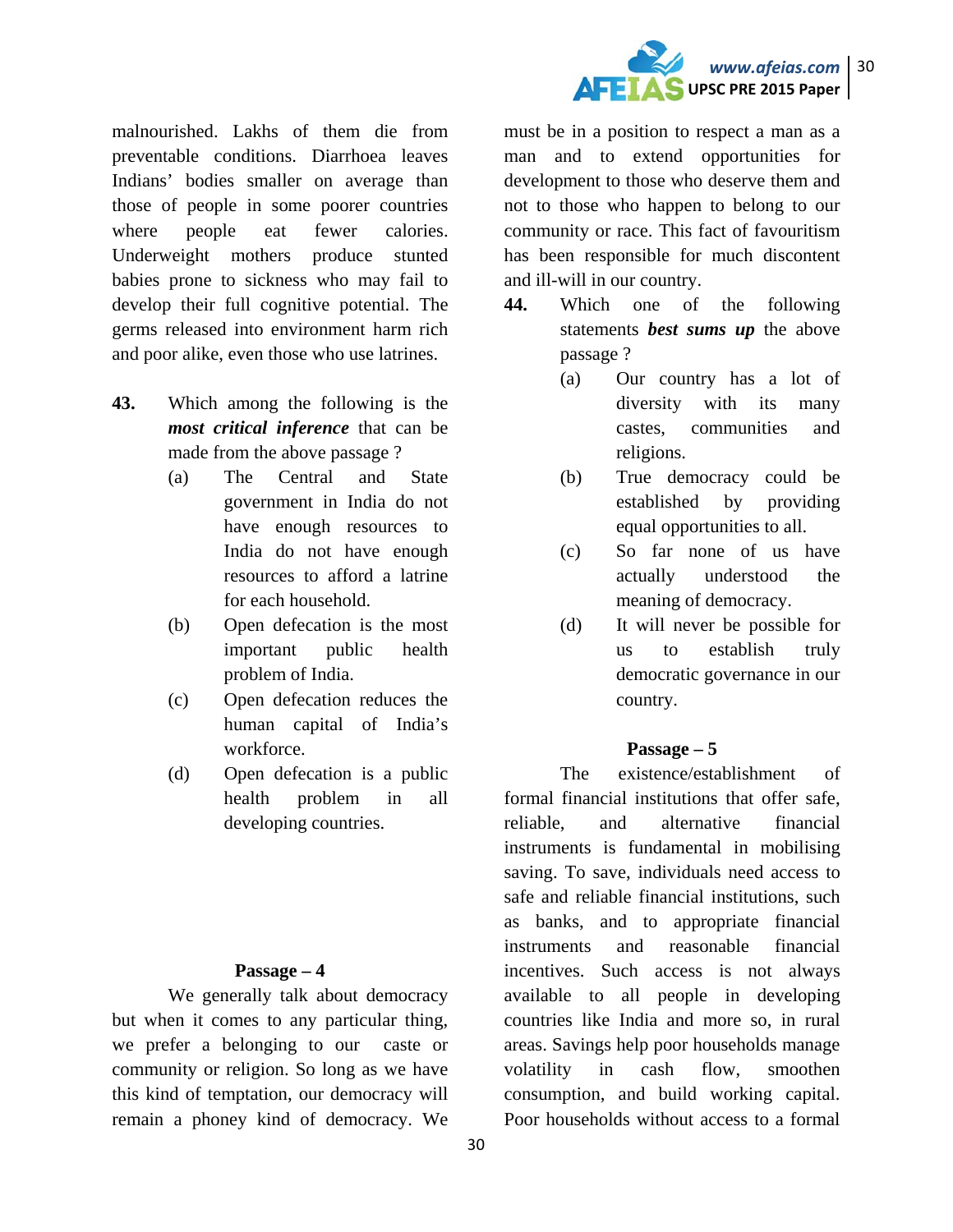malnourished. Lakhs of them die from preventable conditions. Diarrhoea leaves Indians' bodies smaller on average than those of people in some poorer countries where people eat fewer calories. Underweight mothers produce stunted babies prone to sickness who may fail to develop their full cognitive potential. The germs released into environment harm rich and poor alike, even those who use latrines.

**43.** Which among the following is the ***most critical inference*** that can be made from the above passage ?

(a) The Central and State government in India do not have enough resources to India do not have enough resources to afford a latrine for each household.

(b) Open defecation is the most important public health problem of India.

(c) Open defecation reduces the human capital of India's workforce.

(d) Open defecation is a public health problem in all developing countries.

**Passage – 4**

We generally talk about democracy but when it comes to any particular thing, we prefer a belonging to our caste or community or religion. So long as we have this kind of temptation, our democracy will remain a phoney kind of democracy. We must be in a position to respect a man as a man and to extend opportunities for development to those who deserve them and not to those who happen to belong to our community or race. This fact of favouritism has been responsible for much discontent and ill-will in our country.

**44.** Which one of the following statements ***best sums up*** the above passage ?

(a) Our country has a lot of diversity with its many castes, communities and religions.

(b) True democracy could be established by providing equal opportunities to all.

(c) So far none of us have actually understood the meaning of democracy.

(d) It will never be possible for us to establish truly democratic governance in our country.

**Passage – 5**

The existence/establishment of formal financial institutions that offer safe, reliable, and alternative financial instruments is fundamental in mobilising saving. To save, individuals need access to safe and reliable financial institutions, such as banks, and to appropriate financial instruments and reasonable financial incentives. Such access is not always available to all people in developing countries like India and more so, in rural areas. Savings help poor households manage volatility in cash flow, smoothen consumption, and build working capital. Poor households without access to a formal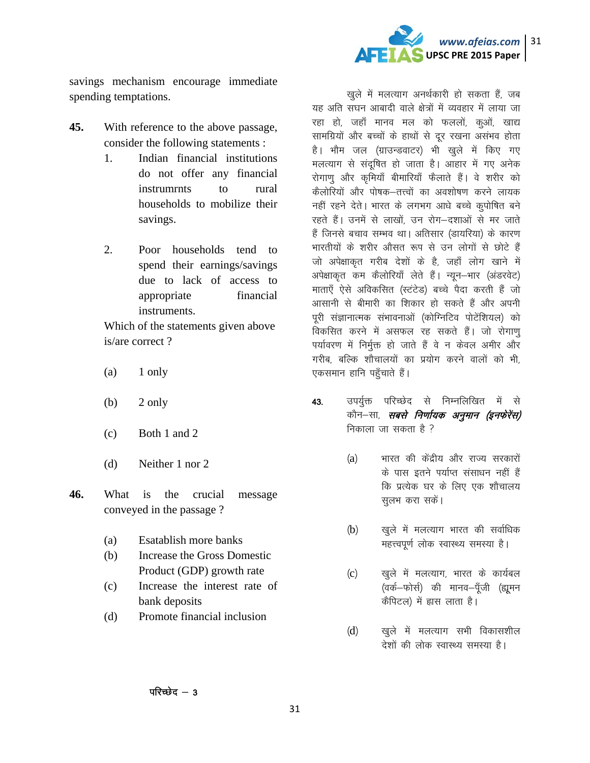savings mechanism encourage immediate spending temptations.

**45.** With reference to the above passage, consider the following statements :

1. Indian financial institutions do not offer any financial instrumrnts to rural households to mobilize their savings.

2. Poor households tend to spend their earnings/savings due to lack of access to appropriate financial instruments.

Which of the statements given above is/are correct ?

(a) 1 only

(b) 2 only

(c) Both 1 and 2

(d) Neither 1 nor 2

**46.** What is the crucial message conveyed in the passage ?

(a) Esatablish more banks
(b) Increase the Gross Domestic Product (GDP) growth rate
(c) Increase the interest rate of bank deposits
(d) Promote financial inclusion

खुले में मलत्याग अनर्थकारी हो सकता हैं, जब यह अति सघन आबादी वाले क्षेत्रों में व्यवहार में लाया जा रहा हो, जहाँ मानव मल को फललों, कुओं, खाद्य सामग्रियों और बच्चों के हाथों से दूर रखना असंभव होता है। भौम जल (ग्राउन्डवाटर) भी खुले में किए गए मलत्याग से संदूषित हो जाता है। आहार में गए अनेक रोगाणु और कृमियाँ बीमारियाँ फैलाते हैं। वे शरीर को कैलोरियों और पोषक–तत्त्वों का अवशोषण करने लायक नहीं रहने देते। भारत के लगभग आधे बच्चे कुपोषित बने रहते हैं। उनमें से लाखों, उन रोग–दशाओं से मर जाते हैं जिनसे बचाव सम्भव था। अतिसार (डायरिया) के कारण भारतीयों के शरीर औसत रूप से उन लोगों से छोटे हैं जो अपेक्षाकृत गरीब देशों के है, जहाँ लोग खाने में अपेक्षाकृत कम कैलोरियाँ लेते हैं। न्यून–भार (अंडरवेट) माताएँ ऐसे अविकसित (स्टंटेड) बच्चे पैदा करती हैं जो आसानी से बीमारी का शिकार हो सकते हैं और अपनी पूरी संज्ञानात्मक संभावनाओं (कोग्निटिव पोटेंशियल) को विकसित करने में असफल रह सकते हैं। जो रोगाणु पर्यावरण में निर्मुक्त हो जाते हैं वे न केवल अमीर और गरीब, बल्कि शौचालयों का प्रयोग करने वालों को भी, एकसमान हानि पहुँचाते हैं।

**43.** उपर्युक्त परिच्छेद से निम्नलिखित में से कौन–सा, ***सबसे निर्णायक अनुमान (इनफेरेंस)*** निकाला जा सकता है ?

(a) भारत की केंद्रीय और राज्य सरकारों के पास इतने पर्याप्त संसाधन नहीं हैं कि प्रत्येक घर के लिए एक शौचालय सुलभ करा सकें।

(b) खुले में मलत्याग भारत की सर्वाधिक महत्त्वपूर्ण लोक स्वास्थ्य समस्या है।

(c) खुले में मलत्याग, भारत के कार्यबल (वर्क–फोर्स) की मानव–पूँजी (ह्यूमन कैपिटल) में ह्रास लाता है।

(d) खुले में मलत्याग सभी विकासशील देशों की लोक स्वास्थ्य समस्या है।

परिच्छेद – 3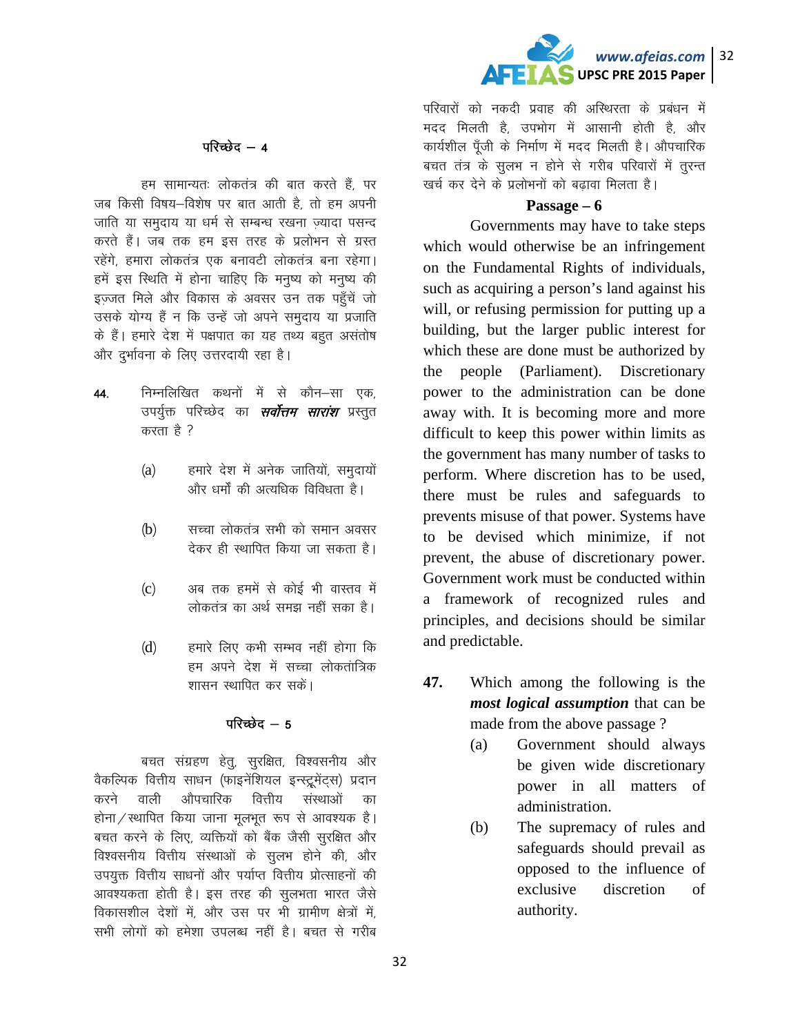### परिच्छेद – 4

हम सामान्यतः लोकतंत्र की बात करते हैं, पर जब किसी विषय–विशेष पर बात आती है, तो हम अपनी जाति या समुदाय या धर्म से सम्बन्ध रखना ज़्यादा पसन्द करते हैं। जब तक हम इस तरह के प्रलोभन से ग्रस्त रहेंगे, हमारा लोकतंत्र एक बनावटी लोकतंत्र बना रहेगा। हमें इस स्थिति में होना चाहिए कि मनुष्य को मनुष्य की इज़्ज़त मिले और विकास के अवसर उन तक पहुँचें जो उसके योग्य हैं न कि उन्हें जो अपने समुदाय या प्रजाति के हैं। हमारे देश में पक्षपात का यह तथ्य बहुत असंतोष और दुर्भावना के लिए उत्तरदायी रहा है।

44. निम्नलिखित कथनों में से कौन–सा एक, उपर्युक्त परिच्छेद का ***सर्वोत्तम सारांश*** प्रस्तुत करता है ?

(a) हमारे देश में अनेक जातियों, समुदायों और धर्मों की अत्यधिक विविधता है।

(b) सच्चा लोकतंत्र सभी को समान अवसर देकर ही स्थापित किया जा सकता है।

(c) अब तक हममें से कोई भी वास्तव में लोकतंत्र का अर्थ समझ नहीं सका है।

(d) हमारे लिए कभी सम्भव नहीं होगा कि हम अपने देश में सच्चा लोकतांत्रिक शासन स्थापित कर सकें।

### परिच्छेद – 5

बचत संग्रहण हेतु, सुरक्षित, विश्वसनीय और वैकल्पिक वित्तीय साधन (फाइनेंशियल इन्स्ट्रूमेंट्स) प्रदान करने वाली औपचारिक वित्तीय संस्थाओं का होना/स्थापित किया जाना मूलभूत रूप से आवश्यक है। बचत करने के लिए, व्यक्तियों को बैंक जैसी सुरक्षित और विश्वसनीय वित्तीय संस्थाओं के सुलभ होने की, और उपयुक्त वित्तीय साधनों और पर्याप्त वित्तीय प्रोत्साहनों की आवश्यकता होती है। इस तरह की सुलभता भारत जैसे विकासशील देशों में, और उस पर भी ग्रामीण क्षेत्रों में, सभी लोगों को हमेशा उपलब्ध नहीं है। बचत से गरीब परिवारों को नकदी प्रवाह की अस्थिरता के प्रबंधन में मदद मिलती है, उपभोग में आसानी होती है, और कार्यशील पूँजी के निर्माण में मदद मिलती है। औपचारिक बचत तंत्र के सुलभ न होने से गरीब परिवारों में तुरन्त खर्च कर देने के प्रलोभनों को बढ़ावा मिलता है।

### Passage – 6

Governments may have to take steps which would otherwise be an infringement on the Fundamental Rights of individuals, such as acquiring a person's land against his will, or refusing permission for putting up a building, but the larger public interest for which these are done must be authorized by the people (Parliament). Discretionary power to the administration can be done away with. It is becoming more and more difficult to keep this power within limits as the government has many number of tasks to perform. Where discretion has to be used, there must be rules and safeguards to prevents misuse of that power. Systems have to be devised which minimize, if not prevent, the abuse of discretionary power. Government work must be conducted within a framework of recognized rules and principles, and decisions should be similar and predictable.

**47.** Which among the following is the ***most logical assumption*** that can be made from the above passage ?

(a) Government should always be given wide discretionary power in all matters of administration.

(b) The supremacy of rules and safeguards should prevail as opposed to the influence of exclusive discretion of authority.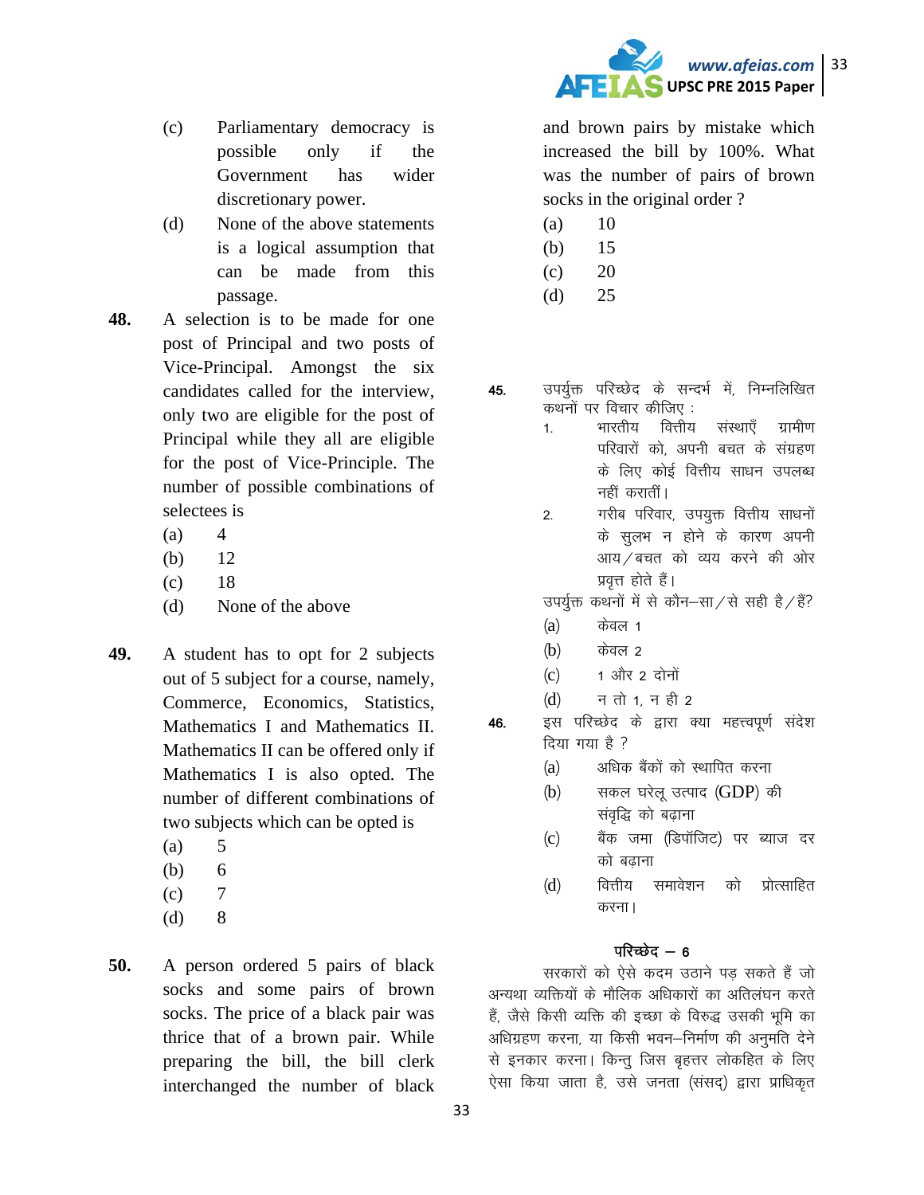(c) Parliamentary democracy is possible only if the Government has wider discretionary power.

(d) None of the above statements is a logical assumption that can be made from this passage.

**48.** A selection is to be made for one post of Principal and two posts of Vice-Principal. Amongst the six candidates called for the interview, only two are eligible for the post of Principal while they all are eligible for the post of Vice-Principle. The number of possible combinations of selectees is

(a) 4

(b) 12

(c) 18

(d) None of the above

**49.** A student has to opt for 2 subjects out of 5 subject for a course, namely, Commerce, Economics, Statistics, Mathematics I and Mathematics II. Mathematics II can be offered only if Mathematics I is also opted. The number of different combinations of two subjects which can be opted is

(a) 5

(b) 6

(c) 7

(d) 8

**50.** A person ordered 5 pairs of black socks and some pairs of brown socks. The price of a black pair was thrice that of a brown pair. While preparing the bill, the bill clerk interchanged the number of black and brown pairs by mistake which increased the bill by 100%. What was the number of pairs of brown socks in the original order ?

(a) 10

(b) 15

(c) 20

(d) 25

**45.** उपर्युक्त परिच्छेद के सन्दर्भ में, निम्नलिखित कथनों पर विचार कीजिए :

1. भारतीय वित्तीय संस्थाएँ ग्रामीण परिवारों को, अपनी बचत के संग्रहण के लिए कोई वित्तीय साधन उपलब्ध नहीं करातीं।
2. गरीब परिवार, उपयुक्त वित्तीय साधनों के सुलभ न होने के कारण अपनी आय/बचत को व्यय करने की ओर प्रवृत्त होते हैं।

उपर्युक्त कथनों में से कौन–सा/से सही है/हैं?

(a) केवल 1

(b) केवल 2

(c) 1 और 2 दोनों

(d) न तो 1, न ही 2

**46.** इस परिच्छेद के द्वारा क्या महत्वपूर्ण संदेश दिया गया है ?

(a) अधिक बैंकों को स्थापित करना

(b) सकल घरेलू उत्पाद (GDP) की संवृद्धि को बढ़ाना

(c) बैंक जमा (डिपॉजिट) पर ब्याज दर को बढ़ाना

(d) वित्तीय समावेशन को प्रोत्साहित करना।

## परिच्छेद – 6

सरकारों को ऐसे कदम उठाने पड़ सकते हैं जो अन्यथा व्यक्तियों के मौलिक अधिकारों का अतिलंघन करते हैं, जैसे किसी व्यक्ति की इच्छा के विरुद्ध उसकी भूमि का अधिग्रहण करना, या किसी भवन–निर्माण की अनुमति देने से इनकार करना। किन्तु जिस बृहत्तर लोकहित के लिए ऐसा किया जाता है, उसे जनता (संसद) द्वारा प्राधिकृत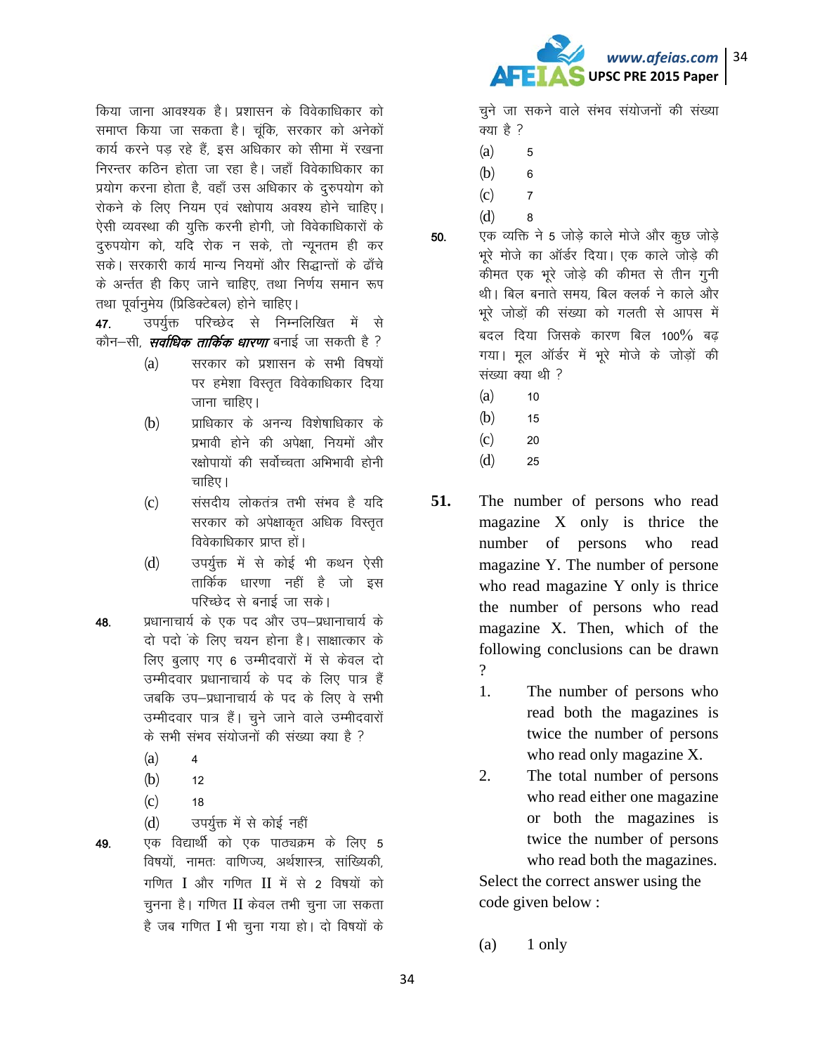किया जाना आवश्यक है। प्रशासन के विवेकाधिकार को समाप्त किया जा सकता है। चूंकि, सरकार को अनेकों कार्य करने पड़ रहे हैं, इस अधिकार को सीमा में रखना निरन्तर कठिन होता जा रहा है। जहाँ विवेकाधिकार का प्रयोग करना होता है, वहाँ उस अधिकार के दुरुपयोग को रोकने के लिए नियम एवं रक्षोपाय अवश्य होने चाहिए। ऐसी व्यवस्था की युक्ति करनी होगी, जो विवेकाधिकारों के दुरुपयोग को, यदि रोक न सके, तो न्यूनतम ही कर सके। सरकारी कार्य मान्य नियमों और सिद्धान्तों के ढाँचे के अन्तर्गत ही किए जाने चाहिए, तथा निर्णय समान रूप तथा पूर्वानुमेय (प्रिडिक्टेबल) होने चाहिए।

**47.** उपर्युक्त परिच्छेद से निम्नलिखित में से कौन–सी, ***सर्वाधिक तार्किक धारणा*** बनाई जा सकती है ?

(a) सरकार को प्रशासन के सभी विषयों पर हमेशा विस्तृत विवेकाधिकार दिया जाना चाहिए।

(b) प्राधिकार के अनन्य विशेषाधिकार के प्रभावी होने की अपेक्षा, नियमों और रक्षोपायों की सर्वोच्चता अभिभावी होनी चाहिए।

(c) संसदीय लोकतंत्र तभी संभव है यदि सरकार को अपेक्षाकृत अधिक विस्तृत विवेकाधिकार प्राप्त हों।

(d) उपर्युक्त में से कोई भी कथन ऐसी तार्किक धारणा नहीं है जो इस परिच्छेद से बनाई जा सके।

**48.** प्रधानाचार्य के एक पद और उप–प्रधानाचार्य के दो पदो के लिए चयन होना है। साक्षात्कार के लिए बुलाए गए 6 उम्मीदवारों में से केवल दो उम्मीदवार प्रधानाचार्य के पद के लिए पात्र हैं जबकि उप–प्रधानाचार्य के पद के लिए वे सभी उम्मीदवार पात्र हैं। चुने जाने वाले उम्मीदवारों के सभी संभव संयोजनों की संख्या क्या है ?

(a) 4

(b) 12

(c) 18

(d) उपर्युक्त में से कोई नहीं

**49.** एक विद्यार्थी को एक पाठ्यक्रम के लिए 5 विषयों, नामतः वाणिज्य, अर्थशास्त्र, सांख्यिकी, गणित I और गणित II में से 2 विषयों को चुनना है। गणित II केवल तभी चुना जा सकता है जब गणित I भी चुना गया हो। दो विषयों के चुने जा सकने वाले संभव संयोजनों की संख्या क्या है ?

(a) 5

(b) 6

(c) 7

(d) 8

**50.** एक व्यक्ति ने 5 जोड़े काले मोजे और कुछ जोड़े भूरे मोजे का ऑर्डर दिया। एक काले जोड़े की कीमत एक भूरे जोड़े की कीमत से तीन गुनी थी। बिल बनाते समय, बिल क्लर्क ने काले और भूरे जोड़ों की संख्या को गलती से आपस में बदल दिया जिसके कारण बिल 100% बढ़ गया। मूल ऑर्डर में भूरे मोजे के जोड़ों की संख्या क्या थी ?

(a) 10

(b) 15

(c) 20

(d) 25

**51.** The number of persons who read magazine X only is thrice the number of persons who read magazine Y. The number of persone who read magazine Y only is thrice the number of persons who read magazine X. Then, which of the following conclusions can be drawn ?

1. The number of persons who read both the magazines is twice the number of persons who read only magazine X.
2. The total number of persons who read either one magazine or both the magazines is twice the number of persons who read both the magazines.

Select the correct answer using the code given below :

(a) 1 only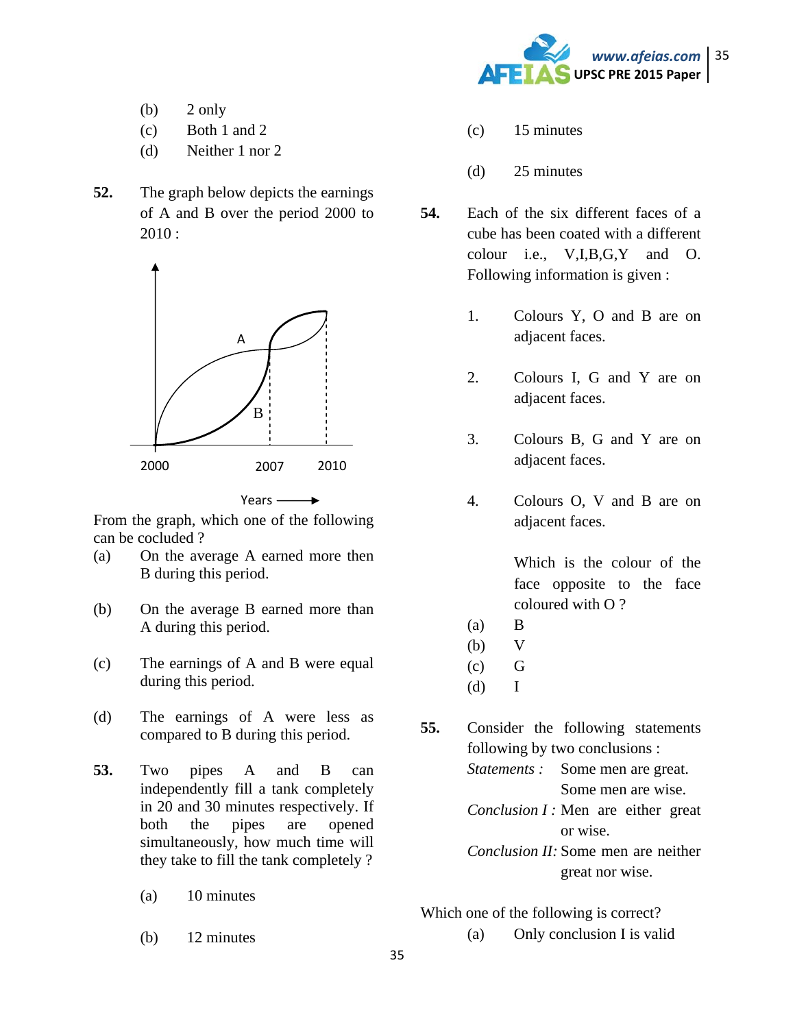(b) 2 only

(c) Both 1 and 2

(d) Neither 1 nor 2

**52.** The graph below depicts the earnings of A and B over the period 2000 to 2010 :

From the graph, which one of the following can be cocluded ?

(a) On the average A earned more then B during this period.

(b) On the average B earned more than A during this period.

(c) The earnings of A and B were equal during this period.

(d) The earnings of A were less as compared to B during this period.

**53.** Two pipes A and B can independently fill a tank completely in 20 and 30 minutes respectively. If both the pipes are opened simultaneously, how much time will they take to fill the tank completely ?

(a) 10 minutes

(b) 12 minutes

(c) 15 minutes

(d) 25 minutes

**54.** Each of the six different faces of a cube has been coated with a different colour i.e., V,I,B,G,Y and O. Following information is given :

1. Colours Y, O and B are on adjacent faces.
2. Colours I, G and Y are on adjacent faces.
3. Colours B, G and Y are on adjacent faces.
4. Colours O, V and B are on adjacent faces.

Which is the colour of the face opposite to the face coloured with O ?

(a) B

(b) V

(c) G

(d) I

**55.** Consider the following statements following by two conclusions :

*Statements :* Some men are great.
Some men are wise.

*Conclusion I :* Men are either great or wise.

*Conclusion II:* Some men are neither great nor wise.

Which one of the following is correct?

(a) Only conclusion I is valid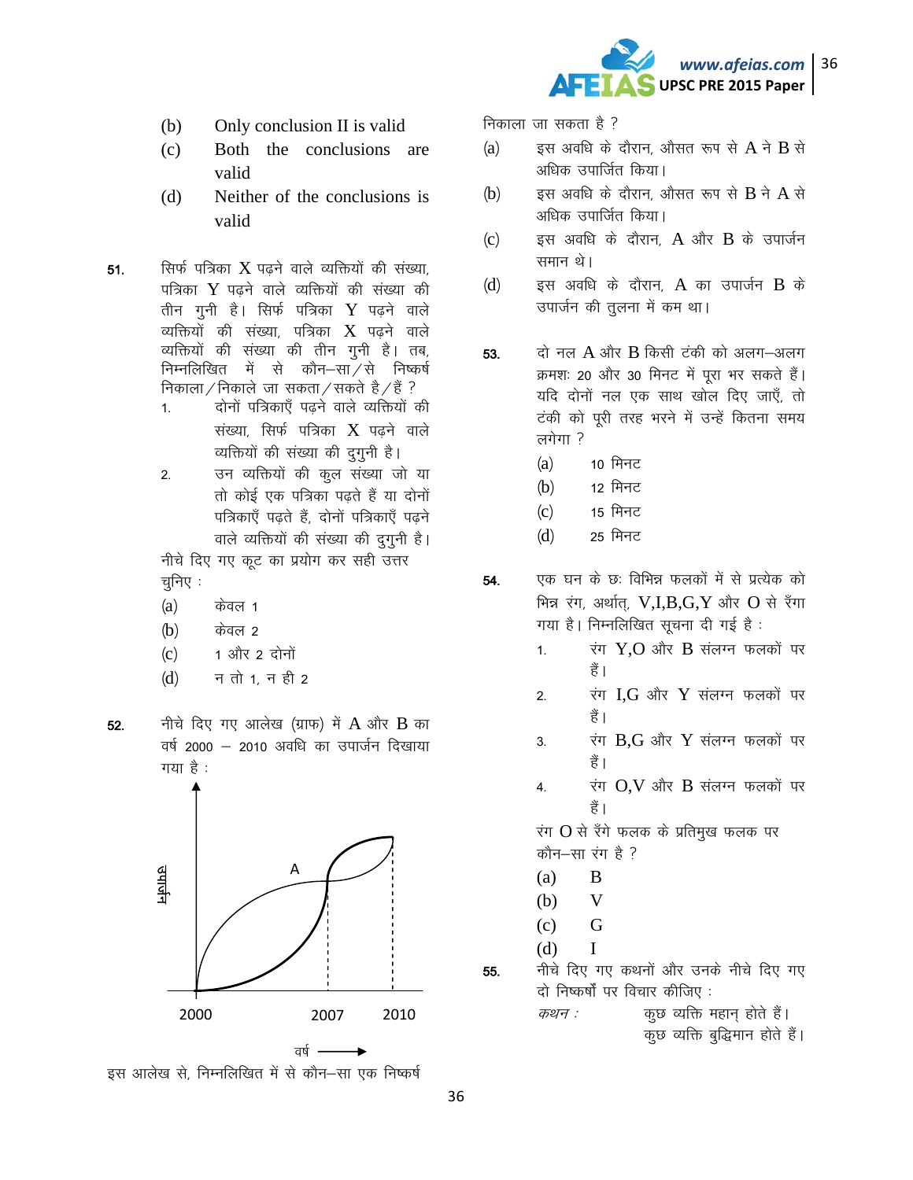(b) Only conclusion II is valid

(c) Both the conclusions are valid

(d) Neither of the conclusions is valid

51. सिर्फ पत्रिका X पढ़ने वाले व्यक्तियों की संख्या, पत्रिका Y पढ़ने वाले व्यक्तियों की संख्या की तीन गुनी है। सिर्फ पत्रिका Y पढ़ने वाले व्यक्तियों की संख्या, पत्रिका X पढ़ने वाले व्यक्तियों की संख्या की तीन गुनी है। तब, निम्नलिखित में से कौन–सा/से निष्कर्ष निकाला/निकाले जा सकता/सकते है/हैं ?

1. दोनों पत्रिकाएँ पढ़ने वाले व्यक्तियों की संख्या, सिर्फ पत्रिका X पढ़ने वाले व्यक्तियों की संख्या की दुगुनी है।
2. उन व्यक्तियों की कुल संख्या जो या तो कोई एक पत्रिका पढ़ते हैं या दोनों पत्रिकाएँ पढ़ते हैं, दोनों पत्रिकाएँ पढ़ने वाले व्यक्तियों की संख्या की दुगुनी है।

नीचे दिए गए कूट का प्रयोग कर सही उत्तर चुनिए :

(a) केवल 1

(b) केवल 2

(c) 1 और 2 दोनों

(d) न तो 1, न ही 2

52. नीचे दिए गए आलेख (ग्राफ) में A और B का वर्ष 2000 – 2010 अवधि का उपार्जन दिखाया गया है :

उपार्जन

A

2000 2007 2010

वर्ष ⟶

इस आलेख से, निम्नलिखित में से कौन–सा एक निष्कर्ष निकाला जा सकता है ?

(a) इस अवधि के दौरान, औसत रूप से A ने B से अधिक उपार्जित किया।

(b) इस अवधि के दौरान, औसत रूप से B ने A से अधिक उपार्जित किया।

(c) इस अवधि के दौरान, A और B के उपार्जन समान थे।

(d) इस अवधि के दौरान, A का उपार्जन B के उपार्जन की तुलना में कम था।

53. दो नल A और B किसी टंकी को अलग–अलग क्रमशः 20 और 30 मिनट में पूरा भर सकते हैं। यदि दोनों नल एक साथ खोल दिए जाएँ, तो टंकी को पूरी तरह भरने में उन्हें कितना समय लगेगा ?

(a) 10 मिनट

(b) 12 मिनट

(c) 15 मिनट

(d) 25 मिनट

54. एक घन के छः विभिन्न फलकों में से प्रत्येक को भिन्न रंग, अर्थात्, V,I,B,G,Y और O से रँगा गया है। निम्नलिखित सूचना दी गई है :

1. रंग Y,O और B संलग्न फलकों पर हैं।
2. रंग I,G और Y संलग्न फलकों पर हैं।
3. रंग B,G और Y संलग्न फलकों पर हैं।
4. रंग O,V और B संलग्न फलकों पर हैं।

रंग O से रँगे फलक के प्रतिमुख फलक पर कौन–सा रंग है ?

(a) B

(b) V

(c) G

(d) I

55. नीचे दिए गए कथनों और उनके नीचे दिए गए दो निष्कर्षों पर विचार कीजिए :

*कथन :* कुछ व्यक्ति महान् होते हैं।
कुछ व्यक्ति बुद्धिमान होते हैं।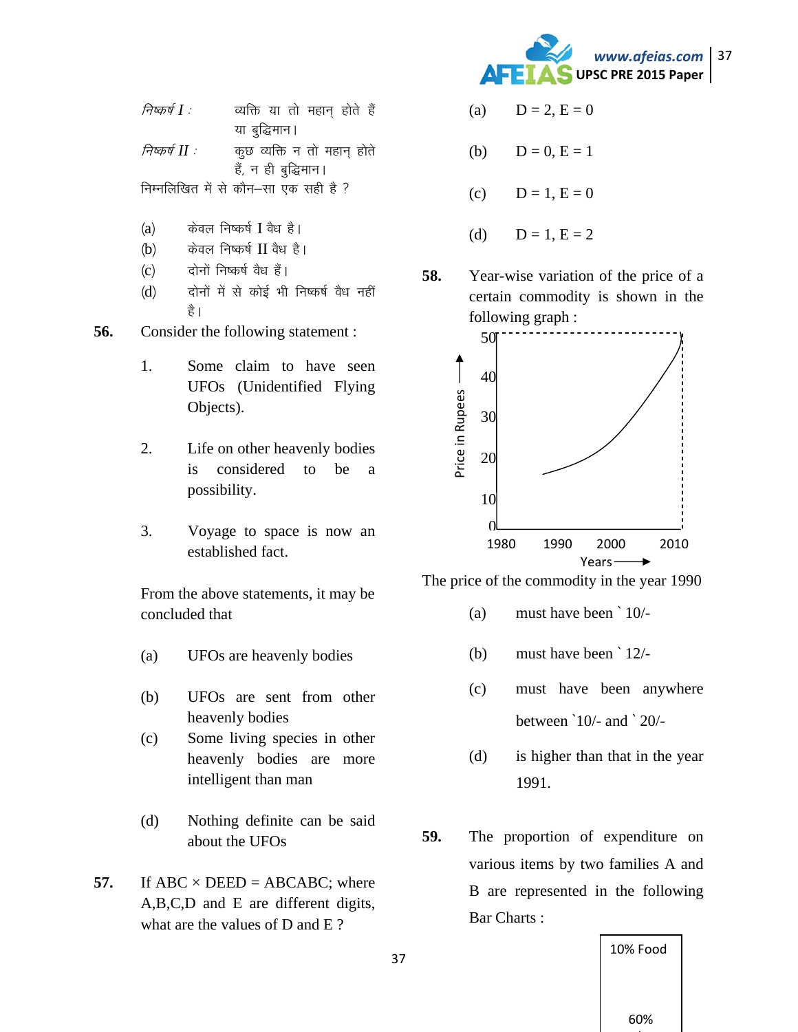*निष्कर्ष I :* व्यक्ति या तो महान् होते हैं या बुद्धिमान।

*निष्कर्ष II :* कुछ व्यक्ति न तो महान् होते हैं, न ही बुद्धिमान।

निम्नलिखित में से कौन–सा एक सही है ?

(a) केवल निष्कर्ष I वैध है।

(b) केवल निष्कर्ष II वैध है।

(c) दोनों निष्कर्ष वैध हैं।

(d) दोनों में से कोई भी निष्कर्ष वैध नहीं है।

**56.** Consider the following statement :

1. Some claim to have seen UFOs (Unidentified Flying Objects).

2. Life on other heavenly bodies is considered to be a possibility.

3. Voyage to space is now an established fact.

From the above statements, it may be concluded that

(a) UFOs are heavenly bodies

(b) UFOs are sent from other heavenly bodies

(c) Some living species in other heavenly bodies are more intelligent than man

(d) Nothing definite can be said about the UFOs

**57.** If ABC × DEED = ABCABC; where A,B,C,D and E are different digits, what are the values of D and E ?

(a) D = 2, E = 0

(b) D = 0, E = 1

(c) D = 1, E = 0

(d) D = 1, E = 2

**58.** Year-wise variation of the price of a certain commodity is shown in the following graph :

Price in Rupees (0, 10, 20, 30, 40, 50) vs Years (1980, 1990, 2000, 2010)

The price of the commodity in the year 1990

(a) must have been ` 10/-

(b) must have been ` 12/-

(c) must have been anywhere between `10/- and ` 20/-

(d) is higher than that in the year 1991.

**59.** The proportion of expenditure on various items by two families A and B are represented in the following Bar Charts :

10% Food

60%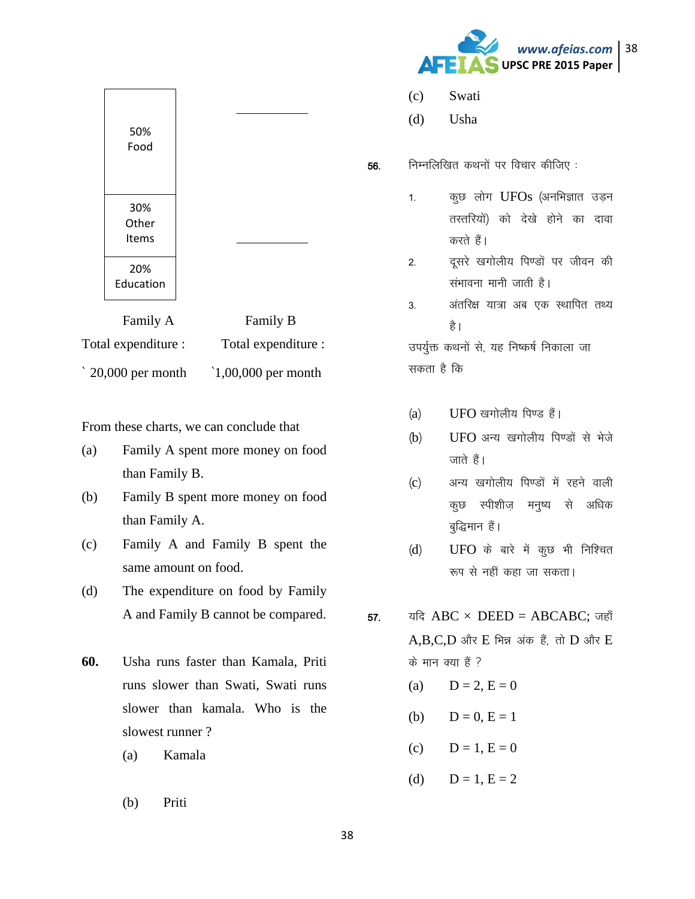| Family A | Family B |
|---|---|
| 50% Food | |
| 30% Other Items | |
| 20% Education | |

Family A Total expenditure : ` 20,000 per month

Family B Total expenditure : `1,00,000 per month

From these charts, we can conclude that

(a) Family A spent more money on food than Family B.

(b) Family B spent more money on food than Family A.

(c) Family A and Family B spent the same amount on food.

(d) The expenditure on food by Family A and Family B cannot be compared.

**60.** Usha runs faster than Kamala, Priti runs slower than Swati, Swati runs slower than kamala. Who is the slowest runner ?

(a) Kamala

(b) Priti

(c) Swati

(d) Usha

**56.** निम्नलिखित कथनों पर विचार कीजिए :

1. कुछ लोग UFOs (अनभिज्ञात उड़न तश्तरियों) को देखे होने का दावा करते हैं।
2. दूसरे खगोलीय पिण्डों पर जीवन की संभावना मानी जाती है।
3. अंतरिक्ष यात्रा अब एक स्थापित तथ्य है।

उपर्युक्त कथनों से, यह निष्कर्ष निकाला जा सकता है कि

(a) UFO खगोलीय पिण्ड हैं।

(b) UFO अन्य खगोलीय पिण्डों से भेजे जाते हैं।

(c) अन्य खगोलीय पिण्डों में रहने वाली कुछ स्पीशीज़ मनुष्य से अधिक बुद्धिमान हैं।

(d) UFO के बारे में कुछ भी निश्चित रूप से नहीं कहा जा सकता।

**57.** यदि ABC × DEED = ABCABC; जहाँ A,B,C,D और E भिन्न अंक हैं, तो D और E के मान क्या हैं ?

(a) D = 2, E = 0

(b) D = 0, E = 1

(c) D = 1, E = 0

(d) D = 1, E = 2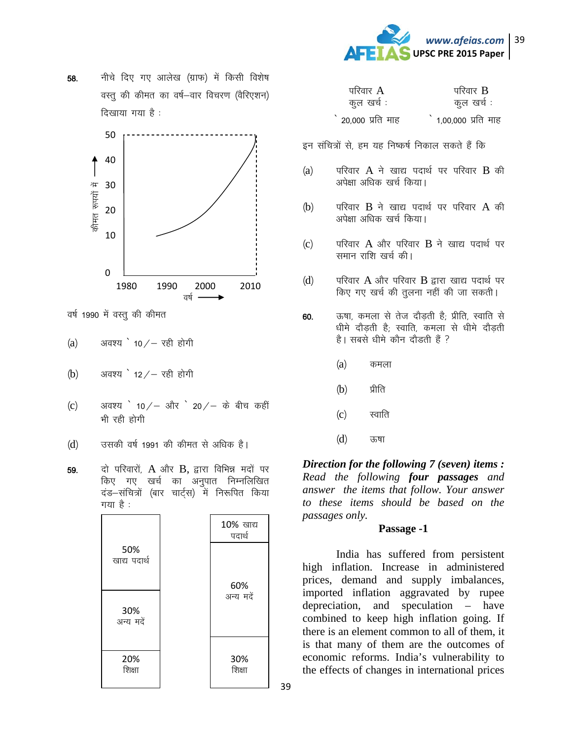**58.** नीचे दिए गए आलेख (ग्राफ) में किसी विशेष वस्तु की कीमत का वर्ष–वार विचरण (वैरिएशन) दिखाया गया है :

वर्ष 1990 में वस्तु की कीमत

(a) अवश्य ` 10/– रही होगी

(b) अवश्य ` 12/– रही होगी

(c) अवश्य ` 10/– और ` 20/– के बीच कहीं भी रही होगी

(d) उसकी वर्ष 1991 की कीमत से अधिक है।

**59.** दो परिवारों, A और B, द्वारा विभिन्न मदों पर किए गए खर्च का अनुपात निम्नलिखित दंड–संचित्रों (बार चार्ट्स) में निरूपित किया गया है :

| परिवार A | परिवार B |
|---|---|
| 50% खाद्य पदार्थ | 10% खाद्य पदार्थ |
| 30% अन्य मदें | 60% अन्य मदें |
| 20% शिक्षा | 30% शिक्षा |
| कुल खर्च : ` 20,000 प्रति माह | कुल खर्च : ` 1,00,000 प्रति माह |

इन संचित्रों से, हम यह निष्कर्ष निकाल सकते हैं कि

(a) परिवार A ने खाद्य पदार्थ पर परिवार B की अपेक्षा अधिक खर्च किया।

(b) परिवार B ने खाद्य पदार्थ पर परिवार A की अपेक्षा अधिक खर्च किया।

(c) परिवार A और परिवार B ने खाद्य पदार्थ पर समान राशि खर्च की।

(d) परिवार A और परिवार B द्वारा खाद्य पदार्थ पर किए गए खर्च की तुलना नहीं की जा सकती।

**60.** ऊषा, कमला से तेज दौड़ती है; प्रीति, स्वाति से धीमे दौड़ती है; स्वाति, कमला से धीमे दौड़ती है। सबसे धीमे कौन दौडती हैं ?

(a) कमला

(b) प्रीति

(c) स्वाति

(d) ऊषा

***Direction for the following 7 (seven) items :***
*Read the following* ***four passages*** *and answer the items that follow. Your answer to these items should be based on the passages only.*

**Passage -1**

India has suffered from persistent high inflation. Increase in administered prices, demand and supply imbalances, imported inflation aggravated by rupee depreciation, and speculation – have combined to keep high inflation going. If there is an element common to all of them, it is that many of them are the outcomes of economic reforms. India's vulnerability to the effects of changes in international prices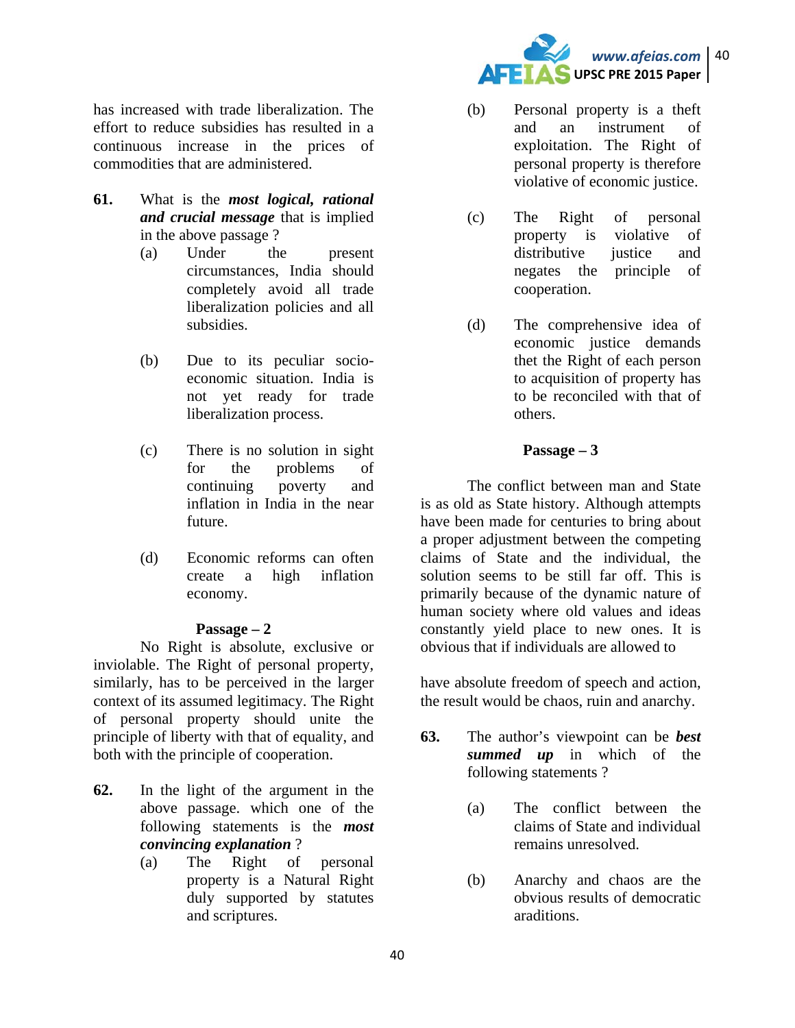has increased with trade liberalization. The effort to reduce subsidies has resulted in a continuous increase in the prices of commodities that are administered.

**61.** What is the ***most logical, rational and crucial message*** that is implied in the above passage ?

(a) Under the present circumstances, India should completely avoid all trade liberalization policies and all subsidies.

(b) Due to its peculiar socio-economic situation. India is not yet ready for trade liberalization process.

(c) There is no solution in sight for the problems of continuing poverty and inflation in India in the near future.

(d) Economic reforms can often create a high inflation economy.

**Passage – 2**

No Right is absolute, exclusive or inviolable. The Right of personal property, similarly, has to be perceived in the larger context of its assumed legitimacy. The Right of personal property should unite the principle of liberty with that of equality, and both with the principle of cooperation.

**62.** In the light of the argument in the above passage. which one of the following statements is the ***most convincing explanation*** ?

(a) The Right of personal property is a Natural Right duly supported by statutes and scriptures.

(b) Personal property is a theft and an instrument of exploitation. The Right of personal property is therefore violative of economic justice.

(c) The Right of personal property is violative of distributive justice and negates the principle of cooperation.

(d) The comprehensive idea of economic justice demands thet the Right of each person to acquisition of property has to be reconciled with that of others.

**Passage – 3**

The conflict between man and State is as old as State history. Although attempts have been made for centuries to bring about a proper adjustment between the competing claims of State and the individual, the solution seems to be still far off. This is primarily because of the dynamic nature of human society where old values and ideas constantly yield place to new ones. It is obvious that if individuals are allowed to have absolute freedom of speech and action, the result would be chaos, ruin and anarchy.

**63.** The author's viewpoint can be ***best summed up*** in which of the following statements ?

(a) The conflict between the claims of State and individual remains unresolved.

(b) Anarchy and chaos are the obvious results of democratic araditions.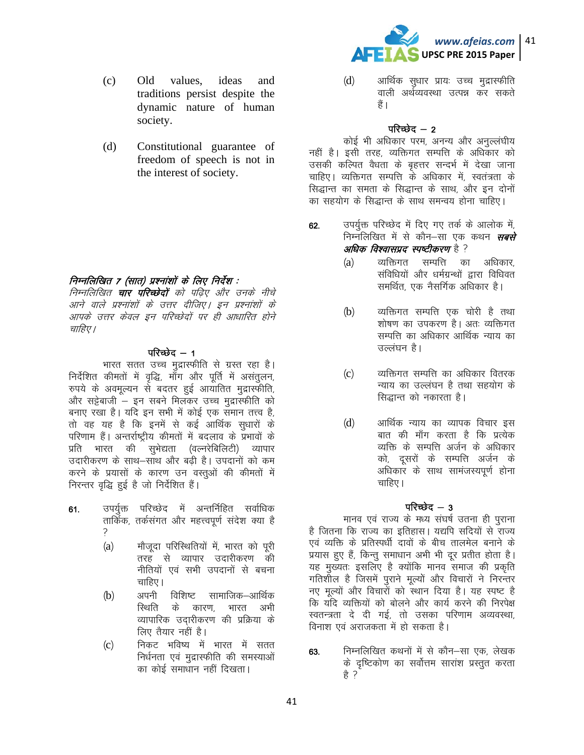(c) Old values, ideas and traditions persist despite the dynamic nature of human society.

(d) Constitutional guarantee of freedom of speech is not in the interest of society.

*निम्नलिखित 7 (सात) प्रश्नांशों के लिए निर्देश :*

*निम्नलिखित **चार परिच्छेदों** को पढ़िए और उनके नीचे आने वाले प्रश्नांशों के उत्तर दीजिए। इन प्रश्नांशों के आपके उत्तर केवल इन परिच्छेदों पर ही आधारित होने चाहिए।*

### परिच्छेद – 1

भारत सतत उच्च मुद्रास्फीति से ग्रस्त रहा है। निर्देशित कीमतों में वृद्धि, माँग और पूर्ति में असंतुलन, रुपये के अवमूल्यन से बदतर हुई आयातित मुद्रास्फीति, और सट्टेबाजी – इन सबने मिलकर उच्च मुद्रास्फीति को बनाए रखा है। यदि इन सभी में कोई एक समान तत्त्व है, तो वह यह है कि इनमें से कई आर्थिक सुधारों के परिणाम हैं। अन्तर्राष्ट्रीय कीमतों में बदलाव के प्रभावों के प्रति भारत की सुभेद्यता (वल्नरेबिलिटी) व्यापार उदारीकरण के साथ–साथ और बढ़ी है। उपदानों को कम करने के प्रयासों के कारण उन वस्तुओं की कीमतों में निरन्तर वृद्धि हुई है जो निर्देशित हैं।

**61.** उपर्युक्त परिच्छेद में अन्तर्निहित सर्वाधिक तार्किक, तर्कसंगत और महत्त्वपूर्ण संदेश क्या है ?

(a) मौजूदा परिस्थितियों में, भारत को पूरी तरह से व्यापार उदारीकरण की नीतियों एवं सभी उपदानों से बचना चाहिए।

(b) अपनी विशिष्ट सामाजिक–आर्थिक स्थिति के कारण, भारत अभी व्यापारिक उदारीकरण की प्रक्रिया के लिए तैयार नहीं है।

(c) निकट भविष्य में भारत में सतत निर्धनता एवं मुद्रास्फीति की समस्याओं का कोई समाधान नहीं दिखता।

(d) आर्थिक सुधार प्रायः उच्च मुद्रास्फीति वाली अर्थव्यवस्था उत्पन्न कर सकते हैं।

### परिच्छेद – 2

कोई भी अधिकार परम, अनन्य और अनुल्लंघीय नहीं है। इसी तरह, व्यक्तिगत सम्पत्ति के अधिकार को उसकी कल्पित वैधता के बृहत्तर सन्दर्भ में देखा जाना चाहिए। व्यक्तिगत सम्पत्ति के अधिकार में, स्वतंत्रता के सिद्धान्त का समता के सिद्धान्त के साथ, और इन दोनों का सहयोग के सिद्धान्त के साथ समन्वय होना चाहिए।

**62.** उपर्युक्त परिच्छेद में दिए गए तर्क के आलोक में, निम्नलिखित में से कौन–सा एक कथन ***सबसे अधिक विश्वासप्रद स्पष्टीकरण*** है ?

(a) व्यक्तिगत सम्पत्ति का अधिकार, संविधियों और धर्मग्रन्थों द्वारा विधिवत समर्थित, एक नैसर्गिक अधिकार है।

(b) व्यक्तिगत सम्पत्ति एक चोरी है तथा शोषण का उपकरण है। अतः व्यक्तिगत सम्पत्ति का अधिकार आर्थिक न्याय का उल्लंघन है।

(c) व्यक्तिगत सम्पत्ति का अधिकार वितरक न्याय का उल्लंघन है तथा सहयोग के सिद्धान्त को नकारता है।

(d) आर्थिक न्याय का व्यापक विचार इस बात की माँग करता है कि प्रत्येक व्यक्ति के सम्पत्ति अर्जन के अधिकार को, दूसरों के सम्पत्ति अर्जन के अधिकार के साथ सामंजस्यपूर्ण होना चाहिए।

### परिच्छेद – 3

मानव एवं राज्य के मध्य संघर्ष उतना ही पुराना है जितना कि राज्य का इतिहास। यद्यपि सदियों से राज्य एवं व्यक्ति के प्रतिस्पर्धी दावों के बीच तालमेल बनाने के प्रयास हुए हैं, किन्तु समाधान अभी भी दूर प्रतीत होता है। यह मुख्यतः इसलिए है क्योंकि मानव समाज की प्रकृति गतिशील है जिसमें पुराने मूल्यों और विचारों ने निरन्तर नए मूल्यों और विचारों को स्थान दिया है। यह स्पष्ट है कि यदि व्यक्तियों को बोलने और कार्य करने की निरपेक्ष स्वतन्त्रता दे दी गई, तो उसका परिणाम अव्यवस्था, विनाश एवं अराजकता में हो सकता है।

**63.** निम्नलिखित कथनों में से कौन–सा एक, लेखक के दृष्टिकोण का सर्वोत्तम सारांश प्रस्तुत करता है ?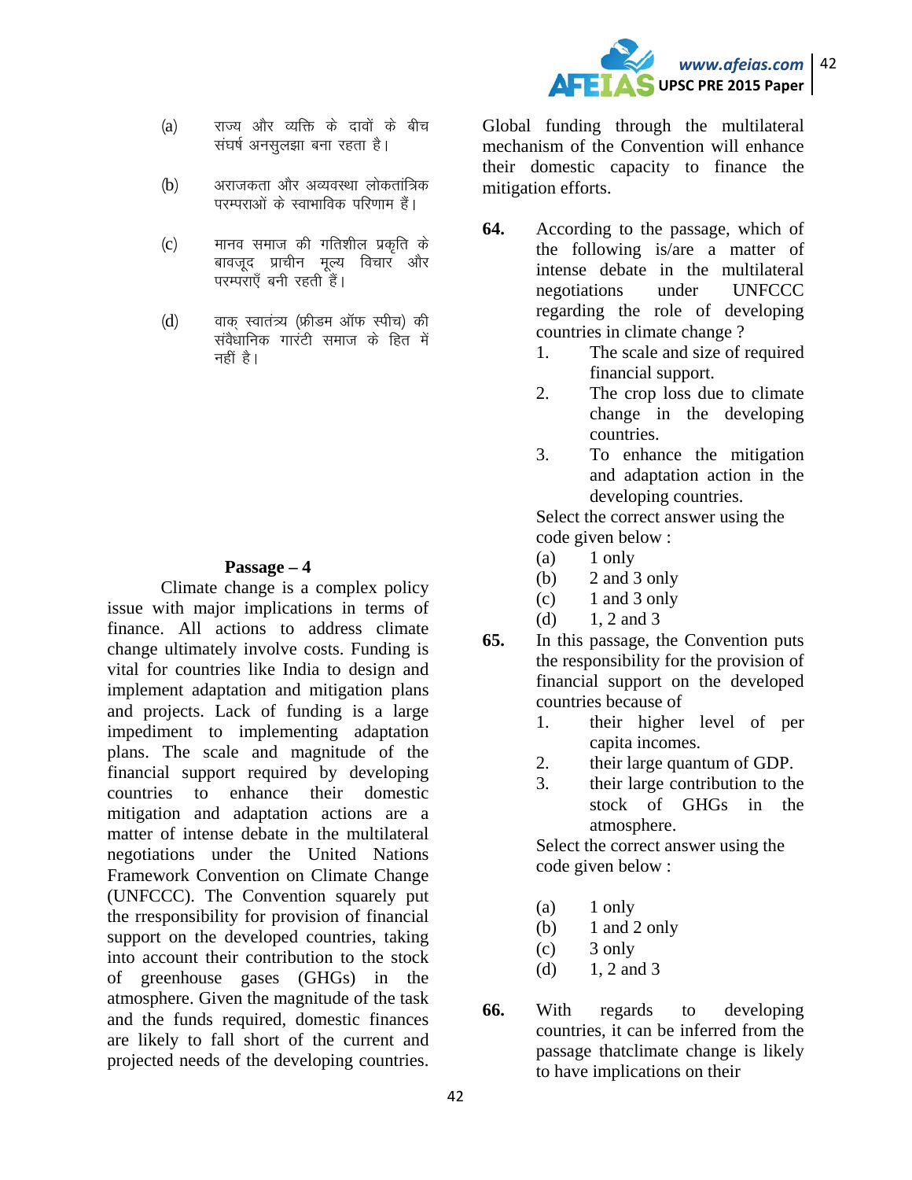(a) राज्य और व्यक्ति के दावों के बीच संघर्ष अनसुलझा बना रहता है।

(b) अराजकता और अव्यवस्था लोकतांत्रिक परम्पराओं के स्वाभाविक परिणाम हैं।

(c) मानव समाज की गतिशील प्रकृति के बावजूद प्राचीन मूल्य विचार और परम्पराएँ बनी रहती हैं।

(d) वाक् स्वातंत्र्य (फ्रीडम ऑफ स्पीच) की संवैधानिक गारंटी समाज के हित में नहीं है।

### Passage – 4

Climate change is a complex policy issue with major implications in terms of finance. All actions to address climate change ultimately involve costs. Funding is vital for countries like India to design and implement adaptation and mitigation plans and projects. Lack of funding is a large impediment to implementing adaptation plans. The scale and magnitude of the financial support required by developing countries to enhance their domestic mitigation and adaptation actions are a matter of intense debate in the multilateral negotiations under the United Nations Framework Convention on Climate Change (UNFCCC). The Convention squarely put the rresponsibility for provision of financial support on the developed countries, taking into account their contribution to the stock of greenhouse gases (GHGs) in the atmosphere. Given the magnitude of the task and the funds required, domestic finances are likely to fall short of the current and projected needs of the developing countries. Global funding through the multilateral mechanism of the Convention will enhance their domestic capacity to finance the mitigation efforts.

**64.** According to the passage, which of the following is/are a matter of intense debate in the multilateral negotiations under UNFCCC regarding the role of developing countries in climate change ?

1. The scale and size of required financial support.
2. The crop loss due to climate change in the developing countries.
3. To enhance the mitigation and adaptation action in the developing countries.

Select the correct answer using the code given below :

(a) 1 only
(b) 2 and 3 only
(c) 1 and 3 only
(d) 1, 2 and 3

**65.** In this passage, the Convention puts the responsibility for the provision of financial support on the developed countries because of

1. their higher level of per capita incomes.
2. their large quantum of GDP.
3. their large contribution to the stock of GHGs in the atmosphere.

Select the correct answer using the code given below :

(a) 1 only
(b) 1 and 2 only
(c) 3 only
(d) 1, 2 and 3

**66.** With regards to developing countries, it can be inferred from the passage thatclimate change is likely to have implications on their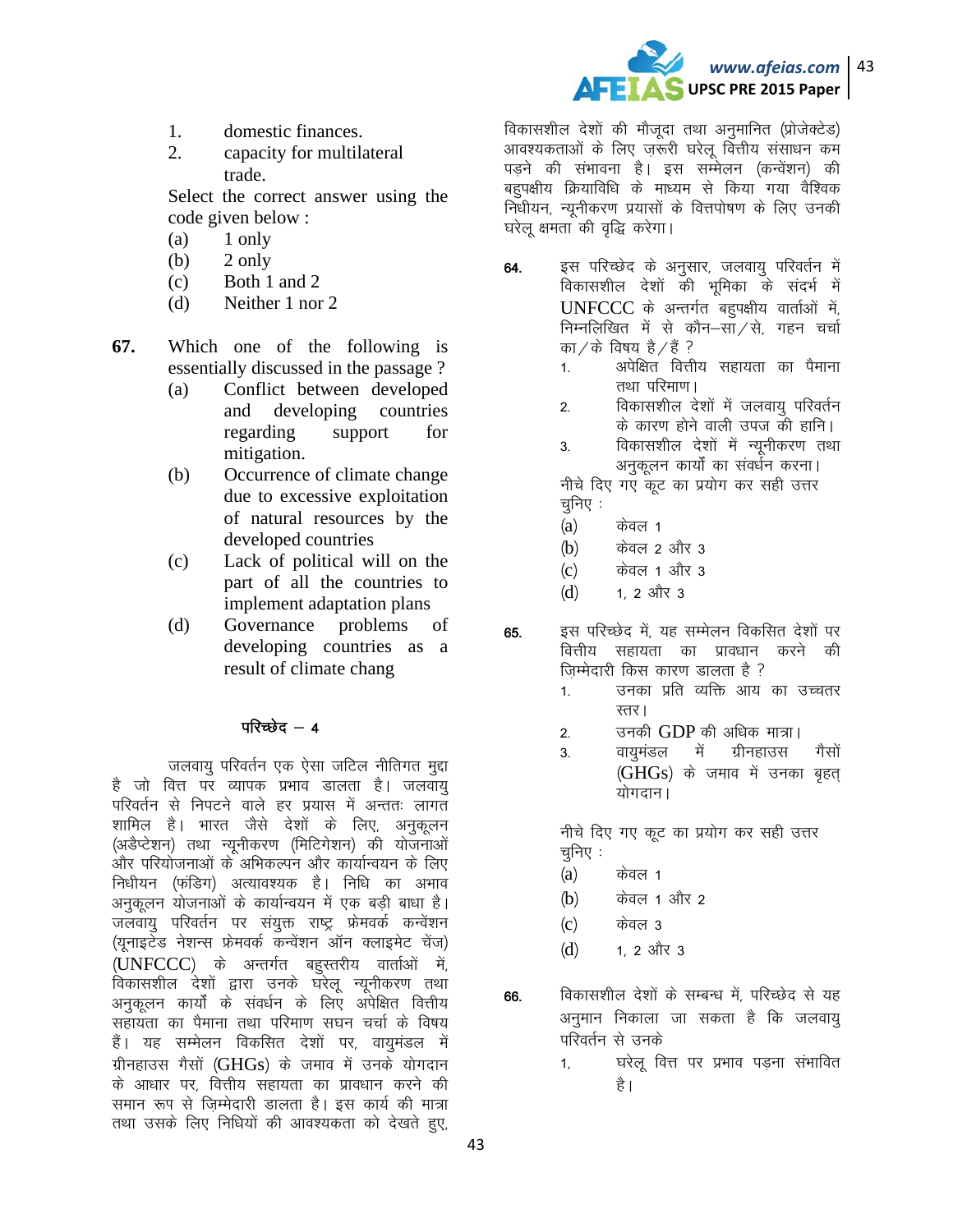1. domestic finances.
2. capacity for multilateral trade.

Select the correct answer using the code given below :

(a) 1 only
(b) 2 only
(c) Both 1 and 2
(d) Neither 1 nor 2

**67.** Which one of the following is essentially discussed in the passage ?

(a) Conflict between developed and developing countries regarding support for mitigation.
(b) Occurrence of climate change due to excessive exploitation of natural resources by the developed countries
(c) Lack of political will on the part of all the countries to implement adaptation plans
(d) Governance problems of developing countries as a result of climate chang

### परिच्छेद – 4

जलवायु परिवर्तन एक ऐसा जटिल नीतिगत मुद्दा है जो वित्त पर व्यापक प्रभाव डालता है। जलवायु परिवर्तन से निपटने वाले हर प्रयास में अन्ततः लागत शामिल है। भारत जैसे देशों के लिए, अनुकूलन (अडैप्टेशन) तथा न्यूनीकरण (मिटिगेशन) की योजनाओं और परियोजनाओं के अभिकल्पन और कार्यान्वयन के लिए निधीयन (फंडिग) अत्यावश्यक है। निधि का अभाव अनुकूलन योजनाओं के कार्यान्वयन में एक बड़ी बाधा है। जलवायु परिवर्तन पर संयुक्त राष्ट्र फ्रेमवर्क कन्वेंशन (यूनाइटेड नेशन्स फ्रेमवर्क कन्वेंशन ऑन क्लाइमेट चेंज) (UNFCCC) के अन्तर्गत बहुस्तरीय वार्ताओं में, विकासशील देशों द्वारा उनके घरेलू न्यूनीकरण तथा अनुकूलन कार्यों के संवर्धन के लिए अपेक्षित वित्तीय सहायता का पैमाना तथा परिमाण सघन चर्चा के विषय हैं। यह सम्मेलन विकसित देशों पर, वायुमंडल में ग्रीनहाउस गैसों (GHGs) के जमाव में उनके योगदान के आधार पर, वित्तीय सहायता का प्रावधान करने की समान रूप से ज़िम्मेदारी डालता है। इस कार्य की मात्रा तथा उसके लिए निधियों की आवश्यकता को देखते हुए, विकासशील देशों की मौजूदा तथा अनुमानित (प्रोजेक्टेड) आवश्यकताओं के लिए ज़रूरी घरेलू वित्तीय संसाधन कम पड़ने की संभावना है। इस सम्मेलन (कन्वेंशन) की बहुपक्षीय क्रियाविधि के माध्यम से किया गया वैश्विक निधीयन, न्यूनीकरण प्रयासों के वित्तपोषण के लिए उनकी घरेलू क्षमता की वृद्धि करेगा।

**64.** इस परिच्छेद के अनुसार, जलवायु परिवर्तन में विकासशील देशों की भूमिका के संदर्भ में UNFCCC के अन्तर्गत बहुपक्षीय वार्ताओं में, निम्नलिखित में से कौन–सा/से, गहन चर्चा का/के विषय है/हैं ?

1. अपेक्षित वित्तीय सहायता का पैमाना तथा परिमाण।
2. विकासशील देशों में जलवायु परिवर्तन के कारण होने वाली उपज की हानि।
3. विकासशील देशों में न्यूनीकरण तथा अनुकूलन कार्यों का संवर्धन करना।

नीचे दिए गए कूट का प्रयोग कर सही उत्तर चुनिए :

(a) केवल 1
(b) केवल 2 और 3
(c) केवल 1 और 3
(d) 1, 2 और 3

**65.** इस परिच्छेद में, यह सम्मेलन विकसित देशों पर वित्तीय सहायता का प्रावधान करने की ज़िम्मेदारी किस कारण डालता है ?

1. उनका प्रति व्यक्ति आय का उच्चतर स्तर।
2. उनकी GDP की अधिक मात्रा।
3. वायुमंडल में ग्रीनहाउस गैसों (GHGs) के जमाव में उनका बृहत् योगदान।

नीचे दिए गए कूट का प्रयोग कर सही उत्तर चुनिए :

(a) केवल 1
(b) केवल 1 और 2
(c) केवल 3
(d) 1, 2 और 3

**66.** विकासशील देशों के सम्बन्ध में, परिच्छेद से यह अनुमान निकाला जा सकता है कि जलवायु परिवर्तन से उनके

1. घरेलू वित्त पर प्रभाव पड़ना संभावित है।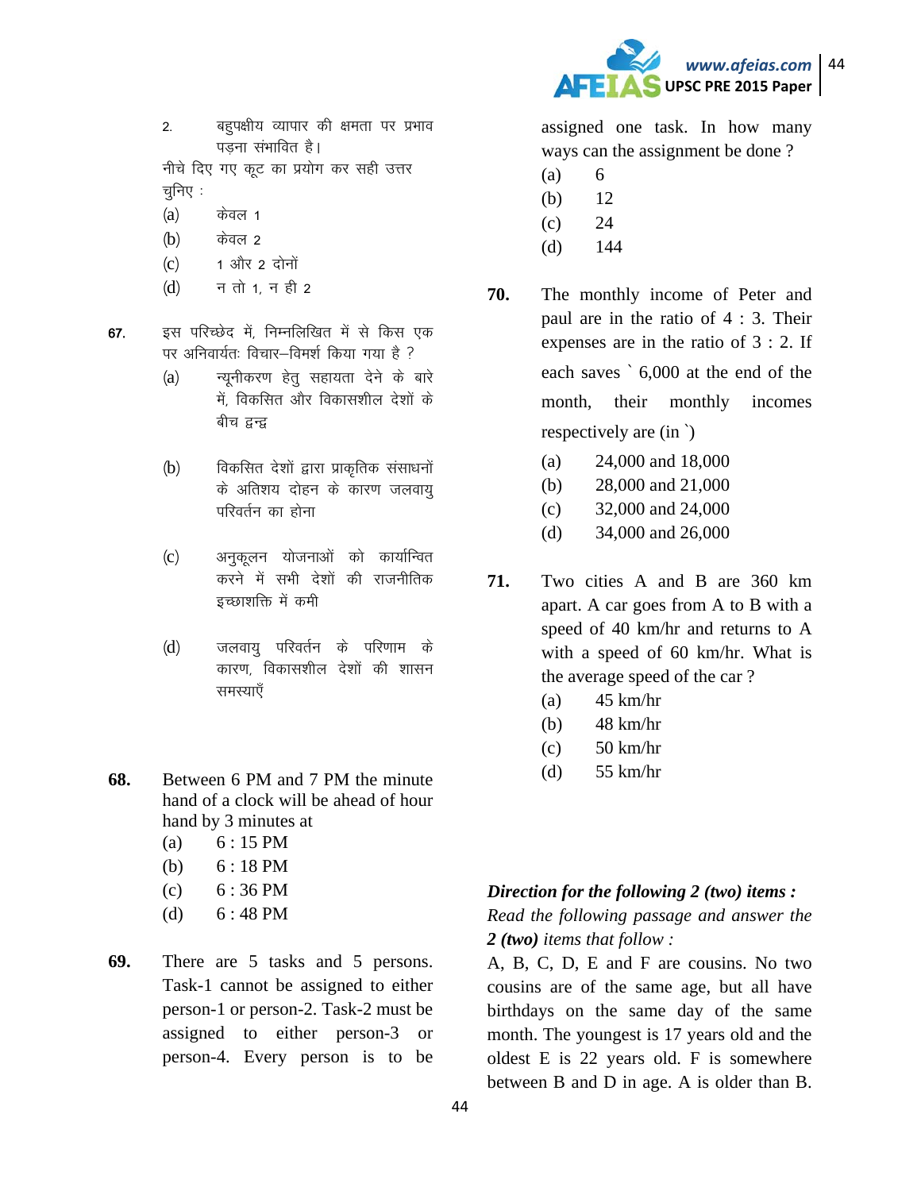2. बहुपक्षीय व्यापार की क्षमता पर प्रभाव पड़ना संभावित है।

नीचे दिए गए कूट का प्रयोग कर सही उत्तर चुनिए :

(a) केवल 1
(b) केवल 2
(c) 1 और 2 दोनों
(d) न तो 1, न ही 2

**67.** इस परिच्छेद में, निम्नलिखित में से किस एक पर अनिवार्यतः विचार–विमर्श किया गया है ?

(a) न्यूनीकरण हेतु सहायता देने के बारे में, विकसित और विकासशील देशों के बीच द्वन्द्व

(b) विकसित देशों द्वारा प्राकृतिक संसाधनों के अतिशय दोहन के कारण जलवायु परिवर्तन का होना

(c) अनुकूलन योजनाओं को कार्यान्वित करने में सभी देशों की राजनीतिक इच्छाशक्ति में कमी

(d) जलवायु परिवर्तन के परिणाम के कारण, विकासशील देशों की शासन समस्याएँ

**68.** Between 6 PM and 7 PM the minute hand of a clock will be ahead of hour hand by 3 minutes at

(a) 6 : 15 PM
(b) 6 : 18 PM
(c) 6 : 36 PM
(d) 6 : 48 PM

**69.** There are 5 tasks and 5 persons. Task-1 cannot be assigned to either person-1 or person-2. Task-2 must be assigned to either person-3 or person-4. Every person is to be assigned one task. In how many ways can the assignment be done ?

(a) 6
(b) 12
(c) 24
(d) 144

**70.** The monthly income of Peter and paul are in the ratio of 4 : 3. Their expenses are in the ratio of 3 : 2. If each saves ` 6,000 at the end of the month, their monthly incomes respectively are (in `)

(a) 24,000 and 18,000
(b) 28,000 and 21,000
(c) 32,000 and 24,000
(d) 34,000 and 26,000

**71.** Two cities A and B are 360 km apart. A car goes from A to B with a speed of 40 km/hr and returns to A with a speed of 60 km/hr. What is the average speed of the car ?

(a) 45 km/hr
(b) 48 km/hr
(c) 50 km/hr
(d) 55 km/hr

***Direction for the following 2 (two) items :***

*Read the following passage and answer the **2 (two)** items that follow :*

A, B, C, D, E and F are cousins. No two cousins are of the same age, but all have birthdays on the same day of the same month. The youngest is 17 years old and the oldest E is 22 years old. F is somewhere between B and D in age. A is older than B.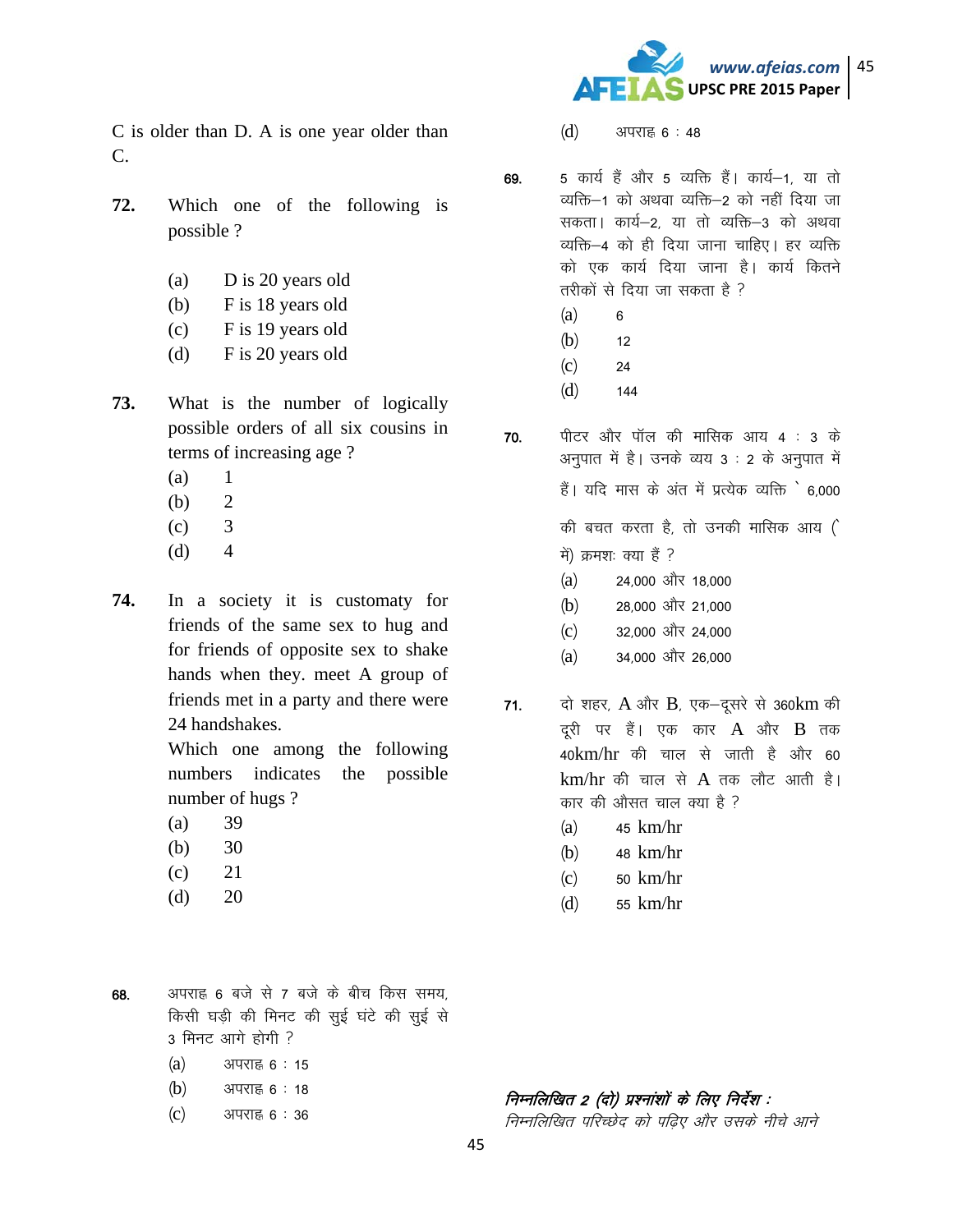C is older than D. A is one year older than C.

**72.** Which one of the following is possible ?

(a) D is 20 years old
(b) F is 18 years old
(c) F is 19 years old
(d) F is 20 years old

**73.** What is the number of logically possible orders of all six cousins in terms of increasing age ?

(a) 1
(b) 2
(c) 3
(d) 4

**74.** In a society it is customaty for friends of the same sex to hug and for friends of opposite sex to shake hands when they. meet A group of friends met in a party and there were 24 handshakes.

Which one among the following numbers indicates the possible number of hugs ?

(a) 39
(b) 30
(c) 21
(d) 20

**68.** अपराह्न 6 बजे से 7 बजे के बीच किस समय, किसी घड़ी की मिनट की सुई घंटे की सुई से 3 मिनट आगे होगी ?

(a) अपराह्न 6 : 15
(b) अपराह्न 6 : 18
(c) अपराह्न 6 : 36
(d) अपराह्न 6 : 48

**69.** 5 कार्य हैं और 5 व्यक्ति हैं। कार्य–1, या तो व्यक्ति–1 को अथवा व्यक्ति–2 को नहीं दिया जा सकता। कार्य–2, या तो व्यक्ति–3 को अथवा व्यक्ति–4 को ही दिया जाना चाहिए। हर व्यक्ति को एक कार्य दिया जाना है। कार्य कितने तरीकों से दिया जा सकता है ?

(a) 6
(b) 12
(c) 24
(d) 144

**70.** पीटर और पॉल की मासिक आय 4 : 3 के अनुपात में है। उनके व्यय 3 : 2 के अनुपात में हैं। यदि मास के अंत में प्रत्येक व्यक्ति ` 6,000 की बचत करता है, तो उनकी मासिक आय (` में) क्रमशः क्या हैं ?

(a) 24,000 और 18,000
(b) 28,000 और 21,000
(c) 32,000 और 24,000
(a) 34,000 और 26,000

**71.** दो शहर, A और B, एक–दूसरे से 360km की दूरी पर हैं। एक कार A और B तक 40km/hr की चाल से जाती है और 60 km/hr की चाल से A तक लौट आती है। कार की औसत चाल क्या है ?

(a) 45 km/hr
(b) 48 km/hr
(c) 50 km/hr
(d) 55 km/hr

***निम्नलिखित 2 (दो) प्रश्नांशों के लिए निर्देश :***

*निम्नलिखित परिच्छेद को पढ़िए और उसके नीचे आने*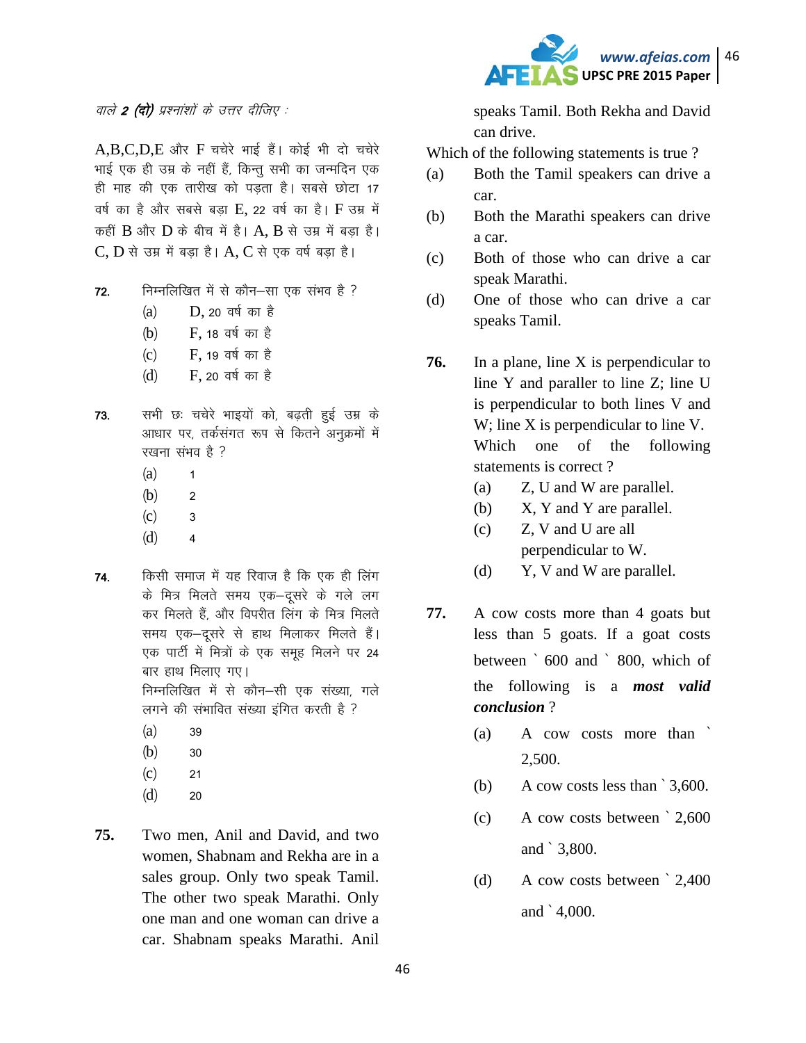*वाले **2 (दो)** प्रश्नांशों के उत्तर दीजिए :*

A,B,C,D,E और F चचेरे भाई हैं। कोई भी दो चचेरे भाई एक ही उम्र के नहीं हैं, किन्तु सभी का जन्मदिन एक ही माह की एक तारीख को पड़ता है। सबसे छोटा 17 वर्ष का है और सबसे बड़ा E, 22 वर्ष का है। F उम्र में कहीं B और D के बीच में है। A, B से उम्र में बड़ा है। C, D से उम्र में बड़ा है। A, C से एक वर्ष बड़ा है।

**72.** निम्नलिखित में से कौन–सा एक संभव है ?

(a) D, 20 वर्ष का है

(b) F, 18 वर्ष का है

(c) F, 19 वर्ष का है

(d) F, 20 वर्ष का है

**73.** सभी छः चचेरे भाइयों को, बढ़ती हुई उम्र के आधार पर, तर्कसंगत रूप से कितने अनुक्रमों में रखना संभव है ?

(a) 1

(b) 2

(c) 3

(d) 4

**74.** किसी समाज में यह रिवाज है कि एक ही लिंग के मित्र मिलते समय एक–दूसरे के गले लग कर मिलते हैं, और विपरीत लिंग के मित्र मिलते समय एक–दूसरे से हाथ मिलाकर मिलते हैं। एक पार्टी में मित्रों के एक समूह मिलने पर 24 बार हाथ मिलाए गए।
निम्नलिखित में से कौन–सी एक संख्या, गले लगने की संभावित संख्या इंगित करती है ?

(a) 39

(b) 30

(c) 21

(d) 20

**75.** Two men, Anil and David, and two women, Shabnam and Rekha are in a sales group. Only two speak Tamil. The other two speak Marathi. Only one man and one woman can drive a car. Shabnam speaks Marathi. Anil speaks Tamil. Both Rekha and David can drive.

Which of the following statements is true ?

(a) Both the Tamil speakers can drive a car.

(b) Both the Marathi speakers can drive a car.

(c) Both of those who can drive a car speak Marathi.

(d) One of those who can drive a car speaks Tamil.

**76.** In a plane, line X is perpendicular to line Y and paraller to line Z; line U is perpendicular to both lines V and W; line X is perpendicular to line V. Which one of the following statements is correct ?

(a) Z, U and W are parallel.

(b) X, Y and Y are parallel.

(c) Z, V and U are all perpendicular to W.

(d) Y, V and W are parallel.

**77.** A cow costs more than 4 goats but less than 5 goats. If a goat costs between ` 600 and ` 800, which of the following is a ***most valid conclusion*** ?

(a) A cow costs more than ` 2,500.

(b) A cow costs less than ` 3,600.

(c) A cow costs between ` 2,600 and ` 3,800.

(d) A cow costs between ` 2,400 and ` 4,000.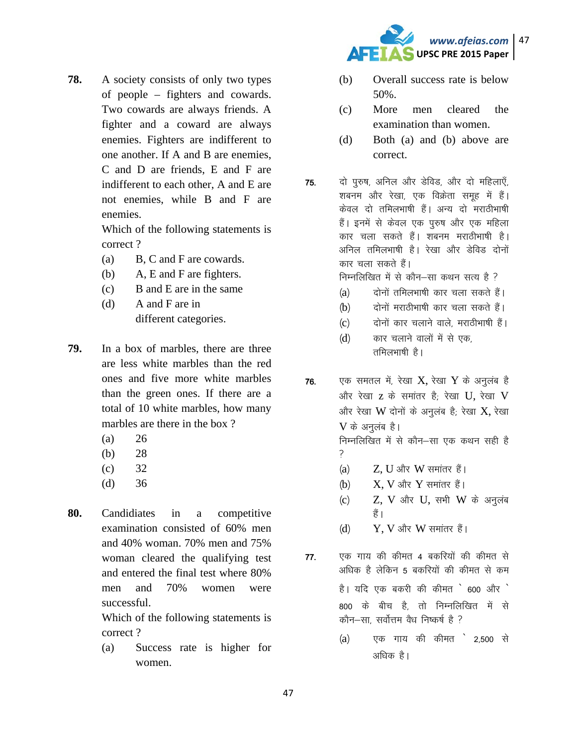**78.** A society consists of only two types of people – fighters and cowards. Two cowards are always friends. A fighter and a coward are always enemies. Fighters are indifferent to one another. If A and B are enemies, C and D are friends, E and F are indifferent to each other, A and E are not enemies, while B and F are enemies.

Which of the following statements is correct ?

- (a) B, C and F are cowards.
- (b) A, E and F are fighters.
- (c) B and E are in the same
- (d) A and F are in different categories.

**79.** In a box of marbles, there are three are less white marbles than the red ones and five more white marbles than the green ones. If there are a total of 10 white marbles, how many marbles are there in the box ?

- (a) 26
- (b) 28
- (c) 32
- (d) 36

**80.** Candidiates in a competitive examination consisted of 60% men and 40% woman. 70% men and 75% woman cleared the qualifying test and entered the final test where 80% men and 70% women were successful.

Which of the following statements is correct ?

- (a) Success rate is higher for women.
- (b) Overall success rate is below 50%.
- (c) More men cleared the examination than women.
- (d) Both (a) and (b) above are correct.

**75.** दो पुरुष, अनिल और डेविड, और दो महिलाएँ, शबनम और रेखा, एक विक्रेता समूह में हैं। केवल दो तमिलभाषी हैं। अन्य दो मराठीभाषी हैं। इनमें से केवल एक पुरुष और एक महिला कार चला सकते हैं। शबनम मराठीभाषी है। अनिल तमिलभाषी है। रेखा और डेविड दोनों कार चला सकते हैं।

निम्नलिखित में से कौन–सा कथन सत्य है ?

- (a) दोनों तमिलभाषी कार चला सकते हैं।
- (b) दोनों मराठीभाषी कार चला सकते हैं।
- (c) दोनों कार चलाने वाले, मराठीभाषी हैं।
- (d) कार चलाने वालों में से एक, तमिलभाषी है।

**76.** एक समतल में, रेखा X, रेखा Y के अनुलंब है और रेखा z के समांतर है; रेखा U, रेखा V और रेखा W दोनों के अनुलंब है; रेखा X, रेखा V के अनुलंब है।

निम्नलिखित में से कौन–सा एक कथन सही है ?

- (a) Z, U और W समांतर हैं।
- (b) X, V और Y समांतर हैं।
- (c) Z, V और U, सभी W के अनुलंब हैं।
- (d) Y, V और W समांतर हैं।

**77.** एक गाय की कीमत 4 बकरियों की कीमत से अधिक है लेकिन 5 बकरियों की कीमत से कम है। यदि एक बकरी की कीमत ` 600 और ` 800 के बीच है, तो निम्नलिखित में से कौन–सा, सर्वोत्तम वैध निष्कर्ष है ?

- (a) एक गाय की कीमत ` 2,500 से अधिक है।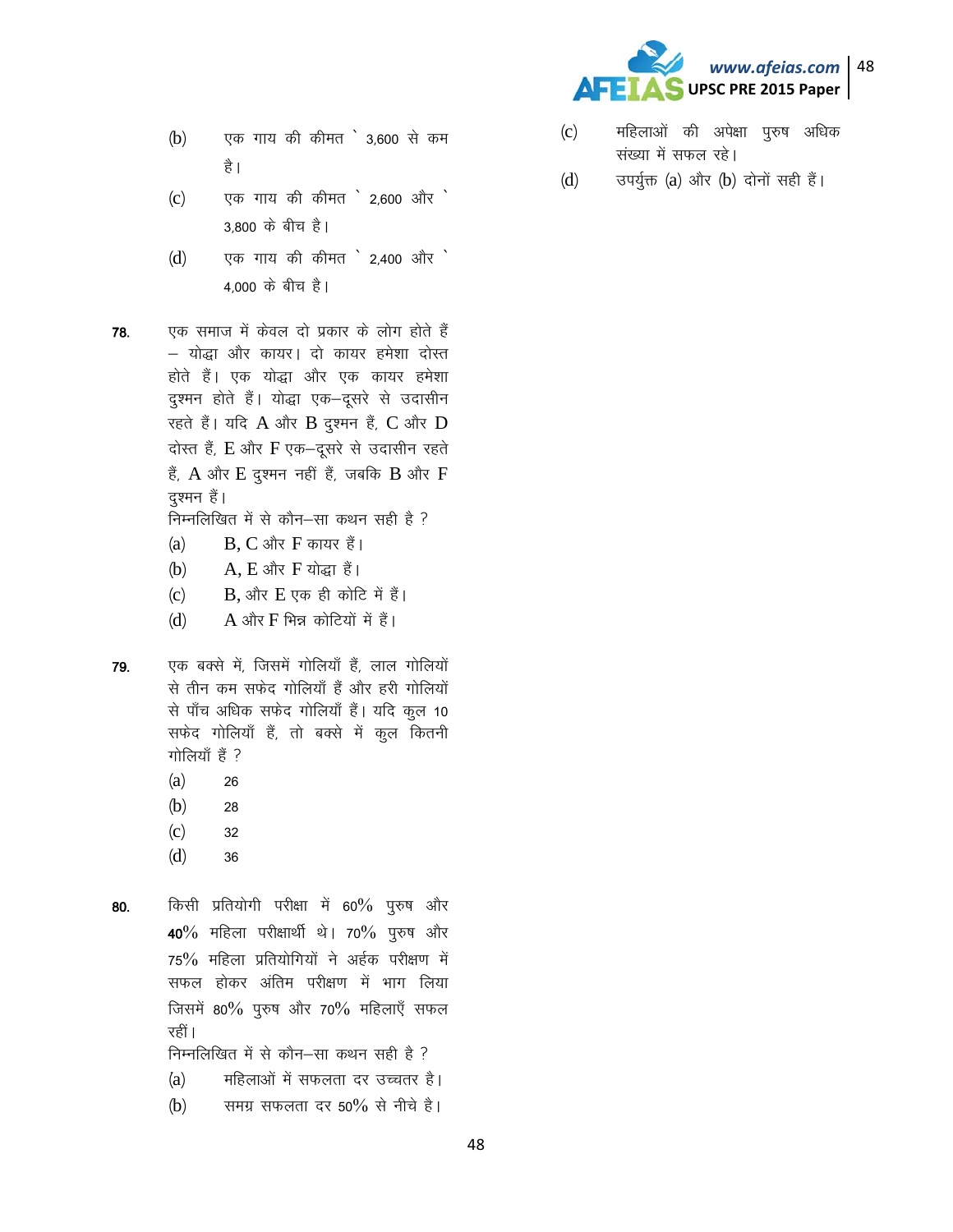(b) एक गाय की कीमत ` 3,600 से कम है।

(c) एक गाय की कीमत ` 2,600 और ` 3,800 के बीच है।

(d) एक गाय की कीमत ` 2,400 और ` 4,000 के बीच है।

**78.** एक समाज में केवल दो प्रकार के लोग होते हैं – योद्धा और कायर। दो कायर हमेशा दोस्त होते हैं। एक योद्धा और एक कायर हमेशा दुश्मन होते हैं। योद्धा एक–दूसरे से उदासीन रहते हैं। यदि A और B दुश्मन हैं, C और D दोस्त हैं, E और F एक–दूसरे से उदासीन रहते हैं, A और E दुश्मन नहीं हैं, जबकि B और F दुश्मन हैं।

निम्नलिखित में से कौन–सा कथन सही है ?

(a) B, C और F कायर हैं।

(b) A, E और F योद्धा हैं।

(c) B, और E एक ही कोटि में हैं।

(d) A और F भिन्न कोटियों में हैं।

**79.** एक बक्से में, जिसमें गोलियाँ हैं, लाल गोलियों से तीन कम सफेद गोलियाँ हैं और हरी गोलियों से पाँच अधिक सफेद गोलियाँ हैं। यदि कुल 10 सफेद गोलियाँ हैं, तो बक्से में कुल कितनी गोलियाँ हैं ?

(a) 26

(b) 28

(c) 32

(d) 36

**80.** किसी प्रतियोगी परीक्षा में 60% पुरुष और 40% महिला परीक्षार्थी थे। 70% पुरुष और 75% महिला प्रतियोगियों ने अर्हक परीक्षण में सफल होकर अंतिम परीक्षण में भाग लिया जिसमें 80% पुरुष और 70% महिलाएँ सफल रहीं।

निम्नलिखित में से कौन–सा कथन सही है ?

(a) महिलाओं में सफलता दर उच्चतर है।

(b) समग्र सफलता दर 50% से नीचे है।

(c) महिलाओं की अपेक्षा पुरुष अधिक संख्या में सफल रहे।

(d) उपर्युक्त (a) और (b) दोनों सही हैं।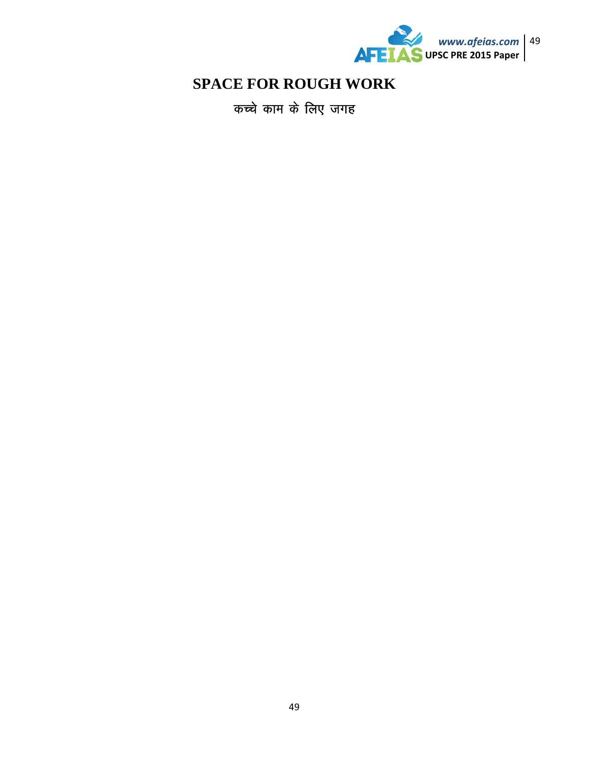# SPACE FOR ROUGH WORK

कच्चे काम के लिए जगह